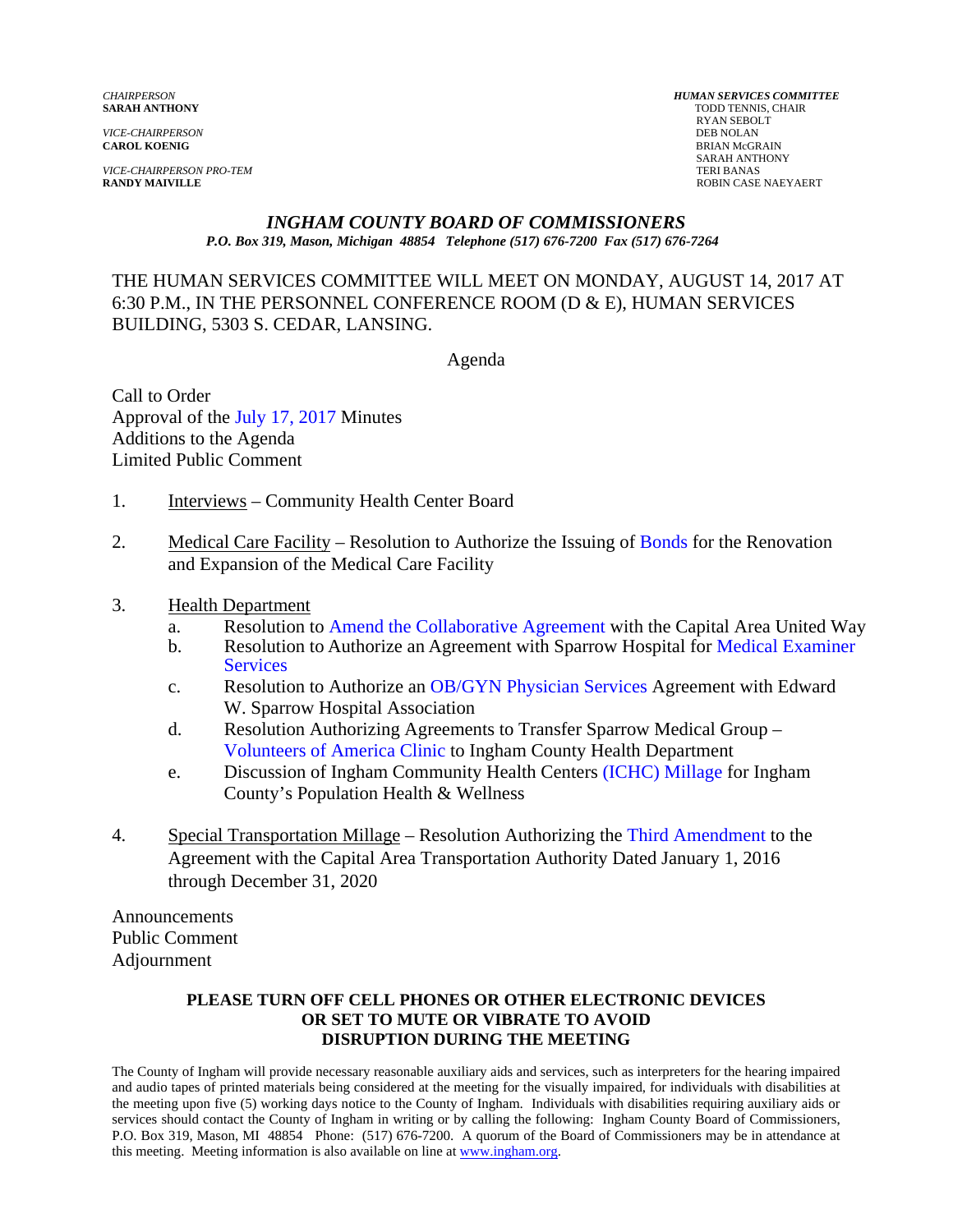*CHAIRPERSON*
**SARAH ANTHONY**

*VICE-CHAIRPERSON*
**CAROL KOENIG**

*VICE-CHAIRPERSON PRO-TEM*
**RANDY MAIVILLE**

***HUMAN SERVICES COMMITTEE***
TODD TENNIS, CHAIR
RYAN SEBOLT
DEB NOLAN
BRIAN McGRAIN
SARAH ANTHONY
TERI BANAS
ROBIN CASE NAEYAERT

# *INGHAM COUNTY BOARD OF COMMISSIONERS*

*P.O. Box 319, Mason, Michigan 48854 Telephone (517) 676-7200 Fax (517) 676-7264*

THE HUMAN SERVICES COMMITTEE WILL MEET ON MONDAY, AUGUST 14, 2017 AT 6:30 P.M., IN THE PERSONNEL CONFERENCE ROOM (D & E), HUMAN SERVICES BUILDING, 5303 S. CEDAR, LANSING.

Agenda

Call to Order
Approval of the July 17, 2017 Minutes
Additions to the Agenda
Limited Public Comment

1. Interviews – Community Health Center Board

2. Medical Care Facility – Resolution to Authorize the Issuing of Bonds for the Renovation and Expansion of the Medical Care Facility

3. Health Department
   a. Resolution to Amend the Collaborative Agreement with the Capital Area United Way
   b. Resolution to Authorize an Agreement with Sparrow Hospital for Medical Examiner Services
   c. Resolution to Authorize an OB/GYN Physician Services Agreement with Edward W. Sparrow Hospital Association
   d. Resolution Authorizing Agreements to Transfer Sparrow Medical Group – Volunteers of America Clinic to Ingham County Health Department
   e. Discussion of Ingham Community Health Centers (ICHC) Millage for Ingham County's Population Health & Wellness

4. Special Transportation Millage – Resolution Authorizing the Third Amendment to the Agreement with the Capital Area Transportation Authority Dated January 1, 2016 through December 31, 2020

Announcements
Public Comment
Adjournment

**PLEASE TURN OFF CELL PHONES OR OTHER ELECTRONIC DEVICES OR SET TO MUTE OR VIBRATE TO AVOID DISRUPTION DURING THE MEETING**

The County of Ingham will provide necessary reasonable auxiliary aids and services, such as interpreters for the hearing impaired and audio tapes of printed materials being considered at the meeting for the visually impaired, for individuals with disabilities at the meeting upon five (5) working days notice to the County of Ingham. Individuals with disabilities requiring auxiliary aids or services should contact the County of Ingham in writing or by calling the following: Ingham County Board of Commissioners, P.O. Box 319, Mason, MI 48854 Phone: (517) 676-7200. A quorum of the Board of Commissioners may be in attendance at this meeting. Meeting information is also available on line at www.ingham.org.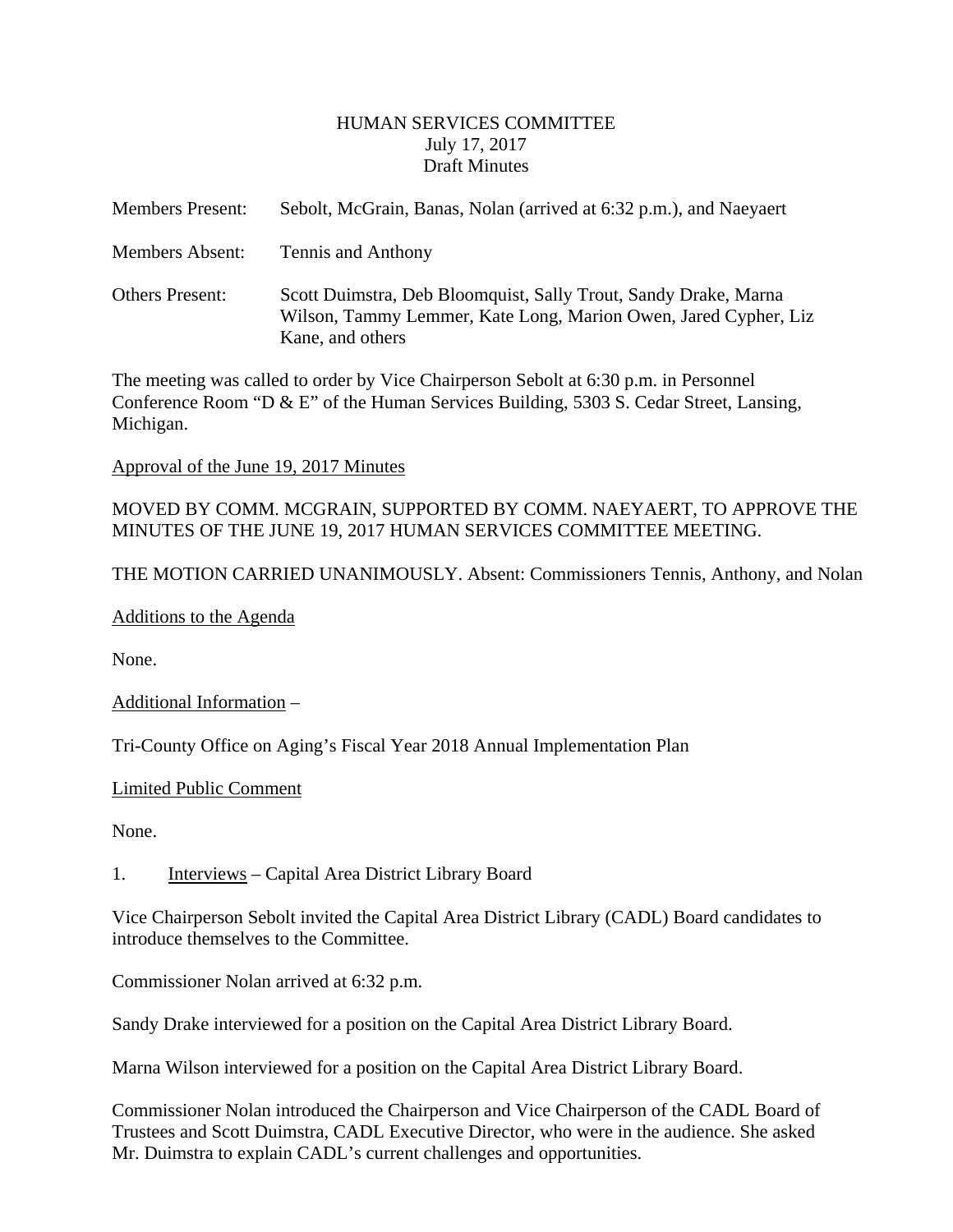HUMAN SERVICES COMMITTEE
July 17, 2017
Draft Minutes

Members Present: Sebolt, McGrain, Banas, Nolan (arrived at 6:32 p.m.), and Naeyaert

Members Absent: Tennis and Anthony

Others Present: Scott Duimstra, Deb Bloomquist, Sally Trout, Sandy Drake, Marna Wilson, Tammy Lemmer, Kate Long, Marion Owen, Jared Cypher, Liz Kane, and others

The meeting was called to order by Vice Chairperson Sebolt at 6:30 p.m. in Personnel Conference Room "D & E" of the Human Services Building, 5303 S. Cedar Street, Lansing, Michigan.

<u>Approval of the June 19, 2017 Minutes</u>

MOVED BY COMM. MCGRAIN, SUPPORTED BY COMM. NAEYAERT, TO APPROVE THE MINUTES OF THE JUNE 19, 2017 HUMAN SERVICES COMMITTEE MEETING.

THE MOTION CARRIED UNANIMOUSLY. Absent: Commissioners Tennis, Anthony, and Nolan

<u>Additions to the Agenda</u>

None.

<u>Additional Information</u> –

Tri-County Office on Aging's Fiscal Year 2018 Annual Implementation Plan

<u>Limited Public Comment</u>

None.

1. <u>Interviews</u> – Capital Area District Library Board

Vice Chairperson Sebolt invited the Capital Area District Library (CADL) Board candidates to introduce themselves to the Committee.

Commissioner Nolan arrived at 6:32 p.m.

Sandy Drake interviewed for a position on the Capital Area District Library Board.

Marna Wilson interviewed for a position on the Capital Area District Library Board.

Commissioner Nolan introduced the Chairperson and Vice Chairperson of the CADL Board of Trustees and Scott Duimstra, CADL Executive Director, who were in the audience. She asked Mr. Duimstra to explain CADL's current challenges and opportunities.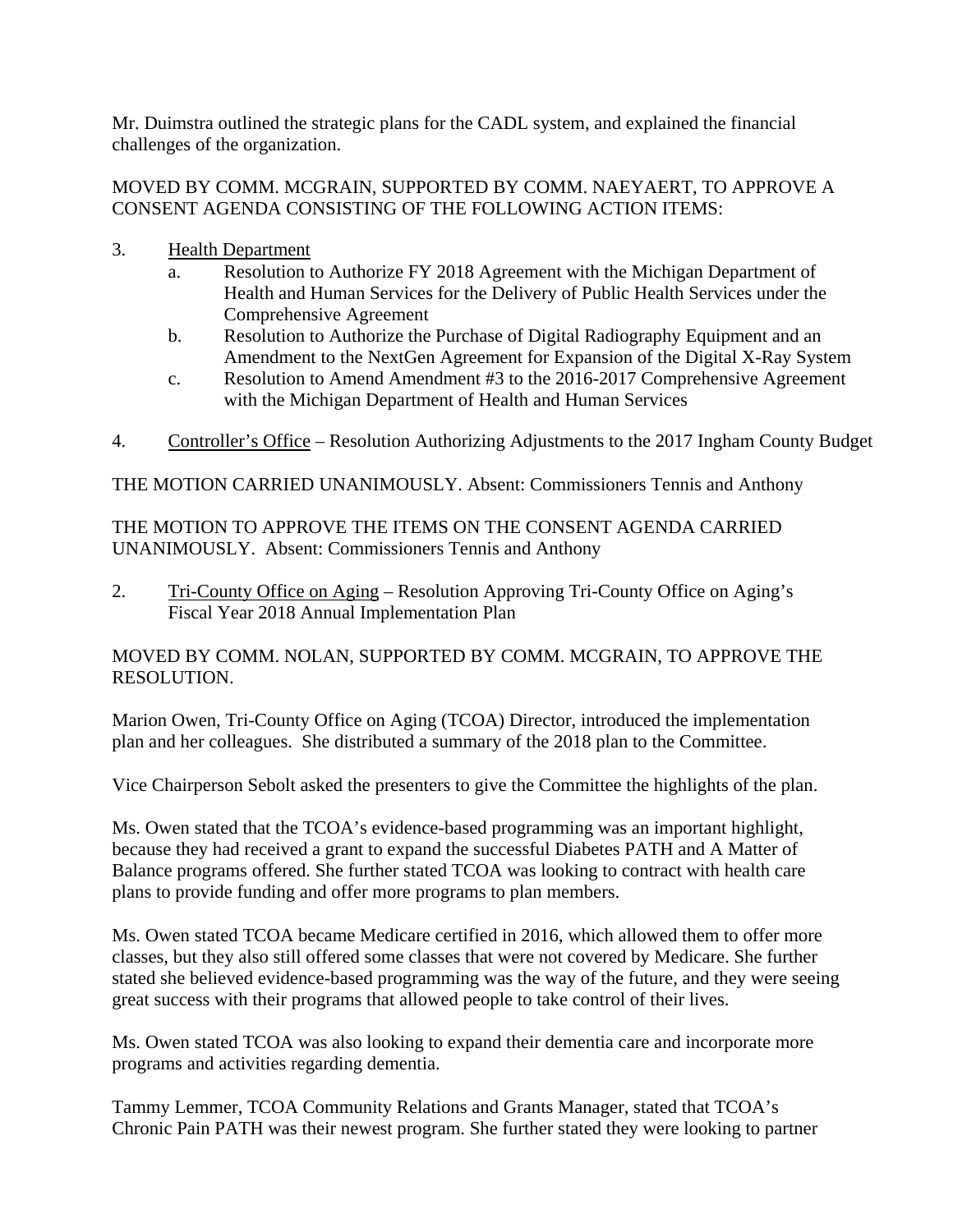Mr. Duimstra outlined the strategic plans for the CADL system, and explained the financial challenges of the organization.

MOVED BY COMM. MCGRAIN, SUPPORTED BY COMM. NAEYAERT, TO APPROVE A CONSENT AGENDA CONSISTING OF THE FOLLOWING ACTION ITEMS:

3. <u>Health Department</u>
   a. Resolution to Authorize FY 2018 Agreement with the Michigan Department of Health and Human Services for the Delivery of Public Health Services under the Comprehensive Agreement
   b. Resolution to Authorize the Purchase of Digital Radiography Equipment and an Amendment to the NextGen Agreement for Expansion of the Digital X-Ray System
   c. Resolution to Amend Amendment #3 to the 2016-2017 Comprehensive Agreement with the Michigan Department of Health and Human Services

4. <u>Controller's Office</u> – Resolution Authorizing Adjustments to the 2017 Ingham County Budget

THE MOTION CARRIED UNANIMOUSLY. Absent: Commissioners Tennis and Anthony

THE MOTION TO APPROVE THE ITEMS ON THE CONSENT AGENDA CARRIED UNANIMOUSLY. Absent: Commissioners Tennis and Anthony

2. <u>Tri-County Office on Aging</u> – Resolution Approving Tri-County Office on Aging's Fiscal Year 2018 Annual Implementation Plan

MOVED BY COMM. NOLAN, SUPPORTED BY COMM. MCGRAIN, TO APPROVE THE RESOLUTION.

Marion Owen, Tri-County Office on Aging (TCOA) Director, introduced the implementation plan and her colleagues. She distributed a summary of the 2018 plan to the Committee.

Vice Chairperson Sebolt asked the presenters to give the Committee the highlights of the plan.

Ms. Owen stated that the TCOA's evidence-based programming was an important highlight, because they had received a grant to expand the successful Diabetes PATH and A Matter of Balance programs offered. She further stated TCOA was looking to contract with health care plans to provide funding and offer more programs to plan members.

Ms. Owen stated TCOA became Medicare certified in 2016, which allowed them to offer more classes, but they also still offered some classes that were not covered by Medicare. She further stated she believed evidence-based programming was the way of the future, and they were seeing great success with their programs that allowed people to take control of their lives.

Ms. Owen stated TCOA was also looking to expand their dementia care and incorporate more programs and activities regarding dementia.

Tammy Lemmer, TCOA Community Relations and Grants Manager, stated that TCOA's Chronic Pain PATH was their newest program. She further stated they were looking to partner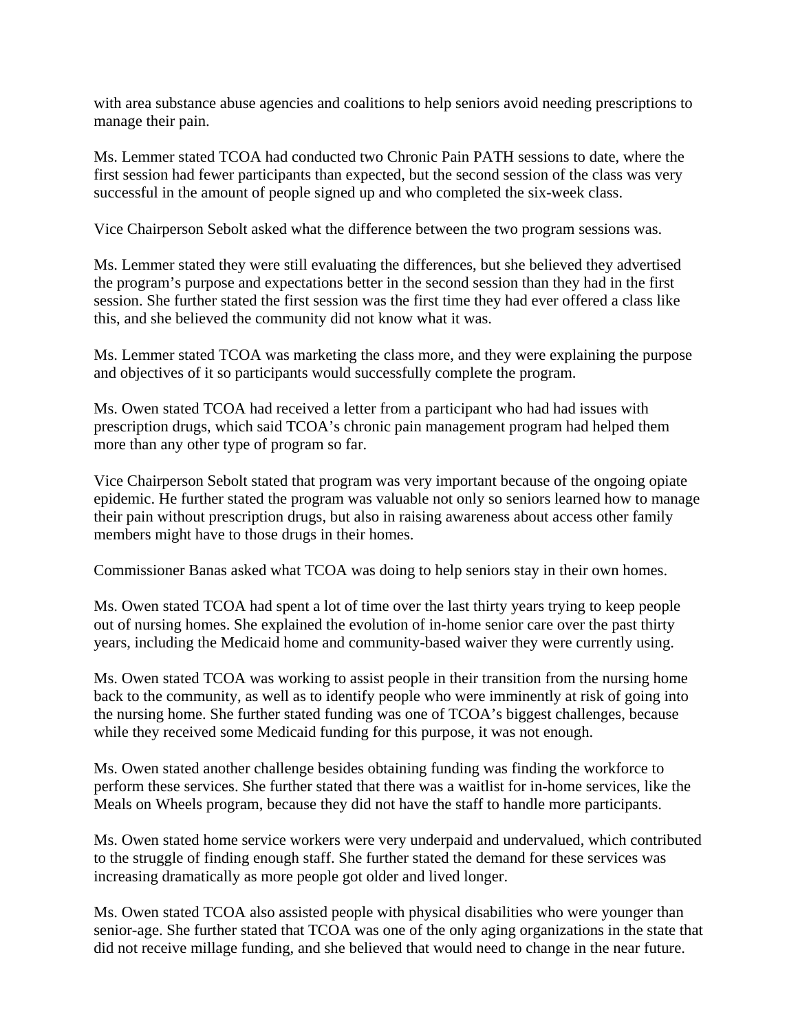with area substance abuse agencies and coalitions to help seniors avoid needing prescriptions to manage their pain.

Ms. Lemmer stated TCOA had conducted two Chronic Pain PATH sessions to date, where the first session had fewer participants than expected, but the second session of the class was very successful in the amount of people signed up and who completed the six-week class.

Vice Chairperson Sebolt asked what the difference between the two program sessions was.

Ms. Lemmer stated they were still evaluating the differences, but she believed they advertised the program's purpose and expectations better in the second session than they had in the first session. She further stated the first session was the first time they had ever offered a class like this, and she believed the community did not know what it was.

Ms. Lemmer stated TCOA was marketing the class more, and they were explaining the purpose and objectives of it so participants would successfully complete the program.

Ms. Owen stated TCOA had received a letter from a participant who had had issues with prescription drugs, which said TCOA's chronic pain management program had helped them more than any other type of program so far.

Vice Chairperson Sebolt stated that program was very important because of the ongoing opiate epidemic. He further stated the program was valuable not only so seniors learned how to manage their pain without prescription drugs, but also in raising awareness about access other family members might have to those drugs in their homes.

Commissioner Banas asked what TCOA was doing to help seniors stay in their own homes.

Ms. Owen stated TCOA had spent a lot of time over the last thirty years trying to keep people out of nursing homes. She explained the evolution of in-home senior care over the past thirty years, including the Medicaid home and community-based waiver they were currently using.

Ms. Owen stated TCOA was working to assist people in their transition from the nursing home back to the community, as well as to identify people who were imminently at risk of going into the nursing home. She further stated funding was one of TCOA's biggest challenges, because while they received some Medicaid funding for this purpose, it was not enough.

Ms. Owen stated another challenge besides obtaining funding was finding the workforce to perform these services. She further stated that there was a waitlist for in-home services, like the Meals on Wheels program, because they did not have the staff to handle more participants.

Ms. Owen stated home service workers were very underpaid and undervalued, which contributed to the struggle of finding enough staff. She further stated the demand for these services was increasing dramatically as more people got older and lived longer.

Ms. Owen stated TCOA also assisted people with physical disabilities who were younger than senior-age. She further stated that TCOA was one of the only aging organizations in the state that did not receive millage funding, and she believed that would need to change in the near future.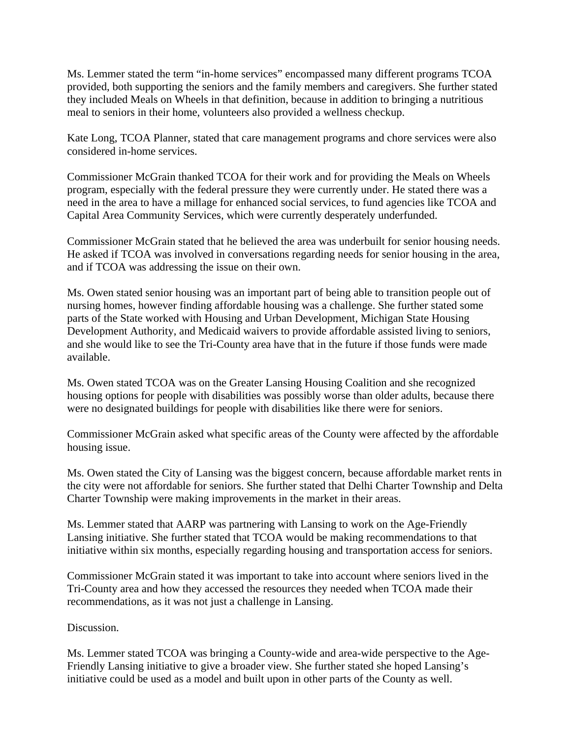Ms. Lemmer stated the term “in-home services” encompassed many different programs TCOA provided, both supporting the seniors and the family members and caregivers. She further stated they included Meals on Wheels in that definition, because in addition to bringing a nutritious meal to seniors in their home, volunteers also provided a wellness checkup.

Kate Long, TCOA Planner, stated that care management programs and chore services were also considered in-home services.

Commissioner McGrain thanked TCOA for their work and for providing the Meals on Wheels program, especially with the federal pressure they were currently under. He stated there was a need in the area to have a millage for enhanced social services, to fund agencies like TCOA and Capital Area Community Services, which were currently desperately underfunded.

Commissioner McGrain stated that he believed the area was underbuilt for senior housing needs. He asked if TCOA was involved in conversations regarding needs for senior housing in the area, and if TCOA was addressing the issue on their own.

Ms. Owen stated senior housing was an important part of being able to transition people out of nursing homes, however finding affordable housing was a challenge. She further stated some parts of the State worked with Housing and Urban Development, Michigan State Housing Development Authority, and Medicaid waivers to provide affordable assisted living to seniors, and she would like to see the Tri-County area have that in the future if those funds were made available.

Ms. Owen stated TCOA was on the Greater Lansing Housing Coalition and she recognized housing options for people with disabilities was possibly worse than older adults, because there were no designated buildings for people with disabilities like there were for seniors.

Commissioner McGrain asked what specific areas of the County were affected by the affordable housing issue.

Ms. Owen stated the City of Lansing was the biggest concern, because affordable market rents in the city were not affordable for seniors. She further stated that Delhi Charter Township and Delta Charter Township were making improvements in the market in their areas.

Ms. Lemmer stated that AARP was partnering with Lansing to work on the Age-Friendly Lansing initiative. She further stated that TCOA would be making recommendations to that initiative within six months, especially regarding housing and transportation access for seniors.

Commissioner McGrain stated it was important to take into account where seniors lived in the Tri-County area and how they accessed the resources they needed when TCOA made their recommendations, as it was not just a challenge in Lansing.

Discussion.

Ms. Lemmer stated TCOA was bringing a County-wide and area-wide perspective to the Age-Friendly Lansing initiative to give a broader view. She further stated she hoped Lansing’s initiative could be used as a model and built upon in other parts of the County as well.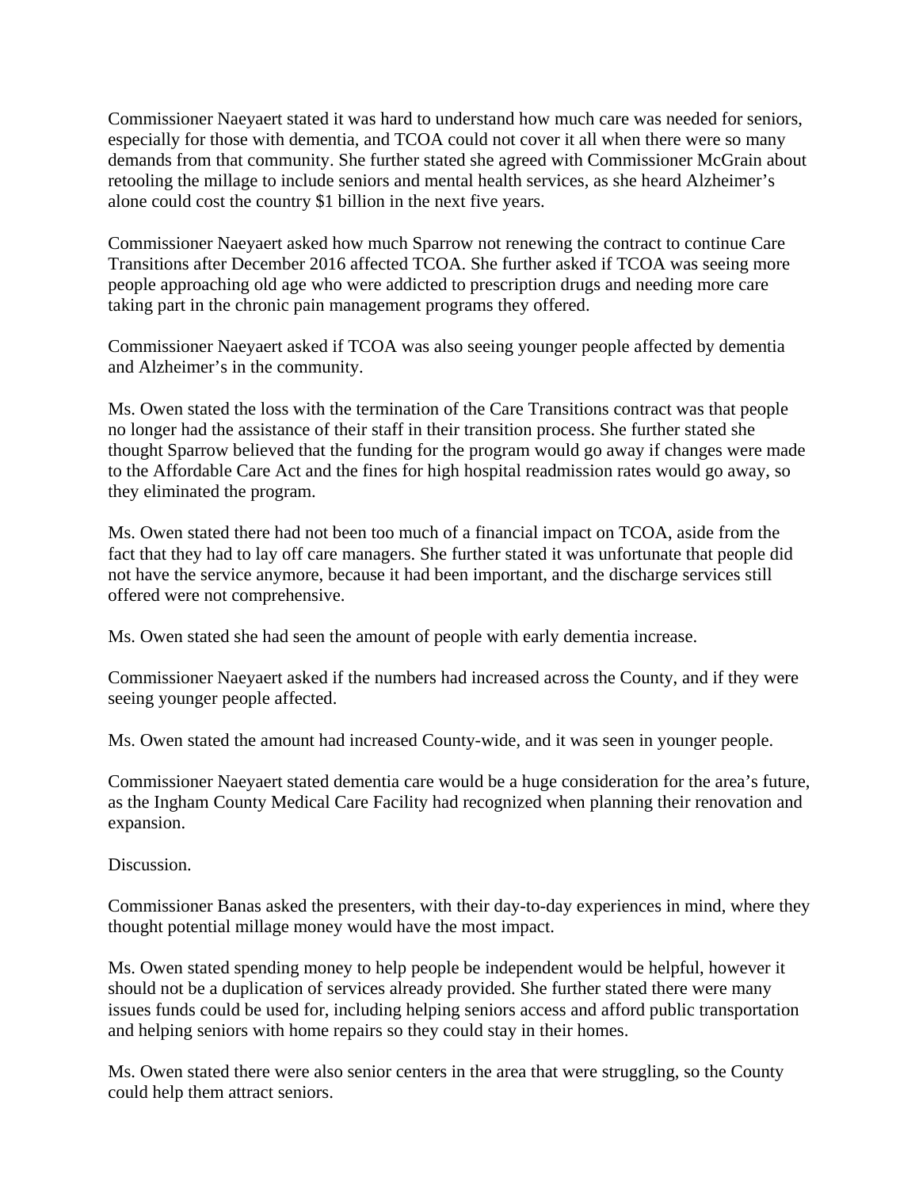Commissioner Naeyaert stated it was hard to understand how much care was needed for seniors, especially for those with dementia, and TCOA could not cover it all when there were so many demands from that community. She further stated she agreed with Commissioner McGrain about retooling the millage to include seniors and mental health services, as she heard Alzheimer's alone could cost the country $1 billion in the next five years.

Commissioner Naeyaert asked how much Sparrow not renewing the contract to continue Care Transitions after December 2016 affected TCOA. She further asked if TCOA was seeing more people approaching old age who were addicted to prescription drugs and needing more care taking part in the chronic pain management programs they offered.

Commissioner Naeyaert asked if TCOA was also seeing younger people affected by dementia and Alzheimer's in the community.

Ms. Owen stated the loss with the termination of the Care Transitions contract was that people no longer had the assistance of their staff in their transition process. She further stated she thought Sparrow believed that the funding for the program would go away if changes were made to the Affordable Care Act and the fines for high hospital readmission rates would go away, so they eliminated the program.

Ms. Owen stated there had not been too much of a financial impact on TCOA, aside from the fact that they had to lay off care managers. She further stated it was unfortunate that people did not have the service anymore, because it had been important, and the discharge services still offered were not comprehensive.

Ms. Owen stated she had seen the amount of people with early dementia increase.

Commissioner Naeyaert asked if the numbers had increased across the County, and if they were seeing younger people affected.

Ms. Owen stated the amount had increased County-wide, and it was seen in younger people.

Commissioner Naeyaert stated dementia care would be a huge consideration for the area's future, as the Ingham County Medical Care Facility had recognized when planning their renovation and expansion.

Discussion.

Commissioner Banas asked the presenters, with their day-to-day experiences in mind, where they thought potential millage money would have the most impact.

Ms. Owen stated spending money to help people be independent would be helpful, however it should not be a duplication of services already provided. She further stated there were many issues funds could be used for, including helping seniors access and afford public transportation and helping seniors with home repairs so they could stay in their homes.

Ms. Owen stated there were also senior centers in the area that were struggling, so the County could help them attract seniors.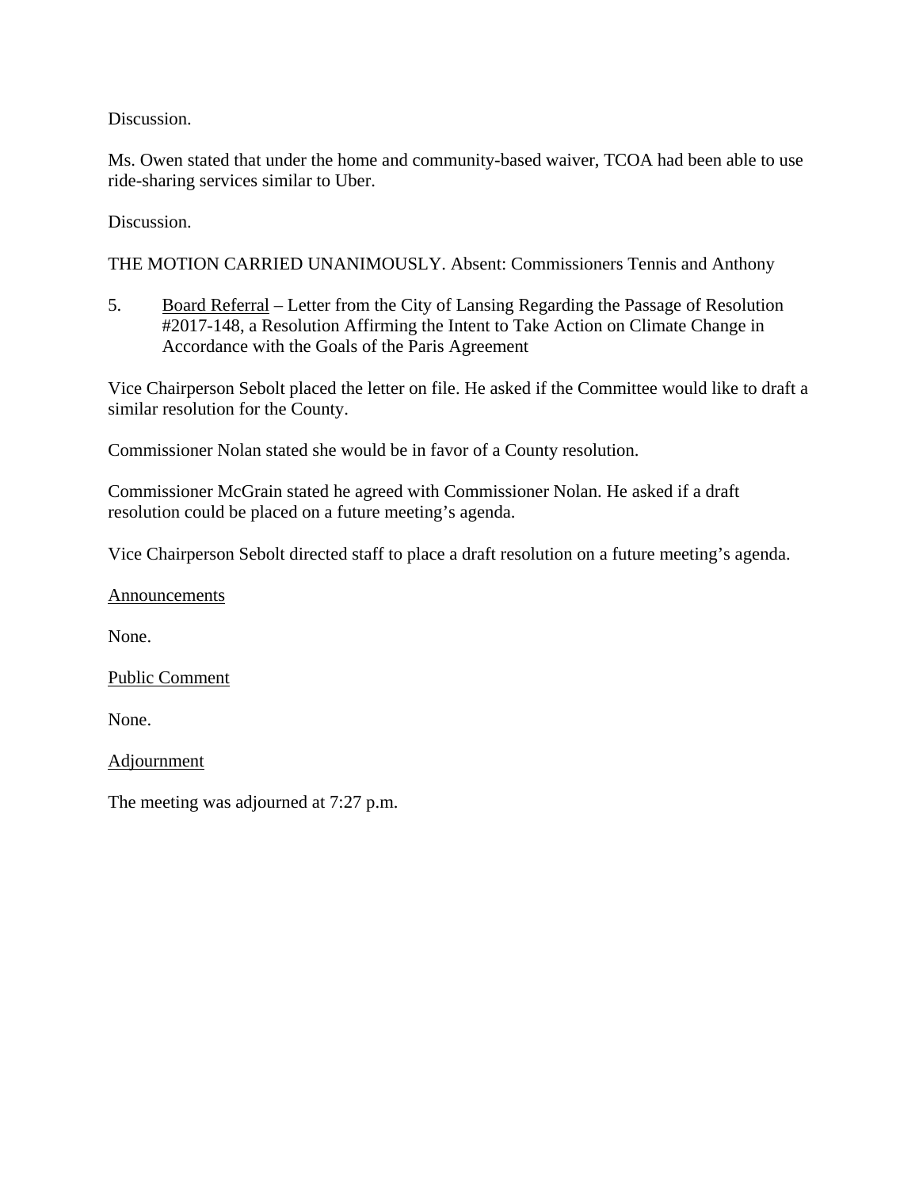Discussion.

Ms. Owen stated that under the home and community-based waiver, TCOA had been able to use ride-sharing services similar to Uber.

Discussion.

THE MOTION CARRIED UNANIMOUSLY. Absent: Commissioners Tennis and Anthony

5. <u>Board Referral</u> – Letter from the City of Lansing Regarding the Passage of Resolution #2017-148, a Resolution Affirming the Intent to Take Action on Climate Change in Accordance with the Goals of the Paris Agreement

Vice Chairperson Sebolt placed the letter on file. He asked if the Committee would like to draft a similar resolution for the County.

Commissioner Nolan stated she would be in favor of a County resolution.

Commissioner McGrain stated he agreed with Commissioner Nolan. He asked if a draft resolution could be placed on a future meeting's agenda.

Vice Chairperson Sebolt directed staff to place a draft resolution on a future meeting's agenda.

<u>Announcements</u>

None.

<u>Public Comment</u>

None.

<u>Adjournment</u>

The meeting was adjourned at 7:27 p.m.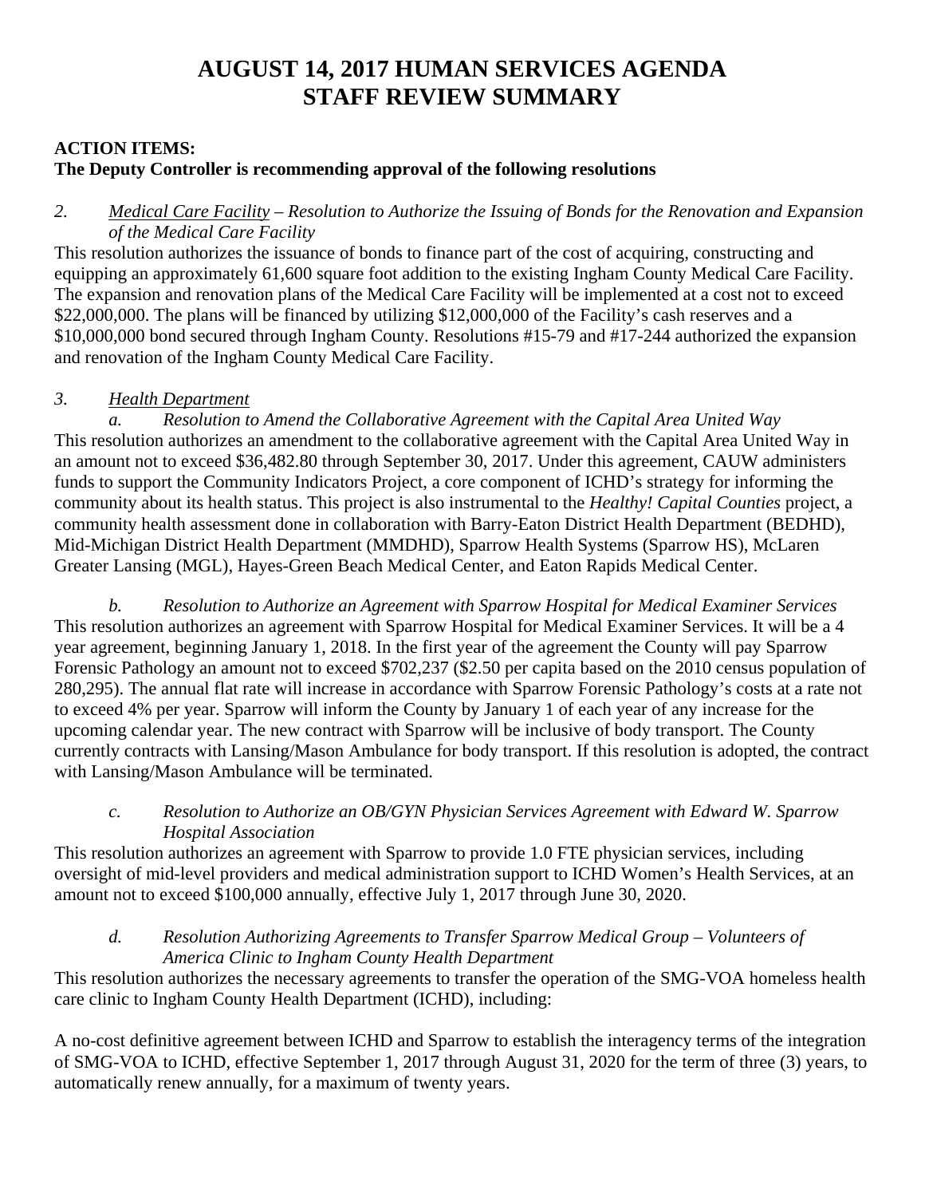# AUGUST 14, 2017 HUMAN SERVICES AGENDA
# STAFF REVIEW SUMMARY

**ACTION ITEMS:**
**The Deputy Controller is recommending approval of the following resolutions**

*2.* *<u>Medical Care Facility</u> – Resolution to Authorize the Issuing of Bonds for the Renovation and Expansion of the Medical Care Facility*

This resolution authorizes the issuance of bonds to finance part of the cost of acquiring, constructing and equipping an approximately 61,600 square foot addition to the existing Ingham County Medical Care Facility. The expansion and renovation plans of the Medical Care Facility will be implemented at a cost not to exceed $22,000,000. The plans will be financed by utilizing $12,000,000 of the Facility's cash reserves and a $10,000,000 bond secured through Ingham County. Resolutions #15-79 and #17-244 authorized the expansion and renovation of the Ingham County Medical Care Facility.

*3.* *<u>Health Department</u>*

*a.* *Resolution to Amend the Collaborative Agreement with the Capital Area United Way*

This resolution authorizes an amendment to the collaborative agreement with the Capital Area United Way in an amount not to exceed $36,482.80 through September 30, 2017. Under this agreement, CAUW administers funds to support the Community Indicators Project, a core component of ICHD's strategy for informing the community about its health status. This project is also instrumental to the *Healthy! Capital Counties* project, a community health assessment done in collaboration with Barry-Eaton District Health Department (BEDHD), Mid-Michigan District Health Department (MMDHD), Sparrow Health Systems (Sparrow HS), McLaren Greater Lansing (MGL), Hayes-Green Beach Medical Center, and Eaton Rapids Medical Center.

*b.* *Resolution to Authorize an Agreement with Sparrow Hospital for Medical Examiner Services*

This resolution authorizes an agreement with Sparrow Hospital for Medical Examiner Services. It will be a 4 year agreement, beginning January 1, 2018. In the first year of the agreement the County will pay Sparrow Forensic Pathology an amount not to exceed $702,237 ($2.50 per capita based on the 2010 census population of 280,295). The annual flat rate will increase in accordance with Sparrow Forensic Pathology's costs at a rate not to exceed 4% per year. Sparrow will inform the County by January 1 of each year of any increase for the upcoming calendar year. The new contract with Sparrow will be inclusive of body transport. The County currently contracts with Lansing/Mason Ambulance for body transport. If this resolution is adopted, the contract with Lansing/Mason Ambulance will be terminated.

*c.* *Resolution to Authorize an OB/GYN Physician Services Agreement with Edward W. Sparrow Hospital Association*

This resolution authorizes an agreement with Sparrow to provide 1.0 FTE physician services, including oversight of mid-level providers and medical administration support to ICHD Women's Health Services, at an amount not to exceed $100,000 annually, effective July 1, 2017 through June 30, 2020.

*d.* *Resolution Authorizing Agreements to Transfer Sparrow Medical Group – Volunteers of America Clinic to Ingham County Health Department*

This resolution authorizes the necessary agreements to transfer the operation of the SMG-VOA homeless health care clinic to Ingham County Health Department (ICHD), including:

A no-cost definitive agreement between ICHD and Sparrow to establish the interagency terms of the integration of SMG-VOA to ICHD, effective September 1, 2017 through August 31, 2020 for the term of three (3) years, to automatically renew annually, for a maximum of twenty years.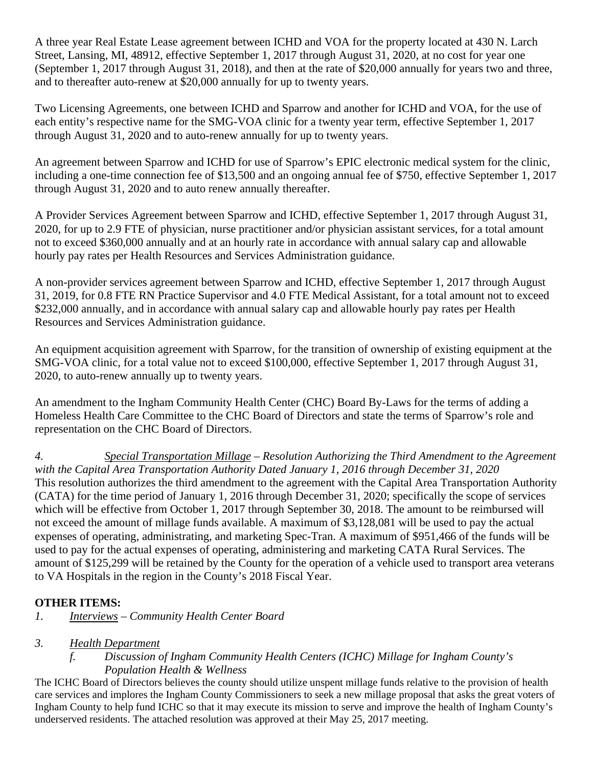A three year Real Estate Lease agreement between ICHD and VOA for the property located at 430 N. Larch Street, Lansing, MI, 48912, effective September 1, 2017 through August 31, 2020, at no cost for year one (September 1, 2017 through August 31, 2018), and then at the rate of $20,000 annually for years two and three, and to thereafter auto-renew at $20,000 annually for up to twenty years.

Two Licensing Agreements, one between ICHD and Sparrow and another for ICHD and VOA, for the use of each entity's respective name for the SMG-VOA clinic for a twenty year term, effective September 1, 2017 through August 31, 2020 and to auto-renew annually for up to twenty years.

An agreement between Sparrow and ICHD for use of Sparrow's EPIC electronic medical system for the clinic, including a one-time connection fee of $13,500 and an ongoing annual fee of $750, effective September 1, 2017 through August 31, 2020 and to auto renew annually thereafter.

A Provider Services Agreement between Sparrow and ICHD, effective September 1, 2017 through August 31, 2020, for up to 2.9 FTE of physician, nurse practitioner and/or physician assistant services, for a total amount not to exceed $360,000 annually and at an hourly rate in accordance with annual salary cap and allowable hourly pay rates per Health Resources and Services Administration guidance.

A non-provider services agreement between Sparrow and ICHD, effective September 1, 2017 through August 31, 2019, for 0.8 FTE RN Practice Supervisor and 4.0 FTE Medical Assistant, for a total amount not to exceed $232,000 annually, and in accordance with annual salary cap and allowable hourly pay rates per Health Resources and Services Administration guidance.

An equipment acquisition agreement with Sparrow, for the transition of ownership of existing equipment at the SMG-VOA clinic, for a total value not to exceed $100,000, effective September 1, 2017 through August 31, 2020, to auto-renew annually up to twenty years.

An amendment to the Ingham Community Health Center (CHC) Board By-Laws for the terms of adding a Homeless Health Care Committee to the CHC Board of Directors and state the terms of Sparrow's role and representation on the CHC Board of Directors.

*4. Special Transportation Millage – Resolution Authorizing the Third Amendment to the Agreement with the Capital Area Transportation Authority Dated January 1, 2016 through December 31, 2020*

This resolution authorizes the third amendment to the agreement with the Capital Area Transportation Authority (CATA) for the time period of January 1, 2016 through December 31, 2020; specifically the scope of services which will be effective from October 1, 2017 through September 30, 2018. The amount to be reimbursed will not exceed the amount of millage funds available. A maximum of $3,128,081 will be used to pay the actual expenses of operating, administrating, and marketing Spec-Tran. A maximum of $951,466 of the funds will be used to pay for the actual expenses of operating, administering and marketing CATA Rural Services. The amount of $125,299 will be retained by the County for the operation of a vehicle used to transport area veterans to VA Hospitals in the region in the County's 2018 Fiscal Year.

**OTHER ITEMS:**

*1. Interviews – Community Health Center Board*

*3. Health Department*

*f. Discussion of Ingham Community Health Centers (ICHC) Millage for Ingham County's Population Health & Wellness*

The ICHC Board of Directors believes the county should utilize unspent millage funds relative to the provision of health care services and implores the Ingham County Commissioners to seek a new millage proposal that asks the great voters of Ingham County to help fund ICHC so that it may execute its mission to serve and improve the health of Ingham County's underserved residents. The attached resolution was approved at their May 25, 2017 meeting.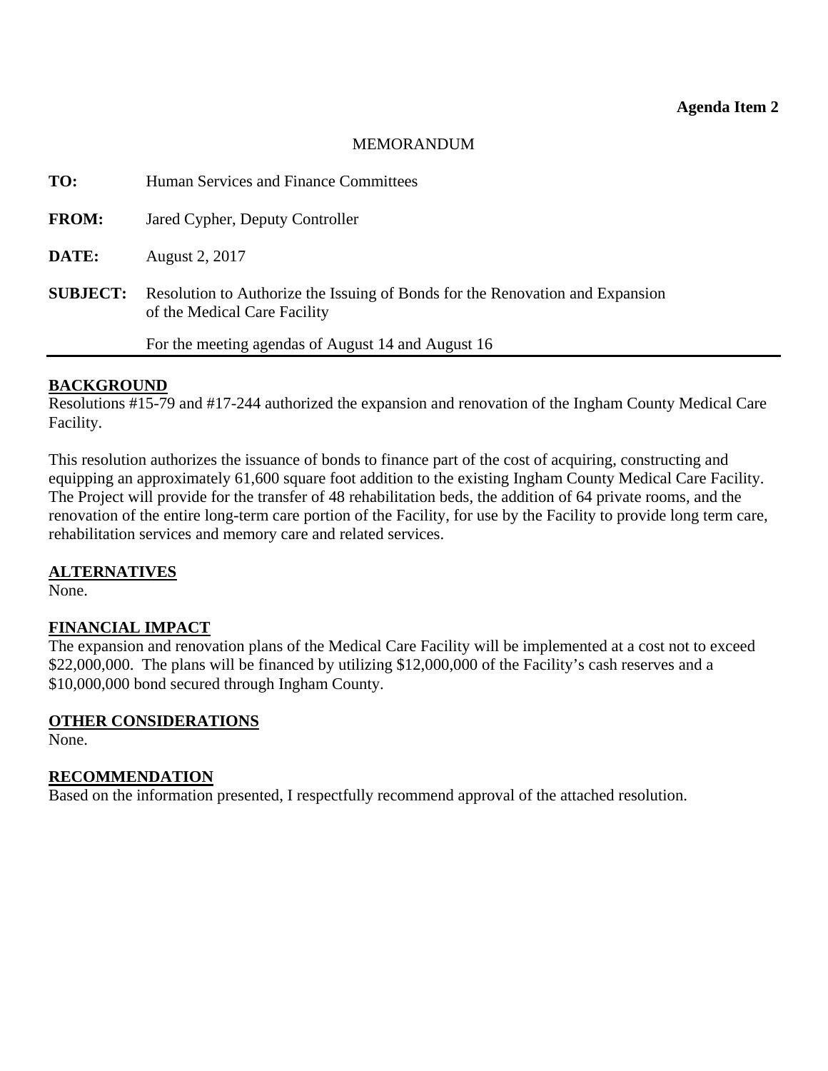**Agenda Item 2**

MEMORANDUM

**TO:** Human Services and Finance Committees

**FROM:** Jared Cypher, Deputy Controller

**DATE:** August 2, 2017

**SUBJECT:** Resolution to Authorize the Issuing of Bonds for the Renovation and Expansion of the Medical Care Facility

For the meeting agendas of August 14 and August 16

---

## BACKGROUND

Resolutions #15-79 and #17-244 authorized the expansion and renovation of the Ingham County Medical Care Facility.

This resolution authorizes the issuance of bonds to finance part of the cost of acquiring, constructing and equipping an approximately 61,600 square foot addition to the existing Ingham County Medical Care Facility. The Project will provide for the transfer of 48 rehabilitation beds, the addition of 64 private rooms, and the renovation of the entire long-term care portion of the Facility, for use by the Facility to provide long term care, rehabilitation services and memory care and related services.

## ALTERNATIVES

None.

## FINANCIAL IMPACT

The expansion and renovation plans of the Medical Care Facility will be implemented at a cost not to exceed $22,000,000. The plans will be financed by utilizing $12,000,000 of the Facility's cash reserves and a $10,000,000 bond secured through Ingham County.

## OTHER CONSIDERATIONS

None.

## RECOMMENDATION

Based on the information presented, I respectfully recommend approval of the attached resolution.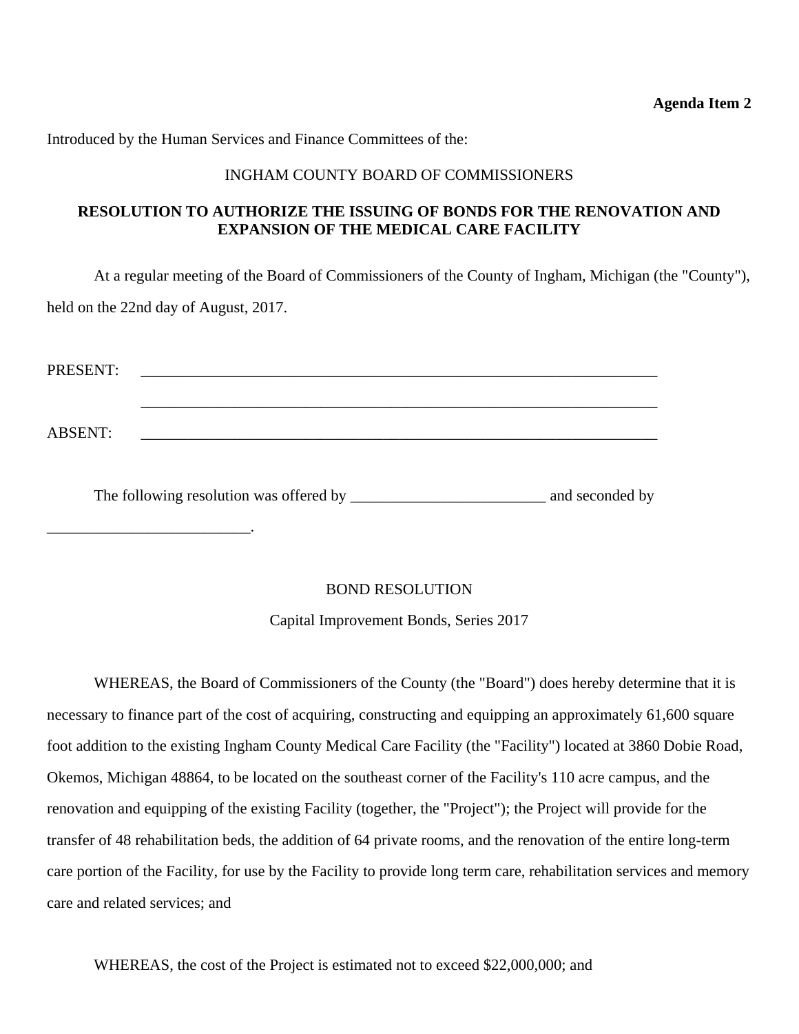**Agenda Item 2**

Introduced by the Human Services and Finance Committees of the:

INGHAM COUNTY BOARD OF COMMISSIONERS

**RESOLUTION TO AUTHORIZE THE ISSUING OF BONDS FOR THE RENOVATION AND EXPANSION OF THE MEDICAL CARE FACILITY**

At a regular meeting of the Board of Commissioners of the County of Ingham, Michigan (the "County"), held on the 22nd day of August, 2017.

PRESENT: ______________________________________________________________________

______________________________________________________________________

ABSENT: ______________________________________________________________________

The following resolution was offered by _________________________ and seconded by __________________________.

BOND RESOLUTION

Capital Improvement Bonds, Series 2017

WHEREAS, the Board of Commissioners of the County (the "Board") does hereby determine that it is necessary to finance part of the cost of acquiring, constructing and equipping an approximately 61,600 square foot addition to the existing Ingham County Medical Care Facility (the "Facility") located at 3860 Dobie Road, Okemos, Michigan 48864, to be located on the southeast corner of the Facility's 110 acre campus, and the renovation and equipping of the existing Facility (together, the "Project"); the Project will provide for the transfer of 48 rehabilitation beds, the addition of 64 private rooms, and the renovation of the entire long-term care portion of the Facility, for use by the Facility to provide long term care, rehabilitation services and memory care and related services; and

WHEREAS, the cost of the Project is estimated not to exceed $22,000,000; and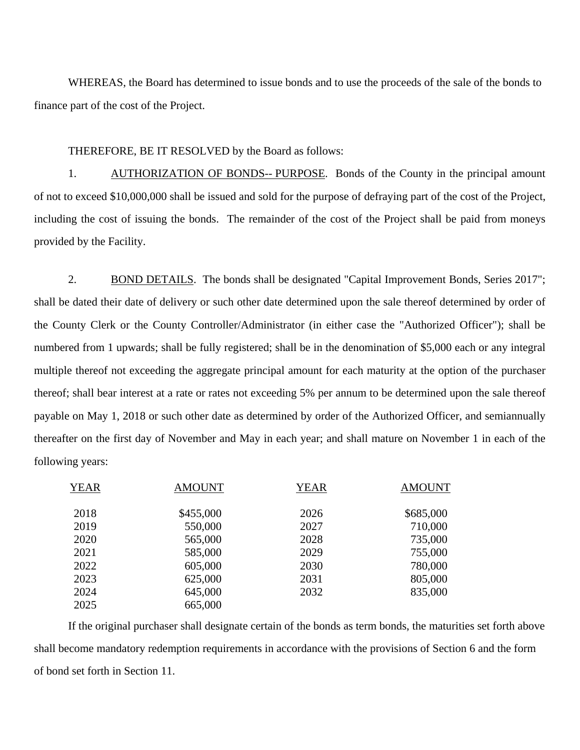WHEREAS, the Board has determined to issue bonds and to use the proceeds of the sale of the bonds to finance part of the cost of the Project.

THEREFORE, BE IT RESOLVED by the Board as follows:

1. AUTHORIZATION OF BONDS-- PURPOSE. Bonds of the County in the principal amount of not to exceed $10,000,000 shall be issued and sold for the purpose of defraying part of the cost of the Project, including the cost of issuing the bonds. The remainder of the cost of the Project shall be paid from moneys provided by the Facility.

2. BOND DETAILS. The bonds shall be designated "Capital Improvement Bonds, Series 2017"; shall be dated their date of delivery or such other date determined upon the sale thereof determined by order of the County Clerk or the County Controller/Administrator (in either case the "Authorized Officer"); shall be numbered from 1 upwards; shall be fully registered; shall be in the denomination of $5,000 each or any integral multiple thereof not exceeding the aggregate principal amount for each maturity at the option of the purchaser thereof; shall bear interest at a rate or rates not exceeding 5% per annum to be determined upon the sale thereof payable on May 1, 2018 or such other date as determined by order of the Authorized Officer, and semiannually thereafter on the first day of November and May in each year; and shall mature on November 1 in each of the following years:

| YEAR | AMOUNT | YEAR | AMOUNT |
|---|---|---|---|
| 2018 | $455,000 | 2026 | $685,000 |
| 2019 | 550,000 | 2027 | 710,000 |
| 2020 | 565,000 | 2028 | 735,000 |
| 2021 | 585,000 | 2029 | 755,000 |
| 2022 | 605,000 | 2030 | 780,000 |
| 2023 | 625,000 | 2031 | 805,000 |
| 2024 | 645,000 | 2032 | 835,000 |
| 2025 | 665,000 | | |

If the original purchaser shall designate certain of the bonds as term bonds, the maturities set forth above shall become mandatory redemption requirements in accordance with the provisions of Section 6 and the form of bond set forth in Section 11.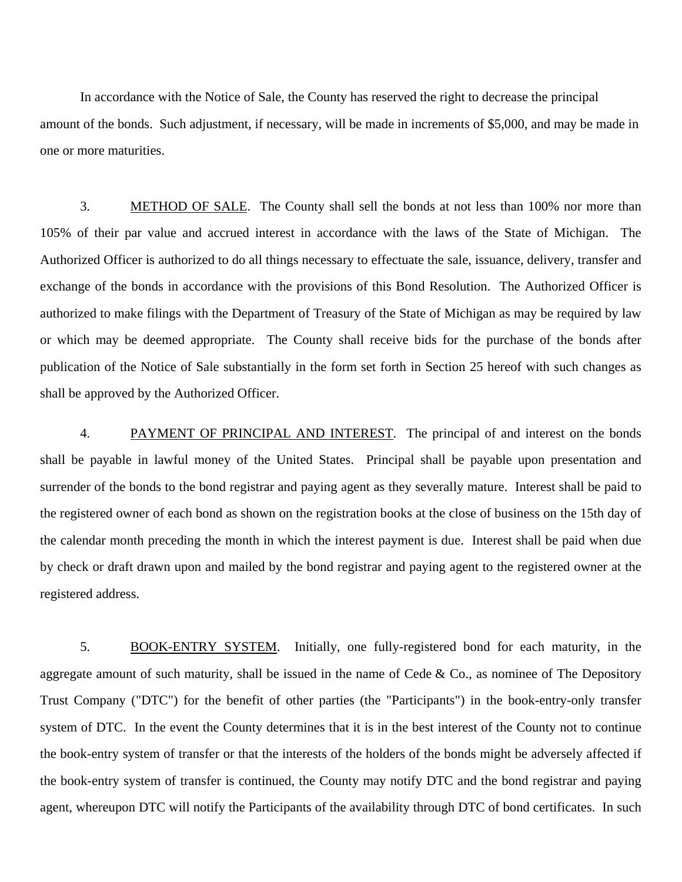In accordance with the Notice of Sale, the County has reserved the right to decrease the principal amount of the bonds. Such adjustment, if necessary, will be made in increments of $5,000, and may be made in one or more maturities.

3. METHOD OF SALE. The County shall sell the bonds at not less than 100% nor more than 105% of their par value and accrued interest in accordance with the laws of the State of Michigan. The Authorized Officer is authorized to do all things necessary to effectuate the sale, issuance, delivery, transfer and exchange of the bonds in accordance with the provisions of this Bond Resolution. The Authorized Officer is authorized to make filings with the Department of Treasury of the State of Michigan as may be required by law or which may be deemed appropriate. The County shall receive bids for the purchase of the bonds after publication of the Notice of Sale substantially in the form set forth in Section 25 hereof with such changes as shall be approved by the Authorized Officer.

4. PAYMENT OF PRINCIPAL AND INTEREST. The principal of and interest on the bonds shall be payable in lawful money of the United States. Principal shall be payable upon presentation and surrender of the bonds to the bond registrar and paying agent as they severally mature. Interest shall be paid to the registered owner of each bond as shown on the registration books at the close of business on the 15th day of the calendar month preceding the month in which the interest payment is due. Interest shall be paid when due by check or draft drawn upon and mailed by the bond registrar and paying agent to the registered owner at the registered address.

5. BOOK-ENTRY SYSTEM. Initially, one fully-registered bond for each maturity, in the aggregate amount of such maturity, shall be issued in the name of Cede & Co., as nominee of The Depository Trust Company ("DTC") for the benefit of other parties (the "Participants") in the book-entry-only transfer system of DTC. In the event the County determines that it is in the best interest of the County not to continue the book-entry system of transfer or that the interests of the holders of the bonds might be adversely affected if the book-entry system of transfer is continued, the County may notify DTC and the bond registrar and paying agent, whereupon DTC will notify the Participants of the availability through DTC of bond certificates. In such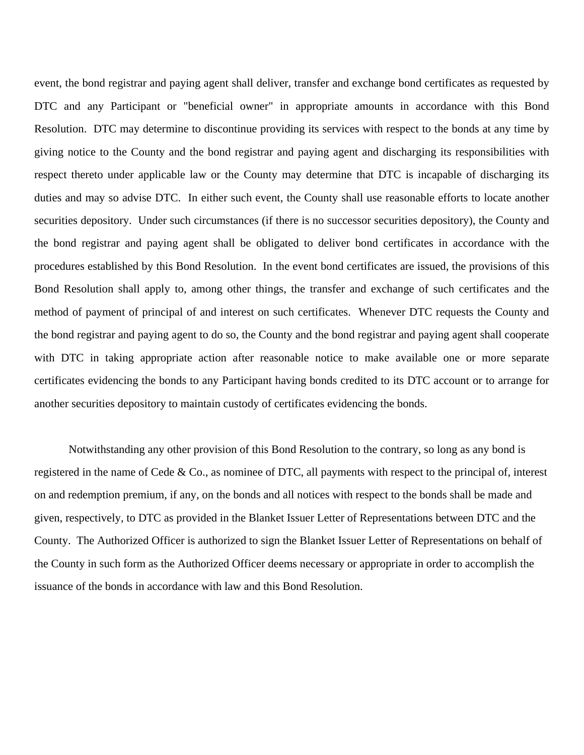event, the bond registrar and paying agent shall deliver, transfer and exchange bond certificates as requested by DTC and any Participant or "beneficial owner" in appropriate amounts in accordance with this Bond Resolution. DTC may determine to discontinue providing its services with respect to the bonds at any time by giving notice to the County and the bond registrar and paying agent and discharging its responsibilities with respect thereto under applicable law or the County may determine that DTC is incapable of discharging its duties and may so advise DTC. In either such event, the County shall use reasonable efforts to locate another securities depository. Under such circumstances (if there is no successor securities depository), the County and the bond registrar and paying agent shall be obligated to deliver bond certificates in accordance with the procedures established by this Bond Resolution. In the event bond certificates are issued, the provisions of this Bond Resolution shall apply to, among other things, the transfer and exchange of such certificates and the method of payment of principal of and interest on such certificates. Whenever DTC requests the County and the bond registrar and paying agent to do so, the County and the bond registrar and paying agent shall cooperate with DTC in taking appropriate action after reasonable notice to make available one or more separate certificates evidencing the bonds to any Participant having bonds credited to its DTC account or to arrange for another securities depository to maintain custody of certificates evidencing the bonds.

Notwithstanding any other provision of this Bond Resolution to the contrary, so long as any bond is registered in the name of Cede & Co., as nominee of DTC, all payments with respect to the principal of, interest on and redemption premium, if any, on the bonds and all notices with respect to the bonds shall be made and given, respectively, to DTC as provided in the Blanket Issuer Letter of Representations between DTC and the County. The Authorized Officer is authorized to sign the Blanket Issuer Letter of Representations on behalf of the County in such form as the Authorized Officer deems necessary or appropriate in order to accomplish the issuance of the bonds in accordance with law and this Bond Resolution.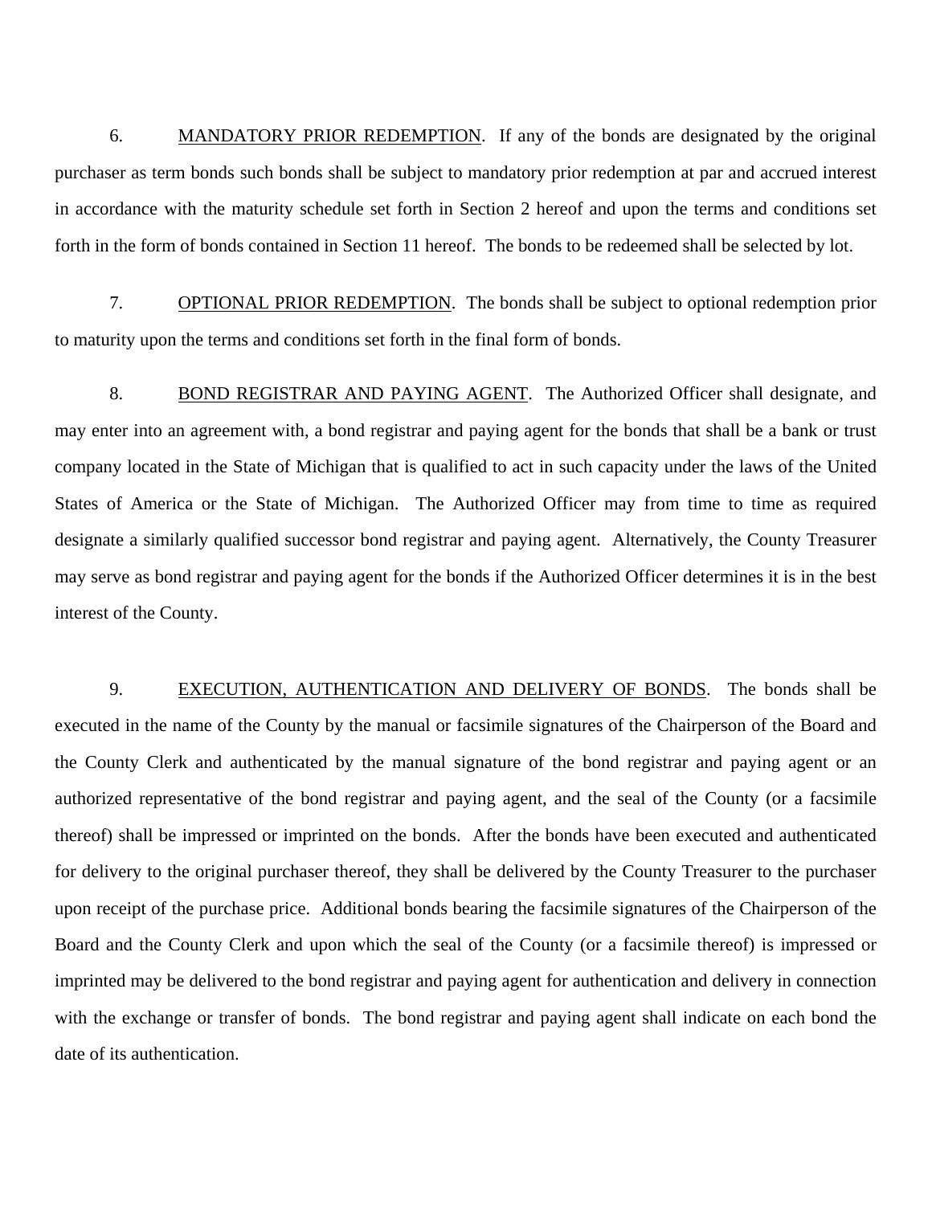6. <u>MANDATORY PRIOR REDEMPTION</u>. If any of the bonds are designated by the original purchaser as term bonds such bonds shall be subject to mandatory prior redemption at par and accrued interest in accordance with the maturity schedule set forth in Section 2 hereof and upon the terms and conditions set forth in the form of bonds contained in Section 11 hereof. The bonds to be redeemed shall be selected by lot.

7. <u>OPTIONAL PRIOR REDEMPTION</u>. The bonds shall be subject to optional redemption prior to maturity upon the terms and conditions set forth in the final form of bonds.

8. <u>BOND REGISTRAR AND PAYING AGENT</u>. The Authorized Officer shall designate, and may enter into an agreement with, a bond registrar and paying agent for the bonds that shall be a bank or trust company located in the State of Michigan that is qualified to act in such capacity under the laws of the United States of America or the State of Michigan. The Authorized Officer may from time to time as required designate a similarly qualified successor bond registrar and paying agent. Alternatively, the County Treasurer may serve as bond registrar and paying agent for the bonds if the Authorized Officer determines it is in the best interest of the County.

9. <u>EXECUTION, AUTHENTICATION AND DELIVERY OF BONDS</u>. The bonds shall be executed in the name of the County by the manual or facsimile signatures of the Chairperson of the Board and the County Clerk and authenticated by the manual signature of the bond registrar and paying agent or an authorized representative of the bond registrar and paying agent, and the seal of the County (or a facsimile thereof) shall be impressed or imprinted on the bonds. After the bonds have been executed and authenticated for delivery to the original purchaser thereof, they shall be delivered by the County Treasurer to the purchaser upon receipt of the purchase price. Additional bonds bearing the facsimile signatures of the Chairperson of the Board and the County Clerk and upon which the seal of the County (or a facsimile thereof) is impressed or imprinted may be delivered to the bond registrar and paying agent for authentication and delivery in connection with the exchange or transfer of bonds. The bond registrar and paying agent shall indicate on each bond the date of its authentication.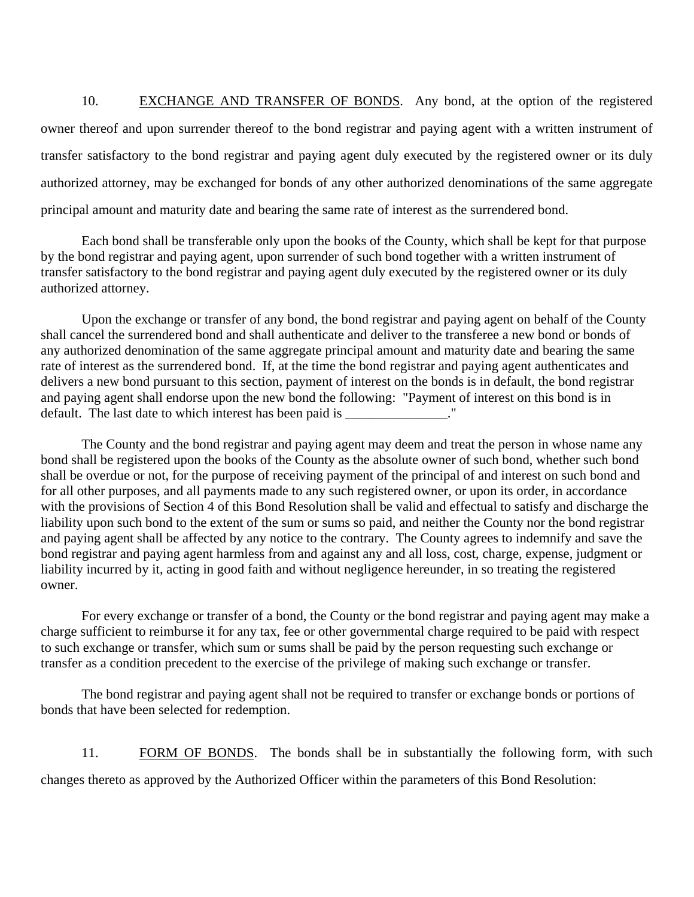10. <u>EXCHANGE AND TRANSFER OF BONDS</u>. Any bond, at the option of the registered owner thereof and upon surrender thereof to the bond registrar and paying agent with a written instrument of transfer satisfactory to the bond registrar and paying agent duly executed by the registered owner or its duly authorized attorney, may be exchanged for bonds of any other authorized denominations of the same aggregate principal amount and maturity date and bearing the same rate of interest as the surrendered bond.

Each bond shall be transferable only upon the books of the County, which shall be kept for that purpose by the bond registrar and paying agent, upon surrender of such bond together with a written instrument of transfer satisfactory to the bond registrar and paying agent duly executed by the registered owner or its duly authorized attorney.

Upon the exchange or transfer of any bond, the bond registrar and paying agent on behalf of the County shall cancel the surrendered bond and shall authenticate and deliver to the transferee a new bond or bonds of any authorized denomination of the same aggregate principal amount and maturity date and bearing the same rate of interest as the surrendered bond. If, at the time the bond registrar and paying agent authenticates and delivers a new bond pursuant to this section, payment of interest on the bonds is in default, the bond registrar and paying agent shall endorse upon the new bond the following: "Payment of interest on this bond is in default. The last date to which interest has been paid is _______________."

The County and the bond registrar and paying agent may deem and treat the person in whose name any bond shall be registered upon the books of the County as the absolute owner of such bond, whether such bond shall be overdue or not, for the purpose of receiving payment of the principal of and interest on such bond and for all other purposes, and all payments made to any such registered owner, or upon its order, in accordance with the provisions of Section 4 of this Bond Resolution shall be valid and effectual to satisfy and discharge the liability upon such bond to the extent of the sum or sums so paid, and neither the County nor the bond registrar and paying agent shall be affected by any notice to the contrary. The County agrees to indemnify and save the bond registrar and paying agent harmless from and against any and all loss, cost, charge, expense, judgment or liability incurred by it, acting in good faith and without negligence hereunder, in so treating the registered owner.

For every exchange or transfer of a bond, the County or the bond registrar and paying agent may make a charge sufficient to reimburse it for any tax, fee or other governmental charge required to be paid with respect to such exchange or transfer, which sum or sums shall be paid by the person requesting such exchange or transfer as a condition precedent to the exercise of the privilege of making such exchange or transfer.

The bond registrar and paying agent shall not be required to transfer or exchange bonds or portions of bonds that have been selected for redemption.

11. <u>FORM OF BONDS</u>. The bonds shall be in substantially the following form, with such changes thereto as approved by the Authorized Officer within the parameters of this Bond Resolution: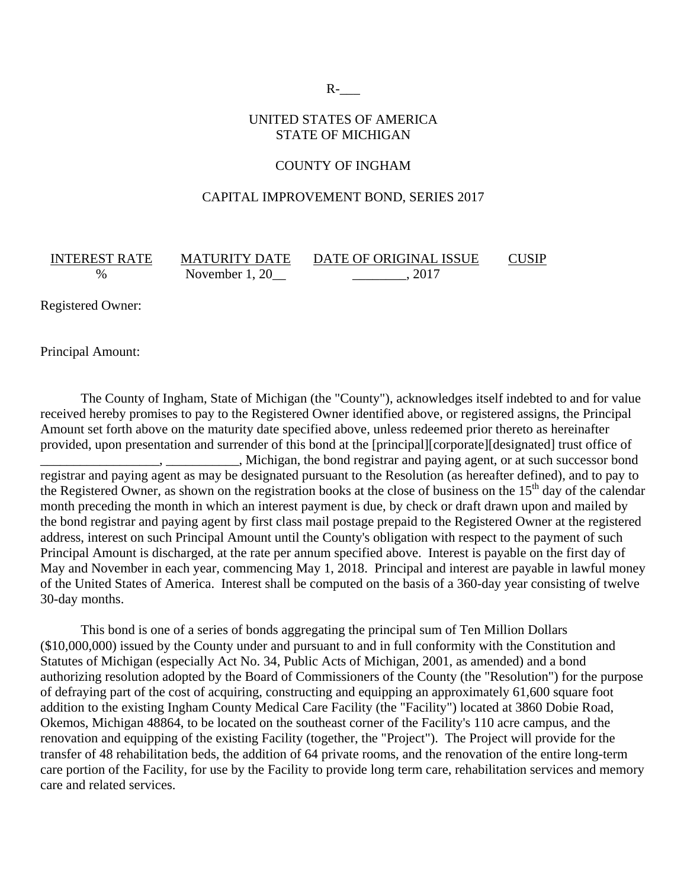R-___

UNITED STATES OF AMERICA
STATE OF MICHIGAN

COUNTY OF INGHAM

CAPITAL IMPROVEMENT BOND, SERIES 2017

| INTEREST RATE | MATURITY DATE | DATE OF ORIGINAL ISSUE | CUSIP |
|---|---|---|---|
| % | November 1, 20__ | ________, 2017 | |

Registered Owner:

Principal Amount:

The County of Ingham, State of Michigan (the "County"), acknowledges itself indebted to and for value received hereby promises to pay to the Registered Owner identified above, or registered assigns, the Principal Amount set forth above on the maturity date specified above, unless redeemed prior thereto as hereinafter provided, upon presentation and surrender of this bond at the [principal][corporate][designated] trust office of __________________, ___________, Michigan, the bond registrar and paying agent, or at such successor bond registrar and paying agent as may be designated pursuant to the Resolution (as hereafter defined), and to pay to the Registered Owner, as shown on the registration books at the close of business on the 15th day of the calendar month preceding the month in which an interest payment is due, by check or draft drawn upon and mailed by the bond registrar and paying agent by first class mail postage prepaid to the Registered Owner at the registered address, interest on such Principal Amount until the County's obligation with respect to the payment of such Principal Amount is discharged, at the rate per annum specified above. Interest is payable on the first day of May and November in each year, commencing May 1, 2018. Principal and interest are payable in lawful money of the United States of America. Interest shall be computed on the basis of a 360-day year consisting of twelve 30-day months.

This bond is one of a series of bonds aggregating the principal sum of Ten Million Dollars ($10,000,000) issued by the County under and pursuant to and in full conformity with the Constitution and Statutes of Michigan (especially Act No. 34, Public Acts of Michigan, 2001, as amended) and a bond authorizing resolution adopted by the Board of Commissioners of the County (the "Resolution") for the purpose of defraying part of the cost of acquiring, constructing and equipping an approximately 61,600 square foot addition to the existing Ingham County Medical Care Facility (the "Facility") located at 3860 Dobie Road, Okemos, Michigan 48864, to be located on the southeast corner of the Facility's 110 acre campus, and the renovation and equipping of the existing Facility (together, the "Project"). The Project will provide for the transfer of 48 rehabilitation beds, the addition of 64 private rooms, and the renovation of the entire long-term care portion of the Facility, for use by the Facility to provide long term care, rehabilitation services and memory care and related services.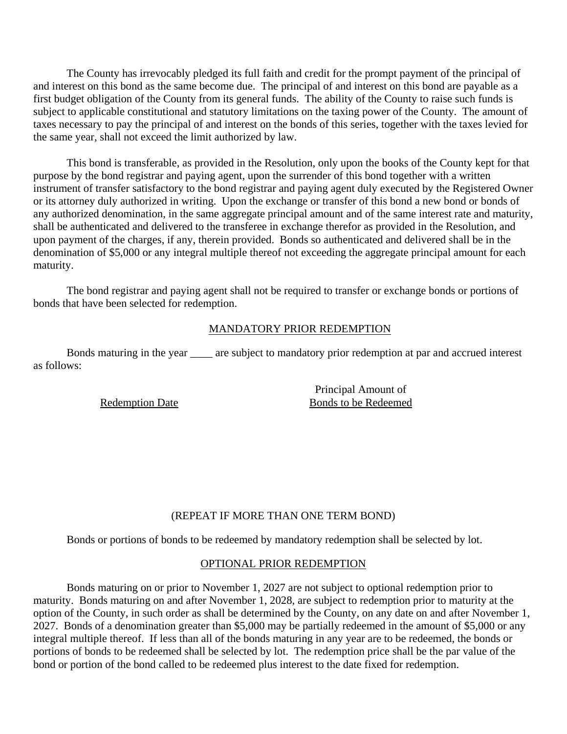The County has irrevocably pledged its full faith and credit for the prompt payment of the principal of and interest on this bond as the same become due. The principal of and interest on this bond are payable as a first budget obligation of the County from its general funds. The ability of the County to raise such funds is subject to applicable constitutional and statutory limitations on the taxing power of the County. The amount of taxes necessary to pay the principal of and interest on the bonds of this series, together with the taxes levied for the same year, shall not exceed the limit authorized by law.

This bond is transferable, as provided in the Resolution, only upon the books of the County kept for that purpose by the bond registrar and paying agent, upon the surrender of this bond together with a written instrument of transfer satisfactory to the bond registrar and paying agent duly executed by the Registered Owner or its attorney duly authorized in writing. Upon the exchange or transfer of this bond a new bond or bonds of any authorized denomination, in the same aggregate principal amount and of the same interest rate and maturity, shall be authenticated and delivered to the transferee in exchange therefor as provided in the Resolution, and upon payment of the charges, if any, therein provided. Bonds so authenticated and delivered shall be in the denomination of $5,000 or any integral multiple thereof not exceeding the aggregate principal amount for each maturity.

The bond registrar and paying agent shall not be required to transfer or exchange bonds or portions of bonds that have been selected for redemption.

## MANDATORY PRIOR REDEMPTION

Bonds maturing in the year ____ are subject to mandatory prior redemption at par and accrued interest as follows:

| Redemption Date | Principal Amount of Bonds to be Redeemed |
|---|---|
| | |

(REPEAT IF MORE THAN ONE TERM BOND)

Bonds or portions of bonds to be redeemed by mandatory redemption shall be selected by lot.

## OPTIONAL PRIOR REDEMPTION

Bonds maturing on or prior to November 1, 2027 are not subject to optional redemption prior to maturity. Bonds maturing on and after November 1, 2028, are subject to redemption prior to maturity at the option of the County, in such order as shall be determined by the County, on any date on and after November 1, 2027. Bonds of a denomination greater than $5,000 may be partially redeemed in the amount of $5,000 or any integral multiple thereof. If less than all of the bonds maturing in any year are to be redeemed, the bonds or portions of bonds to be redeemed shall be selected by lot. The redemption price shall be the par value of the bond or portion of the bond called to be redeemed plus interest to the date fixed for redemption.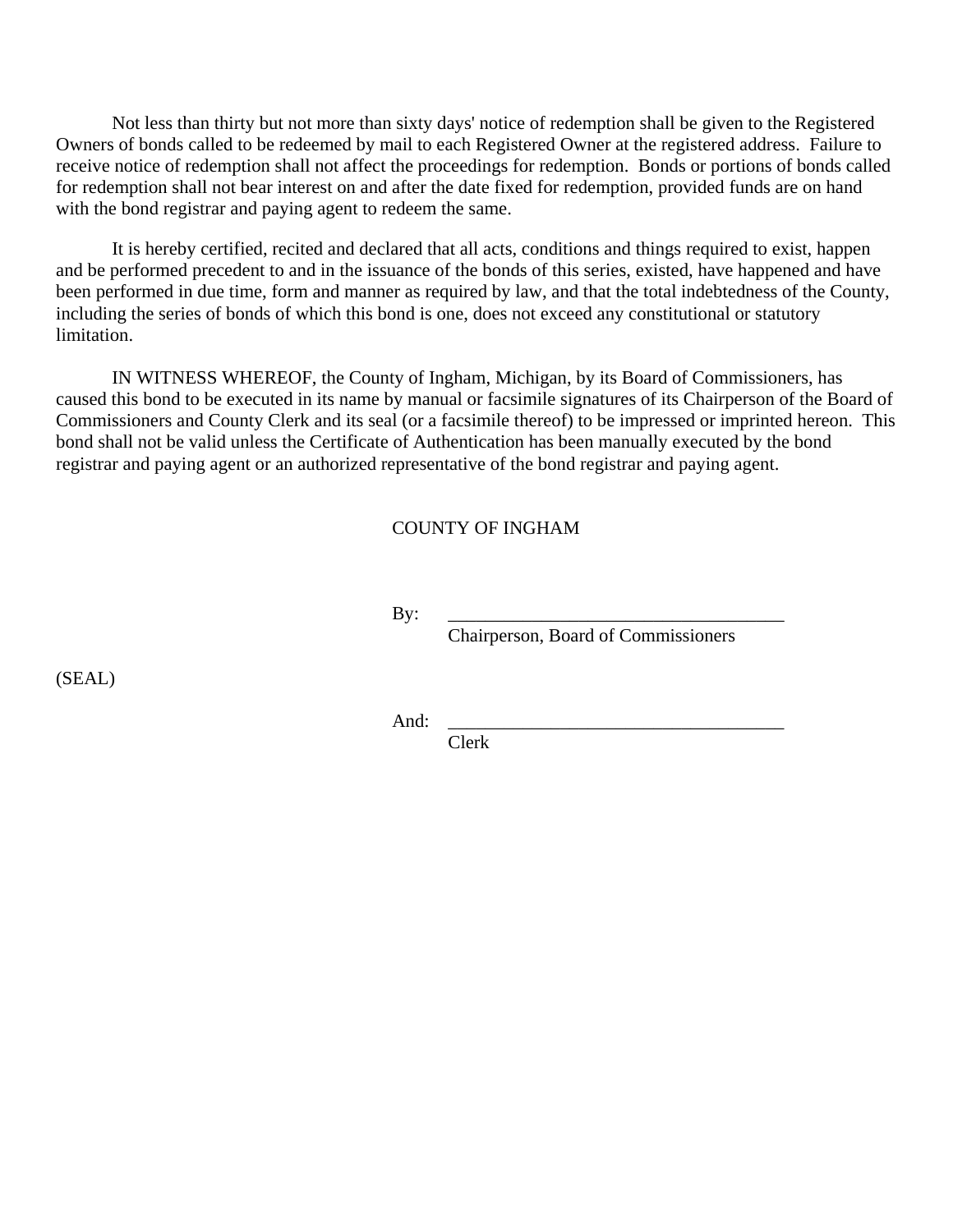Not less than thirty but not more than sixty days' notice of redemption shall be given to the Registered Owners of bonds called to be redeemed by mail to each Registered Owner at the registered address. Failure to receive notice of redemption shall not affect the proceedings for redemption. Bonds or portions of bonds called for redemption shall not bear interest on and after the date fixed for redemption, provided funds are on hand with the bond registrar and paying agent to redeem the same.

It is hereby certified, recited and declared that all acts, conditions and things required to exist, happen and be performed precedent to and in the issuance of the bonds of this series, existed, have happened and have been performed in due time, form and manner as required by law, and that the total indebtedness of the County, including the series of bonds of which this bond is one, does not exceed any constitutional or statutory limitation.

IN WITNESS WHEREOF, the County of Ingham, Michigan, by its Board of Commissioners, has caused this bond to be executed in its name by manual or facsimile signatures of its Chairperson of the Board of Commissioners and County Clerk and its seal (or a facsimile thereof) to be impressed or imprinted hereon. This bond shall not be valid unless the Certificate of Authentication has been manually executed by the bond registrar and paying agent or an authorized representative of the bond registrar and paying agent.

COUNTY OF INGHAM

By: ____________________________________
Chairperson, Board of Commissioners

(SEAL)

And: ____________________________________
Clerk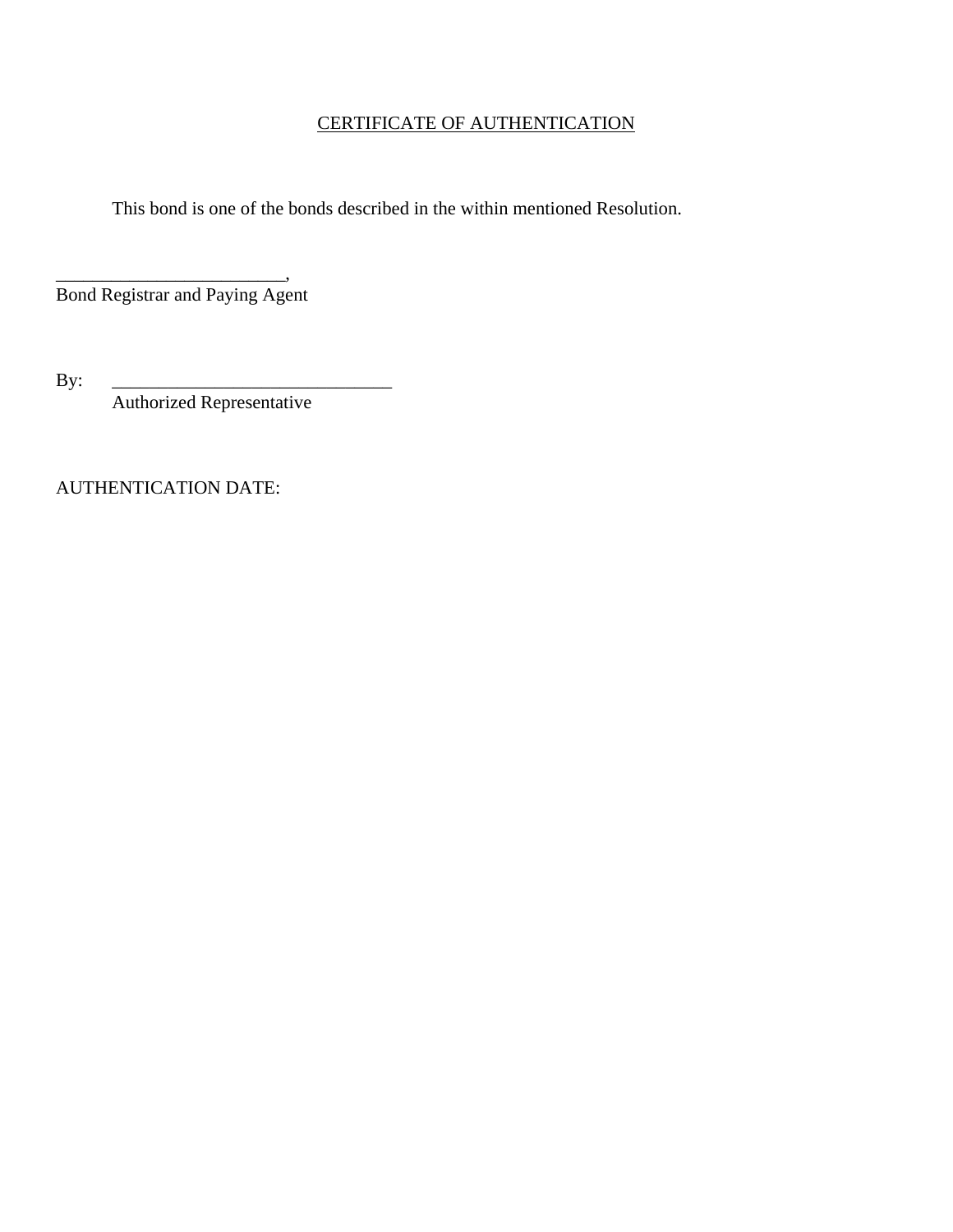CERTIFICATE OF AUTHENTICATION

This bond is one of the bonds described in the within mentioned Resolution.

_________________________,
Bond Registrar and Paying Agent

By: ______________________________
Authorized Representative

AUTHENTICATION DATE: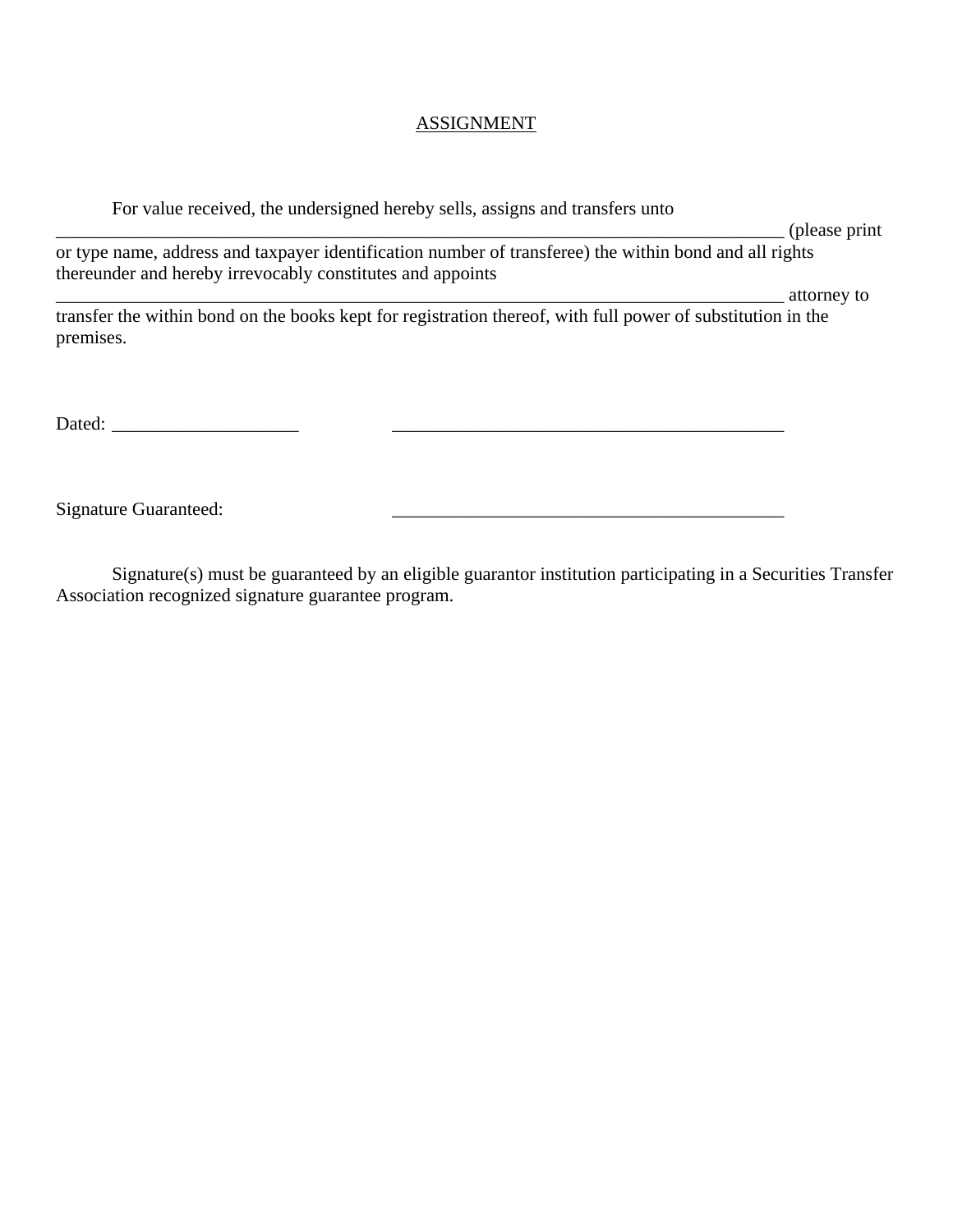<u>ASSIGNMENT</u>

For value received, the undersigned hereby sells, assigns and transfers unto \_\_\_\_\_\_\_\_\_\_\_\_\_\_\_\_\_\_\_\_\_\_\_\_\_\_\_\_\_\_\_\_\_\_\_\_\_\_\_\_\_\_\_\_\_\_\_\_\_\_\_\_\_\_\_\_\_\_\_\_\_\_\_\_\_\_\_\_\_\_\_\_\_\_\_\_\_\_\_\_\_\_ (please print or type name, address and taxpayer identification number of transferee) the within bond and all rights thereunder and hereby irrevocably constitutes and appoints \_\_\_\_\_\_\_\_\_\_\_\_\_\_\_\_\_\_\_\_\_\_\_\_\_\_\_\_\_\_\_\_\_\_\_\_\_\_\_\_\_\_\_\_\_\_\_\_\_\_\_\_\_\_\_\_\_\_\_\_\_\_\_\_\_\_\_\_\_\_\_\_\_\_\_\_\_\_\_\_\_\_ attorney to transfer the within bond on the books kept for registration thereof, with full power of substitution in the premises.

Dated: \_\_\_\_\_\_\_\_\_\_\_\_\_\_\_\_\_\_\_\_ \_\_\_\_\_\_\_\_\_\_\_\_\_\_\_\_\_\_\_\_\_\_\_\_\_\_\_\_\_\_\_\_\_\_\_\_\_\_\_\_\_\_\_

Signature Guaranteed: \_\_\_\_\_\_\_\_\_\_\_\_\_\_\_\_\_\_\_\_\_\_\_\_\_\_\_\_\_\_\_\_\_\_\_\_\_\_\_\_\_\_\_

Signature(s) must be guaranteed by an eligible guarantor institution participating in a Securities Transfer Association recognized signature guarantee program.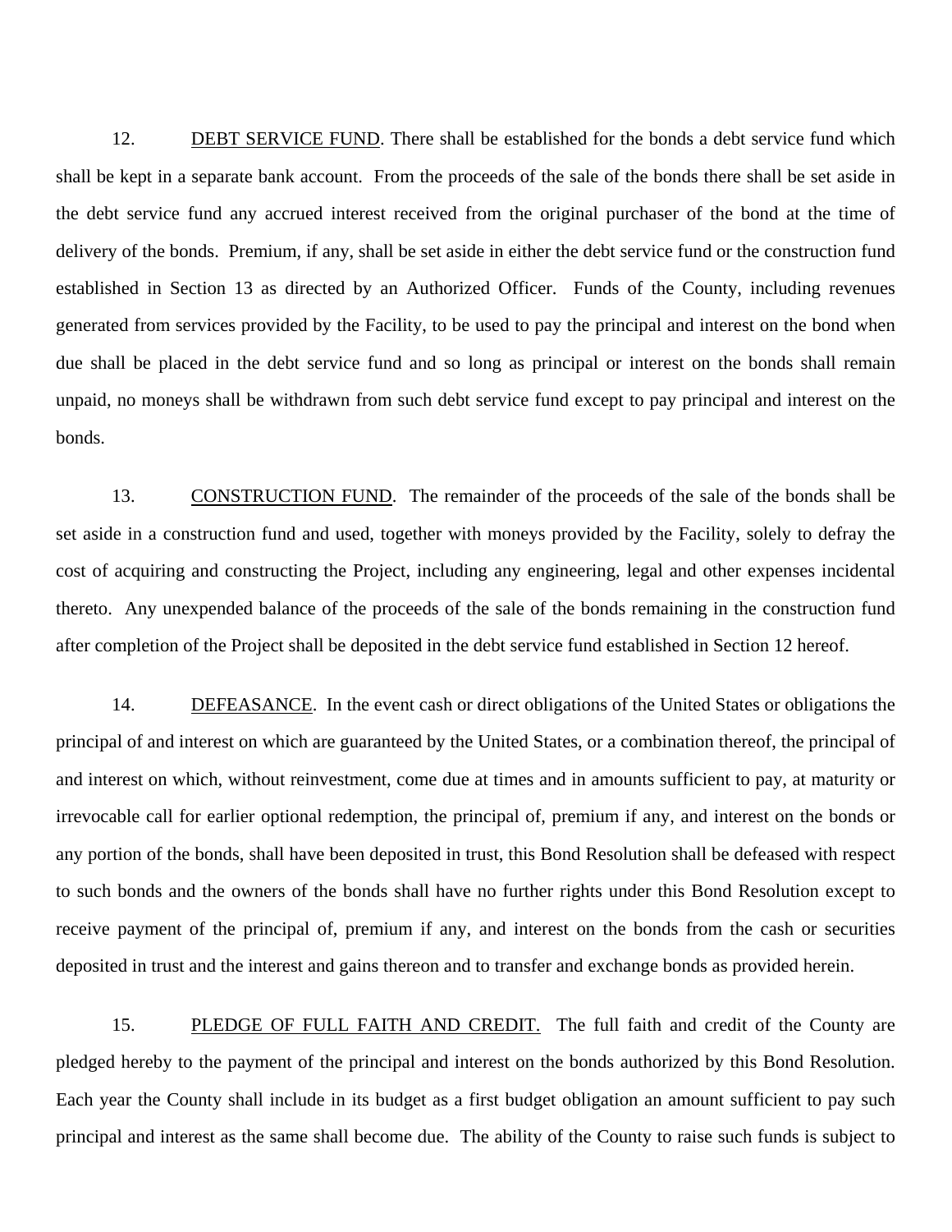12. DEBT SERVICE FUND. There shall be established for the bonds a debt service fund which shall be kept in a separate bank account. From the proceeds of the sale of the bonds there shall be set aside in the debt service fund any accrued interest received from the original purchaser of the bond at the time of delivery of the bonds. Premium, if any, shall be set aside in either the debt service fund or the construction fund established in Section 13 as directed by an Authorized Officer. Funds of the County, including revenues generated from services provided by the Facility, to be used to pay the principal and interest on the bond when due shall be placed in the debt service fund and so long as principal or interest on the bonds shall remain unpaid, no moneys shall be withdrawn from such debt service fund except to pay principal and interest on the bonds.

13. CONSTRUCTION FUND. The remainder of the proceeds of the sale of the bonds shall be set aside in a construction fund and used, together with moneys provided by the Facility, solely to defray the cost of acquiring and constructing the Project, including any engineering, legal and other expenses incidental thereto. Any unexpended balance of the proceeds of the sale of the bonds remaining in the construction fund after completion of the Project shall be deposited in the debt service fund established in Section 12 hereof.

14. DEFEASANCE. In the event cash or direct obligations of the United States or obligations the principal of and interest on which are guaranteed by the United States, or a combination thereof, the principal of and interest on which, without reinvestment, come due at times and in amounts sufficient to pay, at maturity or irrevocable call for earlier optional redemption, the principal of, premium if any, and interest on the bonds or any portion of the bonds, shall have been deposited in trust, this Bond Resolution shall be defeased with respect to such bonds and the owners of the bonds shall have no further rights under this Bond Resolution except to receive payment of the principal of, premium if any, and interest on the bonds from the cash or securities deposited in trust and the interest and gains thereon and to transfer and exchange bonds as provided herein.

15. PLEDGE OF FULL FAITH AND CREDIT. The full faith and credit of the County are pledged hereby to the payment of the principal and interest on the bonds authorized by this Bond Resolution. Each year the County shall include in its budget as a first budget obligation an amount sufficient to pay such principal and interest as the same shall become due. The ability of the County to raise such funds is subject to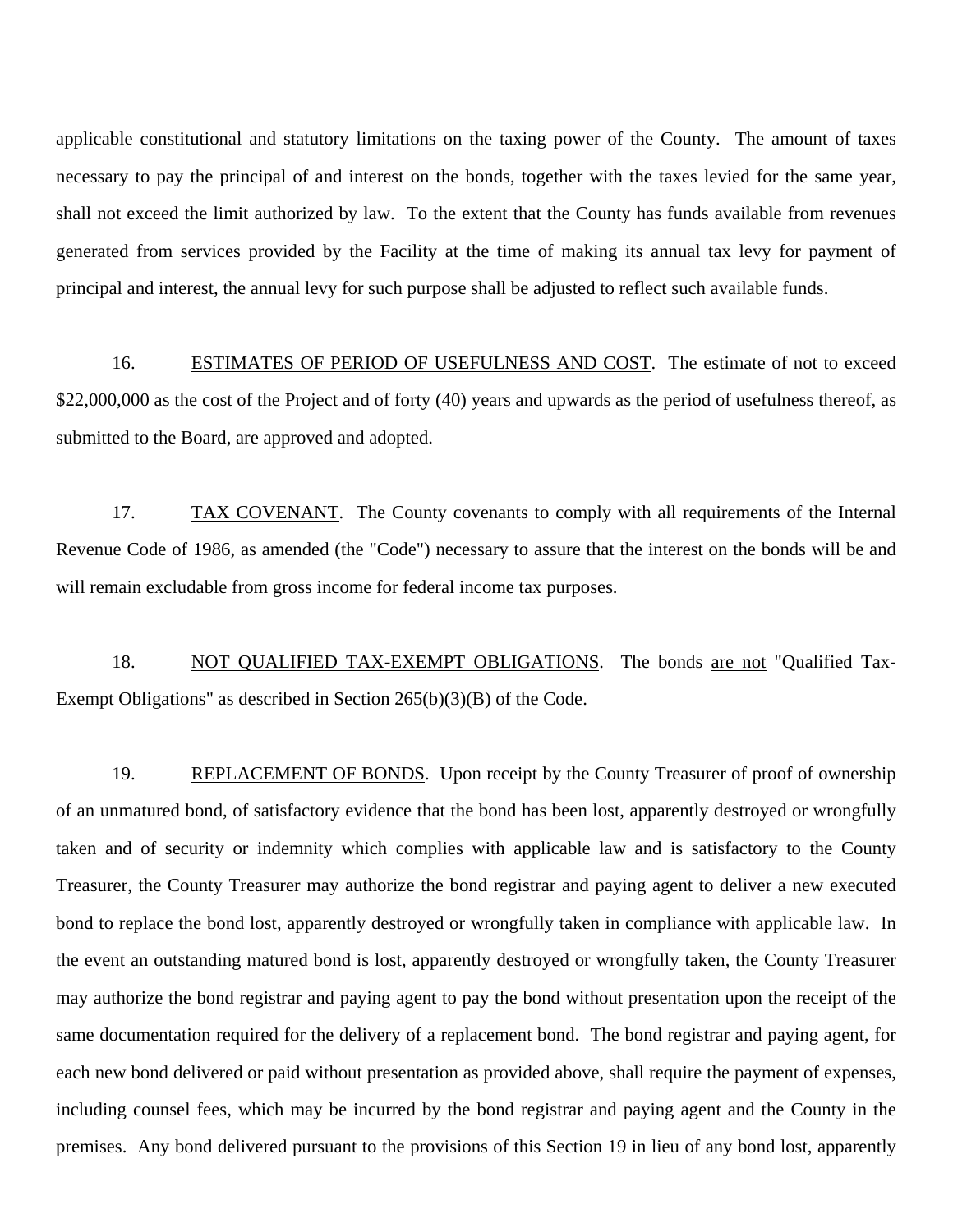applicable constitutional and statutory limitations on the taxing power of the County. The amount of taxes necessary to pay the principal of and interest on the bonds, together with the taxes levied for the same year, shall not exceed the limit authorized by law. To the extent that the County has funds available from revenues generated from services provided by the Facility at the time of making its annual tax levy for payment of principal and interest, the annual levy for such purpose shall be adjusted to reflect such available funds.

16. <u>ESTIMATES OF PERIOD OF USEFULNESS AND COST</u>. The estimate of not to exceed \$22,000,000 as the cost of the Project and of forty (40) years and upwards as the period of usefulness thereof, as submitted to the Board, are approved and adopted.

17. <u>TAX COVENANT</u>. The County covenants to comply with all requirements of the Internal Revenue Code of 1986, as amended (the "Code") necessary to assure that the interest on the bonds will be and will remain excludable from gross income for federal income tax purposes.

18. <u>NOT QUALIFIED TAX-EXEMPT OBLIGATIONS</u>. The bonds <u>are not</u> "Qualified Tax-Exempt Obligations" as described in Section 265(b)(3)(B) of the Code.

19. <u>REPLACEMENT OF BONDS</u>. Upon receipt by the County Treasurer of proof of ownership of an unmatured bond, of satisfactory evidence that the bond has been lost, apparently destroyed or wrongfully taken and of security or indemnity which complies with applicable law and is satisfactory to the County Treasurer, the County Treasurer may authorize the bond registrar and paying agent to deliver a new executed bond to replace the bond lost, apparently destroyed or wrongfully taken in compliance with applicable law. In the event an outstanding matured bond is lost, apparently destroyed or wrongfully taken, the County Treasurer may authorize the bond registrar and paying agent to pay the bond without presentation upon the receipt of the same documentation required for the delivery of a replacement bond. The bond registrar and paying agent, for each new bond delivered or paid without presentation as provided above, shall require the payment of expenses, including counsel fees, which may be incurred by the bond registrar and paying agent and the County in the premises. Any bond delivered pursuant to the provisions of this Section 19 in lieu of any bond lost, apparently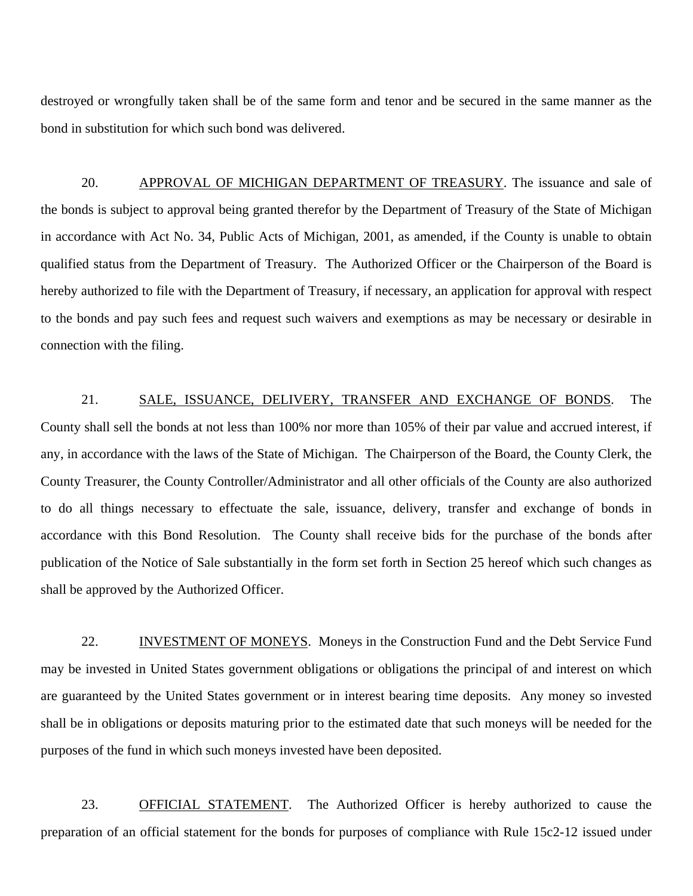destroyed or wrongfully taken shall be of the same form and tenor and be secured in the same manner as the bond in substitution for which such bond was delivered.

20. APPROVAL OF MICHIGAN DEPARTMENT OF TREASURY. The issuance and sale of the bonds is subject to approval being granted therefor by the Department of Treasury of the State of Michigan in accordance with Act No. 34, Public Acts of Michigan, 2001, as amended, if the County is unable to obtain qualified status from the Department of Treasury. The Authorized Officer or the Chairperson of the Board is hereby authorized to file with the Department of Treasury, if necessary, an application for approval with respect to the bonds and pay such fees and request such waivers and exemptions as may be necessary or desirable in connection with the filing.

21. SALE, ISSUANCE, DELIVERY, TRANSFER AND EXCHANGE OF BONDS. The County shall sell the bonds at not less than 100% nor more than 105% of their par value and accrued interest, if any, in accordance with the laws of the State of Michigan. The Chairperson of the Board, the County Clerk, the County Treasurer, the County Controller/Administrator and all other officials of the County are also authorized to do all things necessary to effectuate the sale, issuance, delivery, transfer and exchange of bonds in accordance with this Bond Resolution. The County shall receive bids for the purchase of the bonds after publication of the Notice of Sale substantially in the form set forth in Section 25 hereof which such changes as shall be approved by the Authorized Officer.

22. INVESTMENT OF MONEYS. Moneys in the Construction Fund and the Debt Service Fund may be invested in United States government obligations or obligations the principal of and interest on which are guaranteed by the United States government or in interest bearing time deposits. Any money so invested shall be in obligations or deposits maturing prior to the estimated date that such moneys will be needed for the purposes of the fund in which such moneys invested have been deposited.

23. OFFICIAL STATEMENT. The Authorized Officer is hereby authorized to cause the preparation of an official statement for the bonds for purposes of compliance with Rule 15c2-12 issued under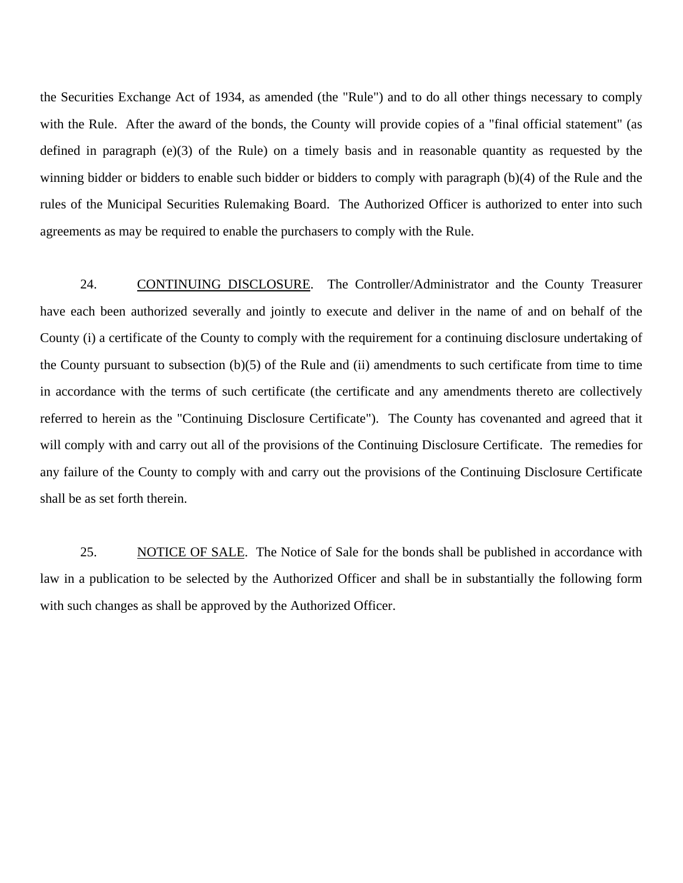the Securities Exchange Act of 1934, as amended (the "Rule") and to do all other things necessary to comply with the Rule. After the award of the bonds, the County will provide copies of a "final official statement" (as defined in paragraph (e)(3) of the Rule) on a timely basis and in reasonable quantity as requested by the winning bidder or bidders to enable such bidder or bidders to comply with paragraph (b)(4) of the Rule and the rules of the Municipal Securities Rulemaking Board. The Authorized Officer is authorized to enter into such agreements as may be required to enable the purchasers to comply with the Rule.

24. CONTINUING DISCLOSURE. The Controller/Administrator and the County Treasurer have each been authorized severally and jointly to execute and deliver in the name of and on behalf of the County (i) a certificate of the County to comply with the requirement for a continuing disclosure undertaking of the County pursuant to subsection (b)(5) of the Rule and (ii) amendments to such certificate from time to time in accordance with the terms of such certificate (the certificate and any amendments thereto are collectively referred to herein as the "Continuing Disclosure Certificate"). The County has covenanted and agreed that it will comply with and carry out all of the provisions of the Continuing Disclosure Certificate. The remedies for any failure of the County to comply with and carry out the provisions of the Continuing Disclosure Certificate shall be as set forth therein.

25. NOTICE OF SALE. The Notice of Sale for the bonds shall be published in accordance with law in a publication to be selected by the Authorized Officer and shall be in substantially the following form with such changes as shall be approved by the Authorized Officer.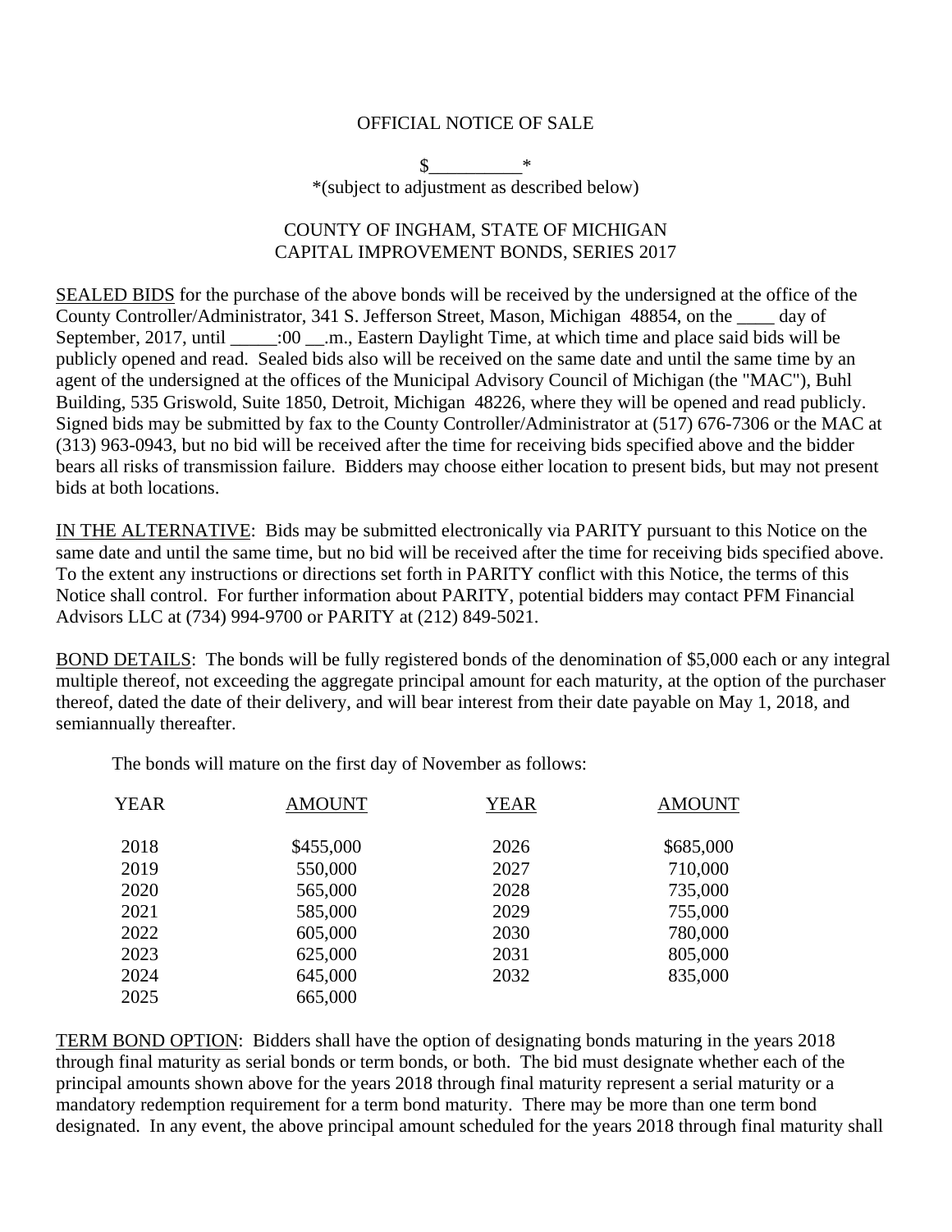OFFICIAL NOTICE OF SALE

$__________*
*(subject to adjustment as described below)

COUNTY OF INGHAM, STATE OF MICHIGAN
CAPITAL IMPROVEMENT BONDS, SERIES 2017

<u>SEALED BIDS</u> for the purchase of the above bonds will be received by the undersigned at the office of the County Controller/Administrator, 341 S. Jefferson Street, Mason, Michigan 48854, on the ____ day of September, 2017, until _____:00 __.m., Eastern Daylight Time, at which time and place said bids will be publicly opened and read. Sealed bids also will be received on the same date and until the same time by an agent of the undersigned at the offices of the Municipal Advisory Council of Michigan (the "MAC"), Buhl Building, 535 Griswold, Suite 1850, Detroit, Michigan 48226, where they will be opened and read publicly. Signed bids may be submitted by fax to the County Controller/Administrator at (517) 676-7306 or the MAC at (313) 963-0943, but no bid will be received after the time for receiving bids specified above and the bidder bears all risks of transmission failure. Bidders may choose either location to present bids, but may not present bids at both locations.

<u>IN THE ALTERNATIVE</u>: Bids may be submitted electronically via PARITY pursuant to this Notice on the same date and until the same time, but no bid will be received after the time for receiving bids specified above. To the extent any instructions or directions set forth in PARITY conflict with this Notice, the terms of this Notice shall control. For further information about PARITY, potential bidders may contact PFM Financial Advisors LLC at (734) 994-9700 or PARITY at (212) 849-5021.

<u>BOND DETAILS</u>: The bonds will be fully registered bonds of the denomination of $5,000 each or any integral multiple thereof, not exceeding the aggregate principal amount for each maturity, at the option of the purchaser thereof, dated the date of their delivery, and will bear interest from their date payable on May 1, 2018, and semiannually thereafter.

The bonds will mature on the first day of November as follows:

| YEAR | AMOUNT | YEAR | AMOUNT |
|---|---|---|---|
| 2018 | $455,000 | 2026 | $685,000 |
| 2019 | 550,000 | 2027 | 710,000 |
| 2020 | 565,000 | 2028 | 735,000 |
| 2021 | 585,000 | 2029 | 755,000 |
| 2022 | 605,000 | 2030 | 780,000 |
| 2023 | 625,000 | 2031 | 805,000 |
| 2024 | 645,000 | 2032 | 835,000 |
| 2025 | 665,000 | | |

<u>TERM BOND OPTION</u>: Bidders shall have the option of designating bonds maturing in the years 2018 through final maturity as serial bonds or term bonds, or both. The bid must designate whether each of the principal amounts shown above for the years 2018 through final maturity represent a serial maturity or a mandatory redemption requirement for a term bond maturity. There may be more than one term bond designated. In any event, the above principal amount scheduled for the years 2018 through final maturity shall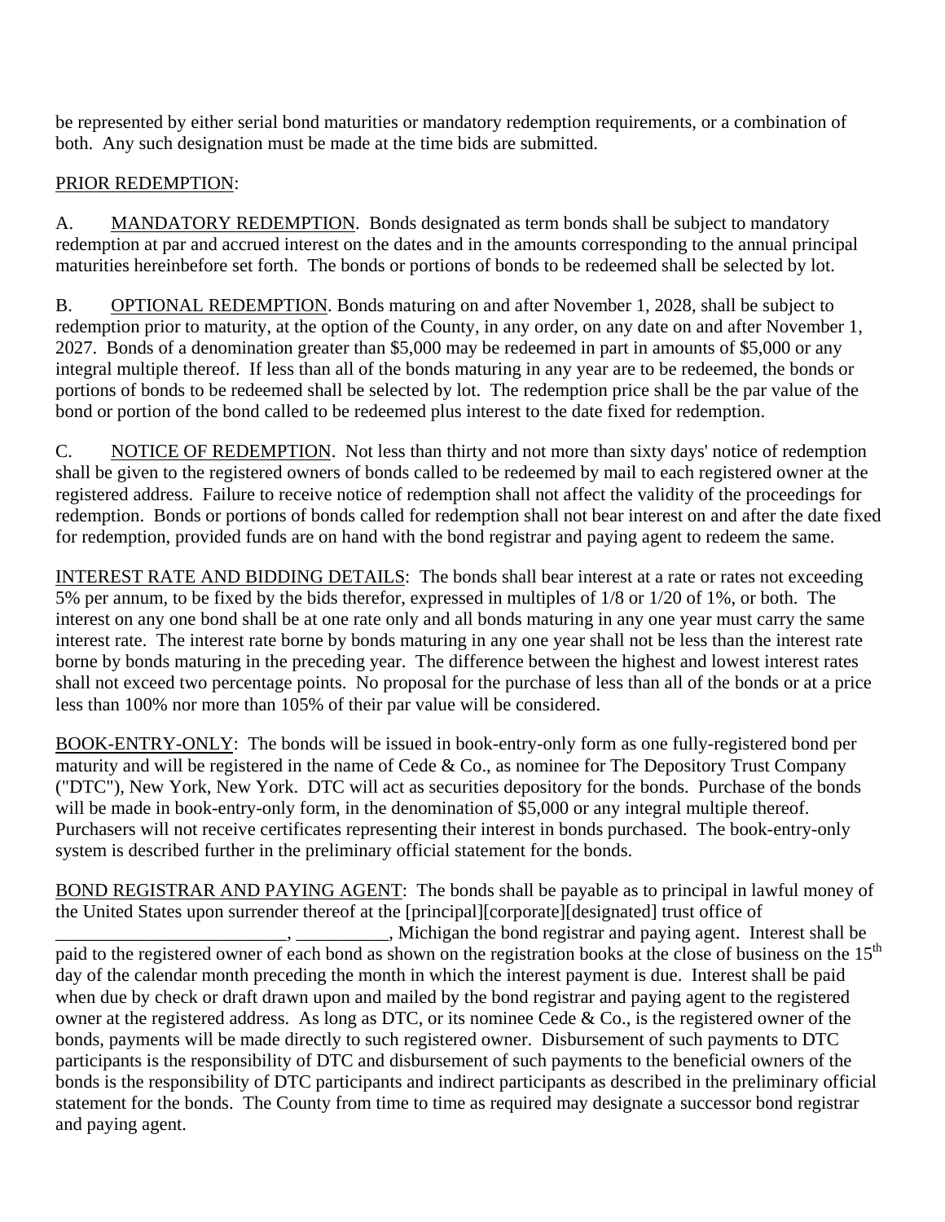be represented by either serial bond maturities or mandatory redemption requirements, or a combination of both. Any such designation must be made at the time bids are submitted.

PRIOR REDEMPTION:

A. MANDATORY REDEMPTION. Bonds designated as term bonds shall be subject to mandatory redemption at par and accrued interest on the dates and in the amounts corresponding to the annual principal maturities hereinbefore set forth. The bonds or portions of bonds to be redeemed shall be selected by lot.

B. OPTIONAL REDEMPTION. Bonds maturing on and after November 1, 2028, shall be subject to redemption prior to maturity, at the option of the County, in any order, on any date on and after November 1, 2027. Bonds of a denomination greater than $5,000 may be redeemed in part in amounts of $5,000 or any integral multiple thereof. If less than all of the bonds maturing in any year are to be redeemed, the bonds or portions of bonds to be redeemed shall be selected by lot. The redemption price shall be the par value of the bond or portion of the bond called to be redeemed plus interest to the date fixed for redemption.

C. NOTICE OF REDEMPTION. Not less than thirty and not more than sixty days' notice of redemption shall be given to the registered owners of bonds called to be redeemed by mail to each registered owner at the registered address. Failure to receive notice of redemption shall not affect the validity of the proceedings for redemption. Bonds or portions of bonds called for redemption shall not bear interest on and after the date fixed for redemption, provided funds are on hand with the bond registrar and paying agent to redeem the same.

INTEREST RATE AND BIDDING DETAILS: The bonds shall bear interest at a rate or rates not exceeding 5% per annum, to be fixed by the bids therefor, expressed in multiples of 1/8 or 1/20 of 1%, or both. The interest on any one bond shall be at one rate only and all bonds maturing in any one year must carry the same interest rate. The interest rate borne by bonds maturing in any one year shall not be less than the interest rate borne by bonds maturing in the preceding year. The difference between the highest and lowest interest rates shall not exceed two percentage points. No proposal for the purchase of less than all of the bonds or at a price less than 100% nor more than 105% of their par value will be considered.

BOOK-ENTRY-ONLY: The bonds will be issued in book-entry-only form as one fully-registered bond per maturity and will be registered in the name of Cede & Co., as nominee for The Depository Trust Company ("DTC"), New York, New York. DTC will act as securities depository for the bonds. Purchase of the bonds will be made in book-entry-only form, in the denomination of $5,000 or any integral multiple thereof. Purchasers will not receive certificates representing their interest in bonds purchased. The book-entry-only system is described further in the preliminary official statement for the bonds.

BOND REGISTRAR AND PAYING AGENT: The bonds shall be payable as to principal in lawful money of the United States upon surrender thereof at the [principal][corporate][designated] trust office of _________________________, __________, Michigan the bond registrar and paying agent. Interest shall be paid to the registered owner of each bond as shown on the registration books at the close of business on the 15th day of the calendar month preceding the month in which the interest payment is due. Interest shall be paid when due by check or draft drawn upon and mailed by the bond registrar and paying agent to the registered owner at the registered address. As long as DTC, or its nominee Cede & Co., is the registered owner of the bonds, payments will be made directly to such registered owner. Disbursement of such payments to DTC participants is the responsibility of DTC and disbursement of such payments to the beneficial owners of the bonds is the responsibility of DTC participants and indirect participants as described in the preliminary official statement for the bonds. The County from time to time as required may designate a successor bond registrar and paying agent.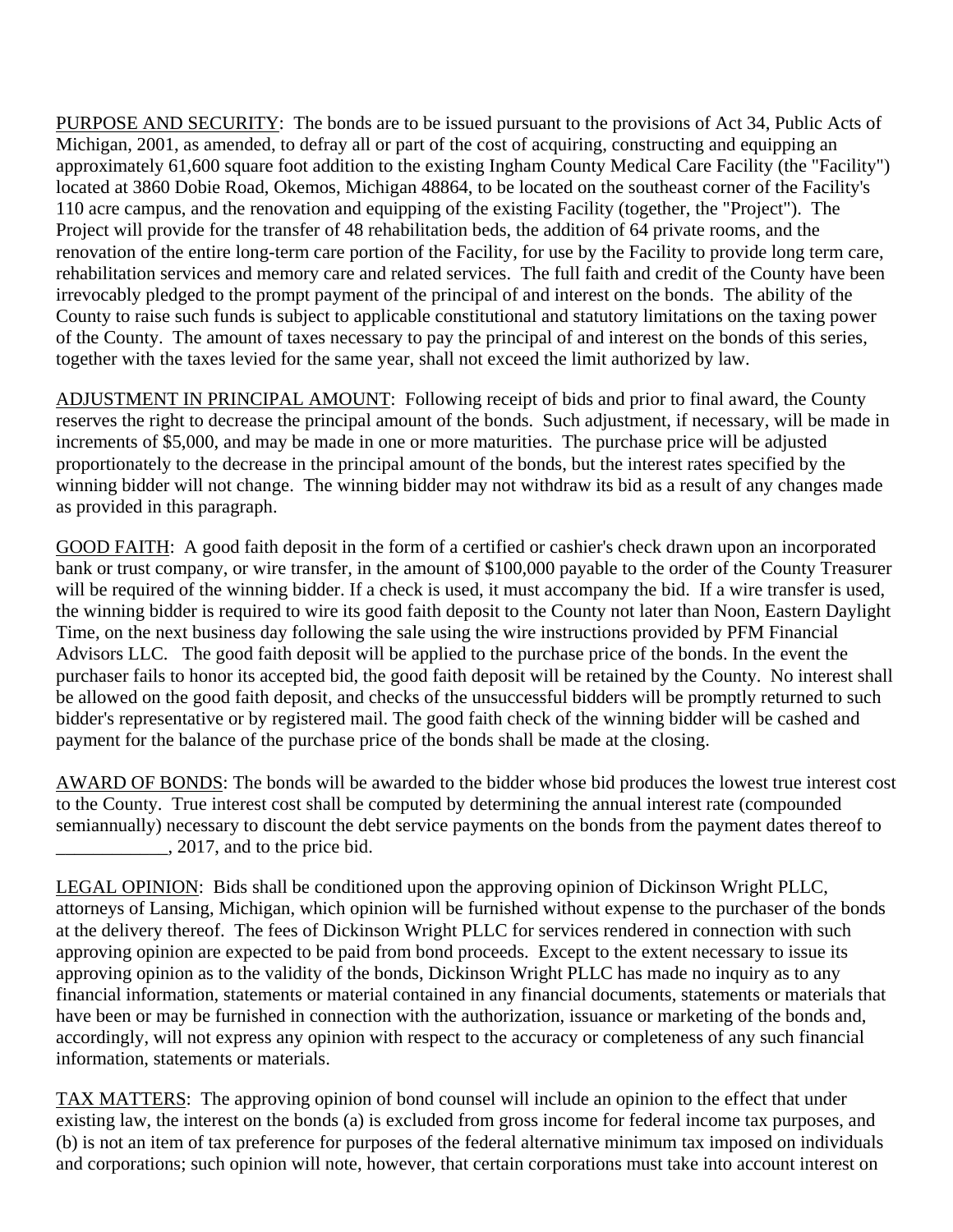<u>PURPOSE AND SECURITY</u>: The bonds are to be issued pursuant to the provisions of Act 34, Public Acts of Michigan, 2001, as amended, to defray all or part of the cost of acquiring, constructing and equipping an approximately 61,600 square foot addition to the existing Ingham County Medical Care Facility (the "Facility") located at 3860 Dobie Road, Okemos, Michigan 48864, to be located on the southeast corner of the Facility's 110 acre campus, and the renovation and equipping of the existing Facility (together, the "Project"). The Project will provide for the transfer of 48 rehabilitation beds, the addition of 64 private rooms, and the renovation of the entire long-term care portion of the Facility, for use by the Facility to provide long term care, rehabilitation services and memory care and related services. The full faith and credit of the County have been irrevocably pledged to the prompt payment of the principal of and interest on the bonds. The ability of the County to raise such funds is subject to applicable constitutional and statutory limitations on the taxing power of the County. The amount of taxes necessary to pay the principal of and interest on the bonds of this series, together with the taxes levied for the same year, shall not exceed the limit authorized by law.

<u>ADJUSTMENT IN PRINCIPAL AMOUNT</u>: Following receipt of bids and prior to final award, the County reserves the right to decrease the principal amount of the bonds. Such adjustment, if necessary, will be made in increments of $5,000, and may be made in one or more maturities. The purchase price will be adjusted proportionately to the decrease in the principal amount of the bonds, but the interest rates specified by the winning bidder will not change. The winning bidder may not withdraw its bid as a result of any changes made as provided in this paragraph.

<u>GOOD FAITH</u>: A good faith deposit in the form of a certified or cashier's check drawn upon an incorporated bank or trust company, or wire transfer, in the amount of $100,000 payable to the order of the County Treasurer will be required of the winning bidder. If a check is used, it must accompany the bid. If a wire transfer is used, the winning bidder is required to wire its good faith deposit to the County not later than Noon, Eastern Daylight Time, on the next business day following the sale using the wire instructions provided by PFM Financial Advisors LLC. The good faith deposit will be applied to the purchase price of the bonds. In the event the purchaser fails to honor its accepted bid, the good faith deposit will be retained by the County. No interest shall be allowed on the good faith deposit, and checks of the unsuccessful bidders will be promptly returned to such bidder's representative or by registered mail. The good faith check of the winning bidder will be cashed and payment for the balance of the purchase price of the bonds shall be made at the closing.

<u>AWARD OF BONDS</u>: The bonds will be awarded to the bidder whose bid produces the lowest true interest cost to the County. True interest cost shall be computed by determining the annual interest rate (compounded semiannually) necessary to discount the debt service payments on the bonds from the payment dates thereof to ____________, 2017, and to the price bid.

<u>LEGAL OPINION</u>: Bids shall be conditioned upon the approving opinion of Dickinson Wright PLLC, attorneys of Lansing, Michigan, which opinion will be furnished without expense to the purchaser of the bonds at the delivery thereof. The fees of Dickinson Wright PLLC for services rendered in connection with such approving opinion are expected to be paid from bond proceeds. Except to the extent necessary to issue its approving opinion as to the validity of the bonds, Dickinson Wright PLLC has made no inquiry as to any financial information, statements or material contained in any financial documents, statements or materials that have been or may be furnished in connection with the authorization, issuance or marketing of the bonds and, accordingly, will not express any opinion with respect to the accuracy or completeness of any such financial information, statements or materials.

<u>TAX MATTERS</u>: The approving opinion of bond counsel will include an opinion to the effect that under existing law, the interest on the bonds (a) is excluded from gross income for federal income tax purposes, and (b) is not an item of tax preference for purposes of the federal alternative minimum tax imposed on individuals and corporations; such opinion will note, however, that certain corporations must take into account interest on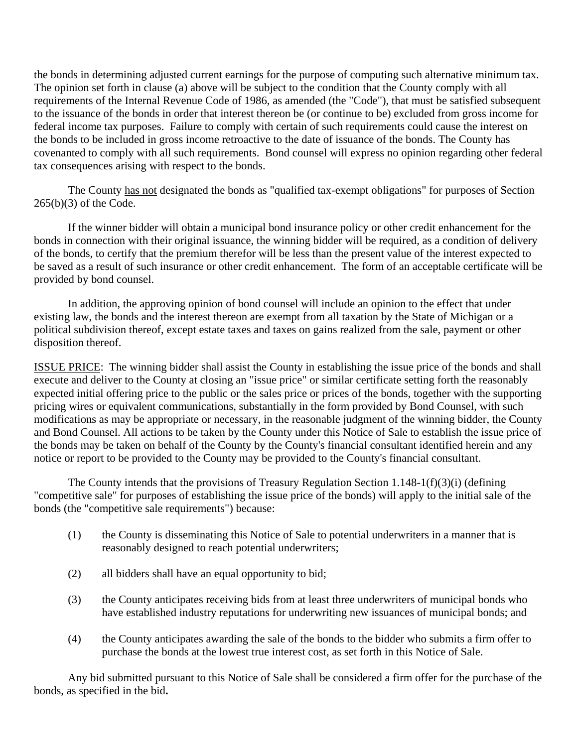the bonds in determining adjusted current earnings for the purpose of computing such alternative minimum tax. The opinion set forth in clause (a) above will be subject to the condition that the County comply with all requirements of the Internal Revenue Code of 1986, as amended (the "Code"), that must be satisfied subsequent to the issuance of the bonds in order that interest thereon be (or continue to be) excluded from gross income for federal income tax purposes. Failure to comply with certain of such requirements could cause the interest on the bonds to be included in gross income retroactive to the date of issuance of the bonds. The County has covenanted to comply with all such requirements. Bond counsel will express no opinion regarding other federal tax consequences arising with respect to the bonds.

The County <u>has not</u> designated the bonds as "qualified tax-exempt obligations" for purposes of Section 265(b)(3) of the Code.

If the winner bidder will obtain a municipal bond insurance policy or other credit enhancement for the bonds in connection with their original issuance, the winning bidder will be required, as a condition of delivery of the bonds, to certify that the premium therefor will be less than the present value of the interest expected to be saved as a result of such insurance or other credit enhancement. The form of an acceptable certificate will be provided by bond counsel.

In addition, the approving opinion of bond counsel will include an opinion to the effect that under existing law, the bonds and the interest thereon are exempt from all taxation by the State of Michigan or a political subdivision thereof, except estate taxes and taxes on gains realized from the sale, payment or other disposition thereof.

<u>ISSUE PRICE</u>: The winning bidder shall assist the County in establishing the issue price of the bonds and shall execute and deliver to the County at closing an "issue price" or similar certificate setting forth the reasonably expected initial offering price to the public or the sales price or prices of the bonds, together with the supporting pricing wires or equivalent communications, substantially in the form provided by Bond Counsel, with such modifications as may be appropriate or necessary, in the reasonable judgment of the winning bidder, the County and Bond Counsel. All actions to be taken by the County under this Notice of Sale to establish the issue price of the bonds may be taken on behalf of the County by the County's financial consultant identified herein and any notice or report to be provided to the County may be provided to the County's financial consultant.

The County intends that the provisions of Treasury Regulation Section 1.148-1(f)(3)(i) (defining "competitive sale" for purposes of establishing the issue price of the bonds) will apply to the initial sale of the bonds (the "competitive sale requirements") because:

(1) the County is disseminating this Notice of Sale to potential underwriters in a manner that is reasonably designed to reach potential underwriters;

(2) all bidders shall have an equal opportunity to bid;

(3) the County anticipates receiving bids from at least three underwriters of municipal bonds who have established industry reputations for underwriting new issuances of municipal bonds; and

(4) the County anticipates awarding the sale of the bonds to the bidder who submits a firm offer to purchase the bonds at the lowest true interest cost, as set forth in this Notice of Sale.

Any bid submitted pursuant to this Notice of Sale shall be considered a firm offer for the purchase of the bonds, as specified in the bid.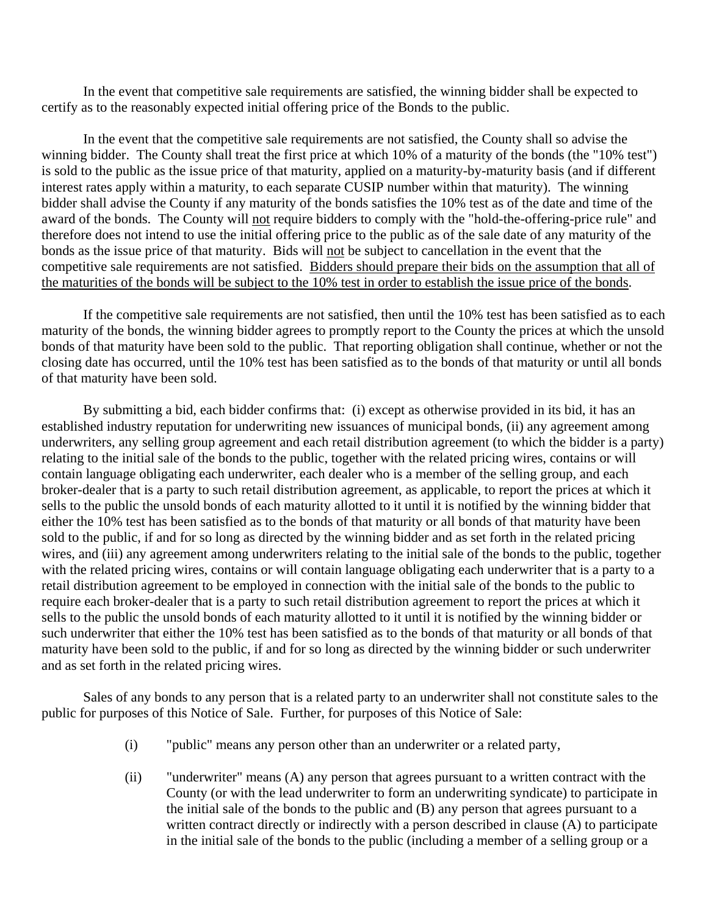In the event that competitive sale requirements are satisfied, the winning bidder shall be expected to certify as to the reasonably expected initial offering price of the Bonds to the public.

In the event that the competitive sale requirements are not satisfied, the County shall so advise the winning bidder. The County shall treat the first price at which 10% of a maturity of the bonds (the "10% test") is sold to the public as the issue price of that maturity, applied on a maturity-by-maturity basis (and if different interest rates apply within a maturity, to each separate CUSIP number within that maturity). The winning bidder shall advise the County if any maturity of the bonds satisfies the 10% test as of the date and time of the award of the bonds. The County will <u>not</u> require bidders to comply with the "hold-the-offering-price rule" and therefore does not intend to use the initial offering price to the public as of the sale date of any maturity of the bonds as the issue price of that maturity. Bids will <u>not</u> be subject to cancellation in the event that the competitive sale requirements are not satisfied. <u>Bidders should prepare their bids on the assumption that all of the maturities of the bonds will be subject to the 10% test in order to establish the issue price of the bonds</u>.

If the competitive sale requirements are not satisfied, then until the 10% test has been satisfied as to each maturity of the bonds, the winning bidder agrees to promptly report to the County the prices at which the unsold bonds of that maturity have been sold to the public. That reporting obligation shall continue, whether or not the closing date has occurred, until the 10% test has been satisfied as to the bonds of that maturity or until all bonds of that maturity have been sold.

By submitting a bid, each bidder confirms that: (i) except as otherwise provided in its bid, it has an established industry reputation for underwriting new issuances of municipal bonds, (ii) any agreement among underwriters, any selling group agreement and each retail distribution agreement (to which the bidder is a party) relating to the initial sale of the bonds to the public, together with the related pricing wires, contains or will contain language obligating each underwriter, each dealer who is a member of the selling group, and each broker-dealer that is a party to such retail distribution agreement, as applicable, to report the prices at which it sells to the public the unsold bonds of each maturity allotted to it until it is notified by the winning bidder that either the 10% test has been satisfied as to the bonds of that maturity or all bonds of that maturity have been sold to the public, if and for so long as directed by the winning bidder and as set forth in the related pricing wires, and (iii) any agreement among underwriters relating to the initial sale of the bonds to the public, together with the related pricing wires, contains or will contain language obligating each underwriter that is a party to a retail distribution agreement to be employed in connection with the initial sale of the bonds to the public to require each broker-dealer that is a party to such retail distribution agreement to report the prices at which it sells to the public the unsold bonds of each maturity allotted to it until it is notified by the winning bidder or such underwriter that either the 10% test has been satisfied as to the bonds of that maturity or all bonds of that maturity have been sold to the public, if and for so long as directed by the winning bidder or such underwriter and as set forth in the related pricing wires.

Sales of any bonds to any person that is a related party to an underwriter shall not constitute sales to the public for purposes of this Notice of Sale. Further, for purposes of this Notice of Sale:

(i) "public" means any person other than an underwriter or a related party,

(ii) "underwriter" means (A) any person that agrees pursuant to a written contract with the County (or with the lead underwriter to form an underwriting syndicate) to participate in the initial sale of the bonds to the public and (B) any person that agrees pursuant to a written contract directly or indirectly with a person described in clause (A) to participate in the initial sale of the bonds to the public (including a member of a selling group or a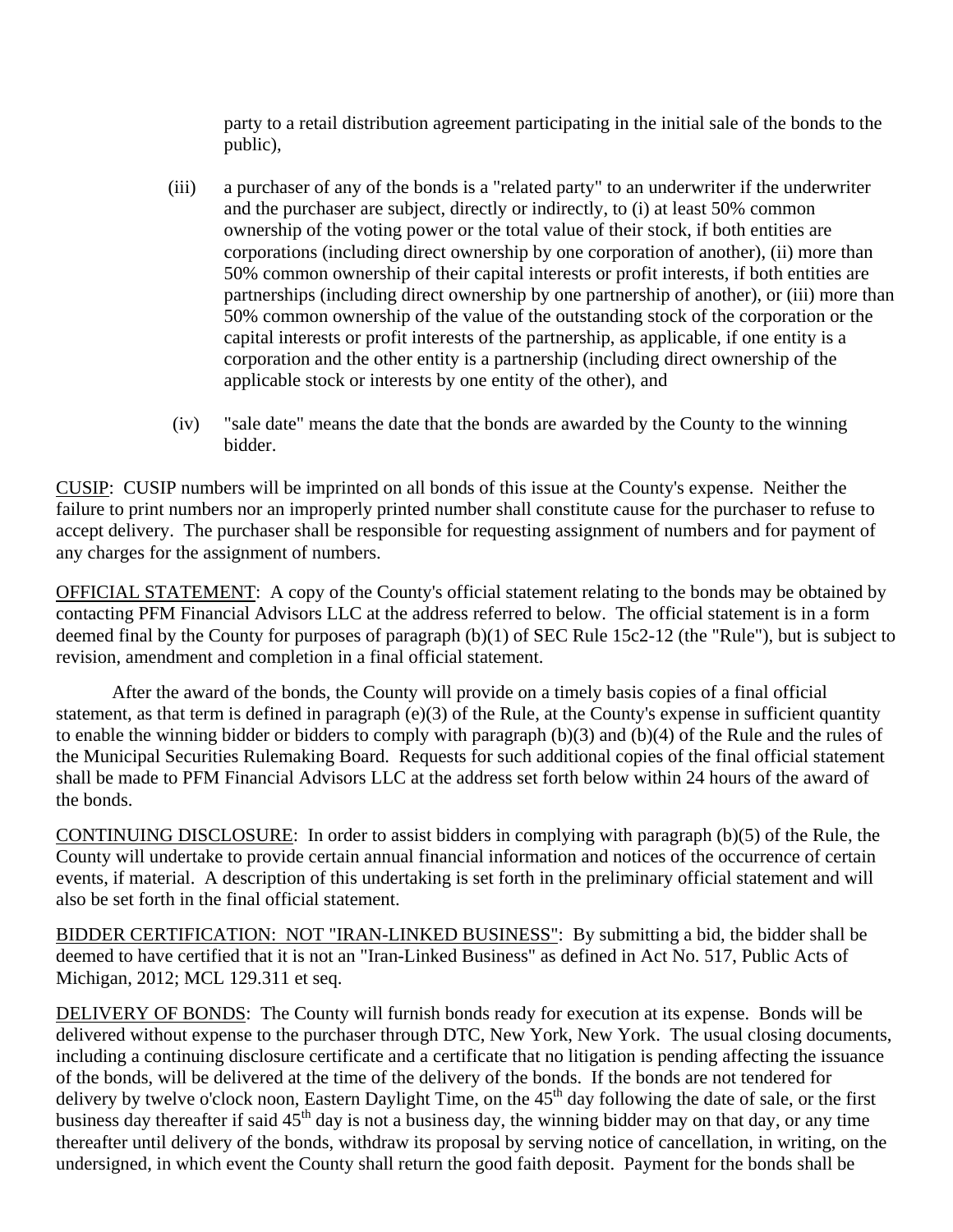party to a retail distribution agreement participating in the initial sale of the bonds to the public),

(iii) a purchaser of any of the bonds is a "related party" to an underwriter if the underwriter and the purchaser are subject, directly or indirectly, to (i) at least 50% common ownership of the voting power or the total value of their stock, if both entities are corporations (including direct ownership by one corporation of another), (ii) more than 50% common ownership of their capital interests or profit interests, if both entities are partnerships (including direct ownership by one partnership of another), or (iii) more than 50% common ownership of the value of the outstanding stock of the corporation or the capital interests or profit interests of the partnership, as applicable, if one entity is a corporation and the other entity is a partnership (including direct ownership of the applicable stock or interests by one entity of the other), and

(iv) "sale date" means the date that the bonds are awarded by the County to the winning bidder.

CUSIP: CUSIP numbers will be imprinted on all bonds of this issue at the County's expense. Neither the failure to print numbers nor an improperly printed number shall constitute cause for the purchaser to refuse to accept delivery. The purchaser shall be responsible for requesting assignment of numbers and for payment of any charges for the assignment of numbers.

OFFICIAL STATEMENT: A copy of the County's official statement relating to the bonds may be obtained by contacting PFM Financial Advisors LLC at the address referred to below. The official statement is in a form deemed final by the County for purposes of paragraph (b)(1) of SEC Rule 15c2-12 (the "Rule"), but is subject to revision, amendment and completion in a final official statement.

After the award of the bonds, the County will provide on a timely basis copies of a final official statement, as that term is defined in paragraph (e)(3) of the Rule, at the County's expense in sufficient quantity to enable the winning bidder or bidders to comply with paragraph (b)(3) and (b)(4) of the Rule and the rules of the Municipal Securities Rulemaking Board. Requests for such additional copies of the final official statement shall be made to PFM Financial Advisors LLC at the address set forth below within 24 hours of the award of the bonds.

CONTINUING DISCLOSURE: In order to assist bidders in complying with paragraph (b)(5) of the Rule, the County will undertake to provide certain annual financial information and notices of the occurrence of certain events, if material. A description of this undertaking is set forth in the preliminary official statement and will also be set forth in the final official statement.

BIDDER CERTIFICATION: NOT "IRAN-LINKED BUSINESS": By submitting a bid, the bidder shall be deemed to have certified that it is not an "Iran-Linked Business" as defined in Act No. 517, Public Acts of Michigan, 2012; MCL 129.311 et seq.

DELIVERY OF BONDS: The County will furnish bonds ready for execution at its expense. Bonds will be delivered without expense to the purchaser through DTC, New York, New York. The usual closing documents, including a continuing disclosure certificate and a certificate that no litigation is pending affecting the issuance of the bonds, will be delivered at the time of the delivery of the bonds. If the bonds are not tendered for delivery by twelve o'clock noon, Eastern Daylight Time, on the 45th day following the date of sale, or the first business day thereafter if said 45th day is not a business day, the winning bidder may on that day, or any time thereafter until delivery of the bonds, withdraw its proposal by serving notice of cancellation, in writing, on the undersigned, in which event the County shall return the good faith deposit. Payment for the bonds shall be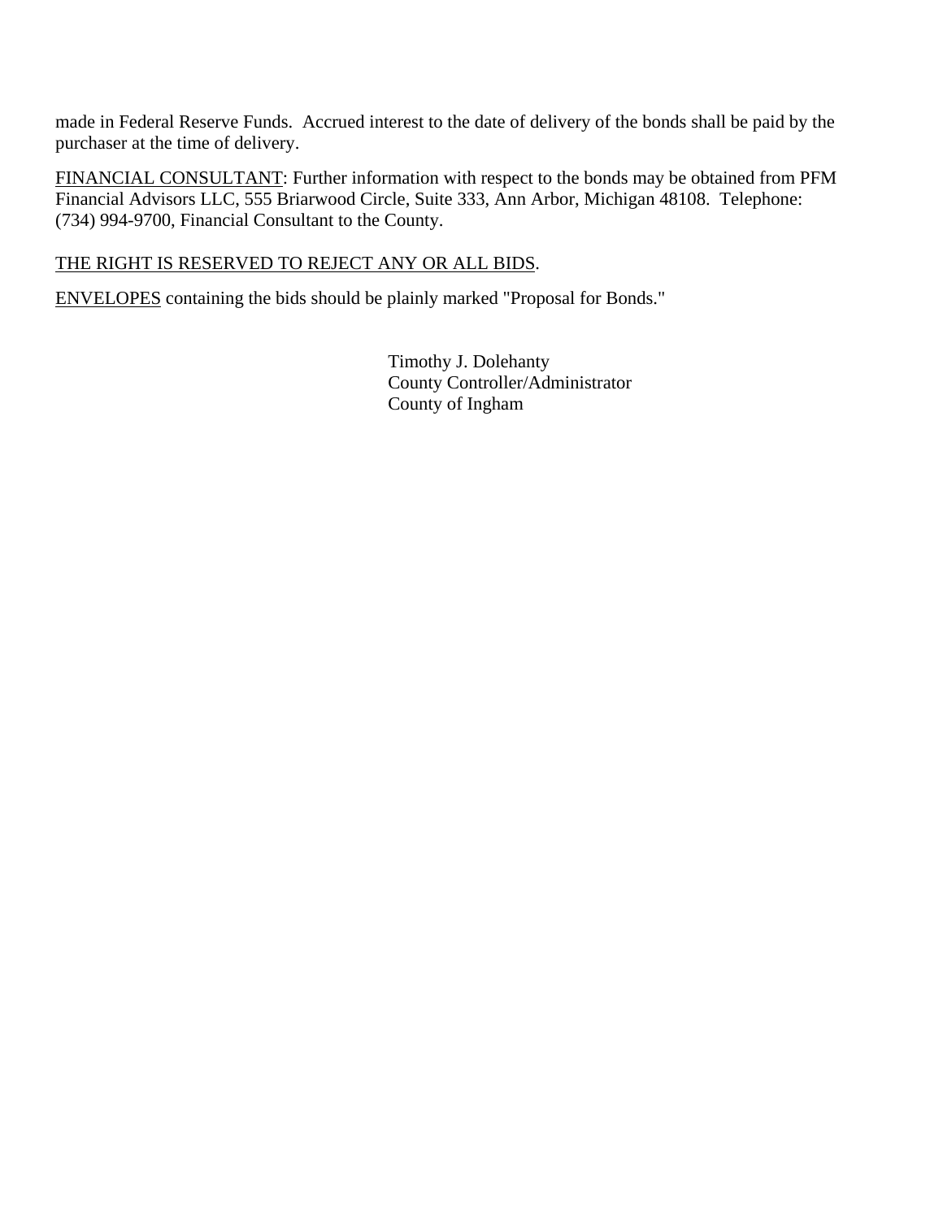made in Federal Reserve Funds. Accrued interest to the date of delivery of the bonds shall be paid by the purchaser at the time of delivery.

<u>FINANCIAL CONSULTANT</u>: Further information with respect to the bonds may be obtained from PFM Financial Advisors LLC, 555 Briarwood Circle, Suite 333, Ann Arbor, Michigan 48108. Telephone: (734) 994-9700, Financial Consultant to the County.

<u>THE RIGHT IS RESERVED TO REJECT ANY OR ALL BIDS</u>.

<u>ENVELOPES</u> containing the bids should be plainly marked "Proposal for Bonds."

Timothy J. Dolehanty
County Controller/Administrator
County of Ingham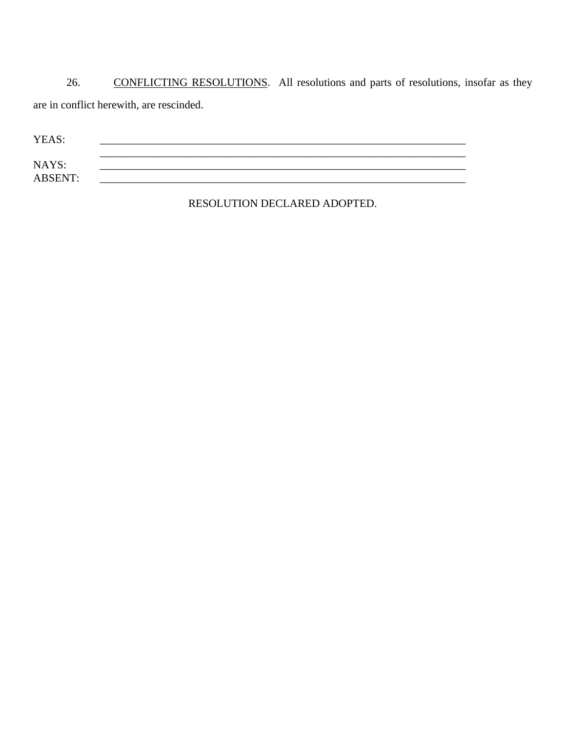26. <u>CONFLICTING RESOLUTIONS</u>. All resolutions and parts of resolutions, insofar as they are in conflict herewith, are rescinded.

YEAS: ______________________________________________________________________

______________________________________________________________________

NAYS: ______________________________________________________________________

ABSENT: ______________________________________________________________________

RESOLUTION DECLARED ADOPTED.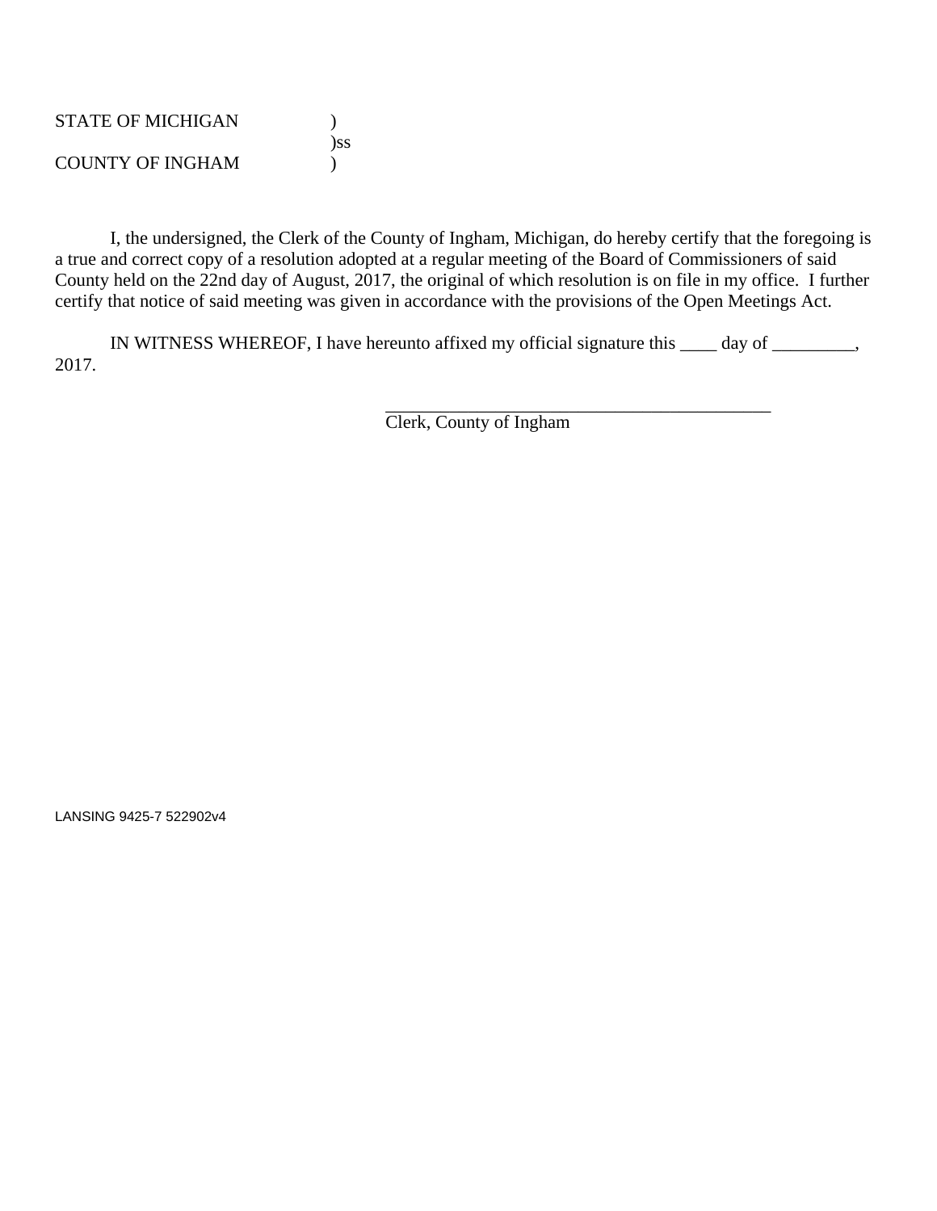STATE OF MICHIGAN )
)ss
COUNTY OF INGHAM )

I, the undersigned, the Clerk of the County of Ingham, Michigan, do hereby certify that the foregoing is a true and correct copy of a resolution adopted at a regular meeting of the Board of Commissioners of said County held on the 22nd day of August, 2017, the original of which resolution is on file in my office. I further certify that notice of said meeting was given in accordance with the provisions of the Open Meetings Act.

IN WITNESS WHEREOF, I have hereunto affixed my official signature this ____ day of _________, 2017.

_____________________________________________
Clerk, County of Ingham

LANSING 9425-7 522902v4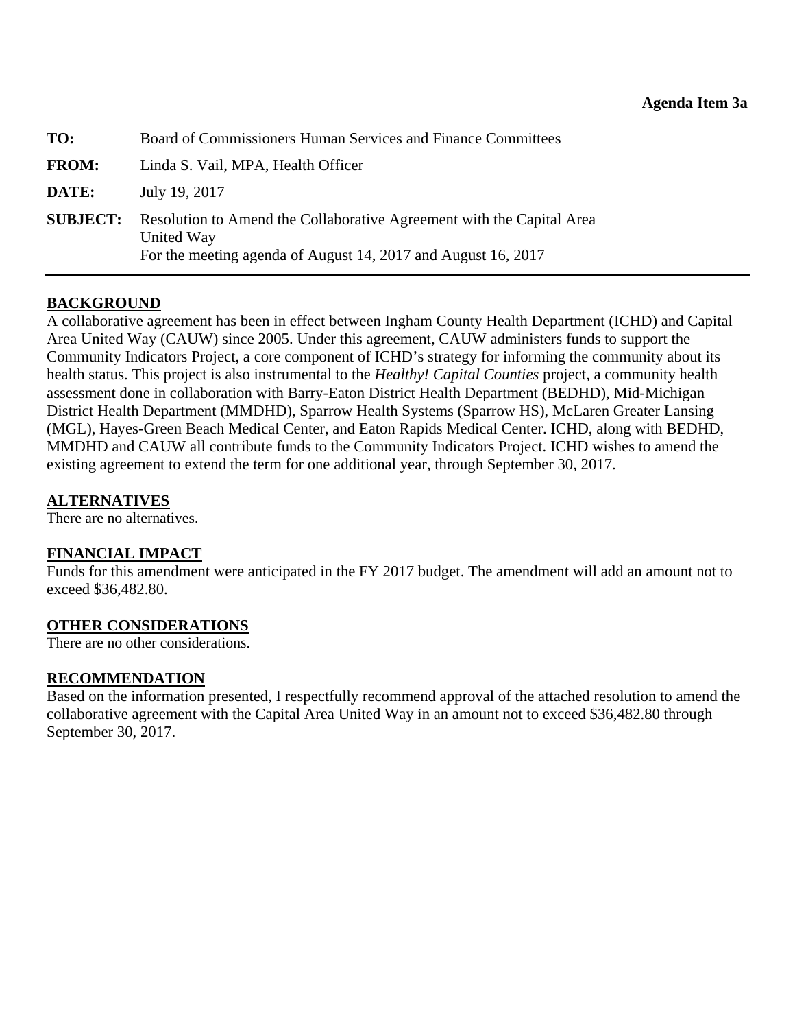**Agenda Item 3a**

**TO:** Board of Commissioners Human Services and Finance Committees

**FROM:** Linda S. Vail, MPA, Health Officer

**DATE:** July 19, 2017

**SUBJECT:** Resolution to Amend the Collaborative Agreement with the Capital Area United Way
For the meeting agenda of August 14, 2017 and August 16, 2017

---

**BACKGROUND**

A collaborative agreement has been in effect between Ingham County Health Department (ICHD) and Capital Area United Way (CAUW) since 2005. Under this agreement, CAUW administers funds to support the Community Indicators Project, a core component of ICHD's strategy for informing the community about its health status. This project is also instrumental to the *Healthy! Capital Counties* project, a community health assessment done in collaboration with Barry-Eaton District Health Department (BEDHD), Mid-Michigan District Health Department (MMDHD), Sparrow Health Systems (Sparrow HS), McLaren Greater Lansing (MGL), Hayes-Green Beach Medical Center, and Eaton Rapids Medical Center. ICHD, along with BEDHD, MMDHD and CAUW all contribute funds to the Community Indicators Project. ICHD wishes to amend the existing agreement to extend the term for one additional year, through September 30, 2017.

**ALTERNATIVES**

There are no alternatives.

**FINANCIAL IMPACT**

Funds for this amendment were anticipated in the FY 2017 budget. The amendment will add an amount not to exceed $36,482.80.

**OTHER CONSIDERATIONS**

There are no other considerations.

**RECOMMENDATION**

Based on the information presented, I respectfully recommend approval of the attached resolution to amend the collaborative agreement with the Capital Area United Way in an amount not to exceed $36,482.80 through September 30, 2017.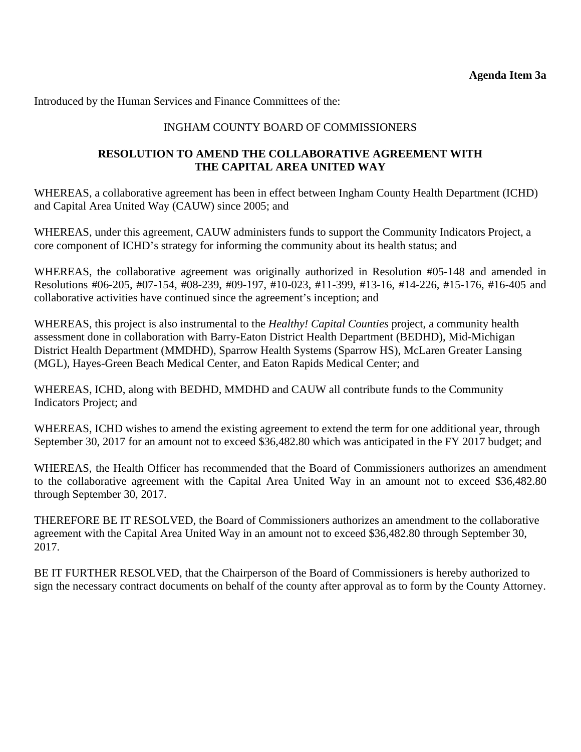**Agenda Item 3a**

Introduced by the Human Services and Finance Committees of the:

INGHAM COUNTY BOARD OF COMMISSIONERS

**RESOLUTION TO AMEND THE COLLABORATIVE AGREEMENT WITH THE CAPITAL AREA UNITED WAY**

WHEREAS, a collaborative agreement has been in effect between Ingham County Health Department (ICHD) and Capital Area United Way (CAUW) since 2005; and

WHEREAS, under this agreement, CAUW administers funds to support the Community Indicators Project, a core component of ICHD's strategy for informing the community about its health status; and

WHEREAS, the collaborative agreement was originally authorized in Resolution #05-148 and amended in Resolutions #06-205, #07-154, #08-239, #09-197, #10-023, #11-399, #13-16, #14-226, #15-176, #16-405 and collaborative activities have continued since the agreement's inception; and

WHEREAS, this project is also instrumental to the *Healthy! Capital Counties* project, a community health assessment done in collaboration with Barry-Eaton District Health Department (BEDHD), Mid-Michigan District Health Department (MMDHD), Sparrow Health Systems (Sparrow HS), McLaren Greater Lansing (MGL), Hayes-Green Beach Medical Center, and Eaton Rapids Medical Center; and

WHEREAS, ICHD, along with BEDHD, MMDHD and CAUW all contribute funds to the Community Indicators Project; and

WHEREAS, ICHD wishes to amend the existing agreement to extend the term for one additional year, through September 30, 2017 for an amount not to exceed $36,482.80 which was anticipated in the FY 2017 budget; and

WHEREAS, the Health Officer has recommended that the Board of Commissioners authorizes an amendment to the collaborative agreement with the Capital Area United Way in an amount not to exceed $36,482.80 through September 30, 2017.

THEREFORE BE IT RESOLVED, the Board of Commissioners authorizes an amendment to the collaborative agreement with the Capital Area United Way in an amount not to exceed $36,482.80 through September 30, 2017.

BE IT FURTHER RESOLVED, that the Chairperson of the Board of Commissioners is hereby authorized to sign the necessary contract documents on behalf of the county after approval as to form by the County Attorney.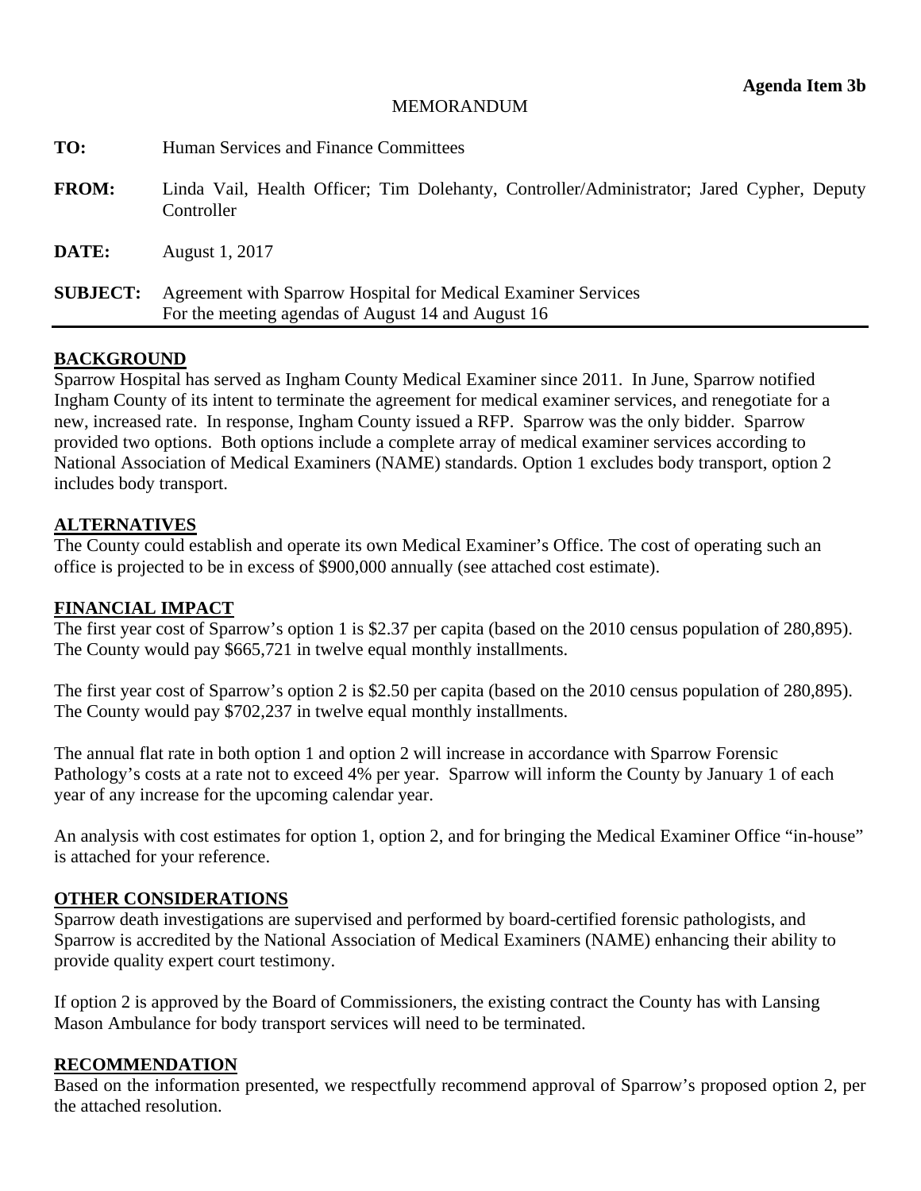**Agenda Item 3b**

MEMORANDUM

**TO:** Human Services and Finance Committees

**FROM:** Linda Vail, Health Officer; Tim Dolehanty, Controller/Administrator; Jared Cypher, Deputy Controller

**DATE:** August 1, 2017

**SUBJECT:** Agreement with Sparrow Hospital for Medical Examiner Services
For the meeting agendas of August 14 and August 16

## BACKGROUND

Sparrow Hospital has served as Ingham County Medical Examiner since 2011. In June, Sparrow notified Ingham County of its intent to terminate the agreement for medical examiner services, and renegotiate for a new, increased rate. In response, Ingham County issued a RFP. Sparrow was the only bidder. Sparrow provided two options. Both options include a complete array of medical examiner services according to National Association of Medical Examiners (NAME) standards. Option 1 excludes body transport, option 2 includes body transport.

## ALTERNATIVES

The County could establish and operate its own Medical Examiner's Office. The cost of operating such an office is projected to be in excess of $900,000 annually (see attached cost estimate).

## FINANCIAL IMPACT

The first year cost of Sparrow's option 1 is $2.37 per capita (based on the 2010 census population of 280,895). The County would pay $665,721 in twelve equal monthly installments.

The first year cost of Sparrow's option 2 is $2.50 per capita (based on the 2010 census population of 280,895). The County would pay $702,237 in twelve equal monthly installments.

The annual flat rate in both option 1 and option 2 will increase in accordance with Sparrow Forensic Pathology's costs at a rate not to exceed 4% per year. Sparrow will inform the County by January 1 of each year of any increase for the upcoming calendar year.

An analysis with cost estimates for option 1, option 2, and for bringing the Medical Examiner Office "in-house" is attached for your reference.

## OTHER CONSIDERATIONS

Sparrow death investigations are supervised and performed by board-certified forensic pathologists, and Sparrow is accredited by the National Association of Medical Examiners (NAME) enhancing their ability to provide quality expert court testimony.

If option 2 is approved by the Board of Commissioners, the existing contract the County has with Lansing Mason Ambulance for body transport services will need to be terminated.

## RECOMMENDATION

Based on the information presented, we respectfully recommend approval of Sparrow's proposed option 2, per the attached resolution.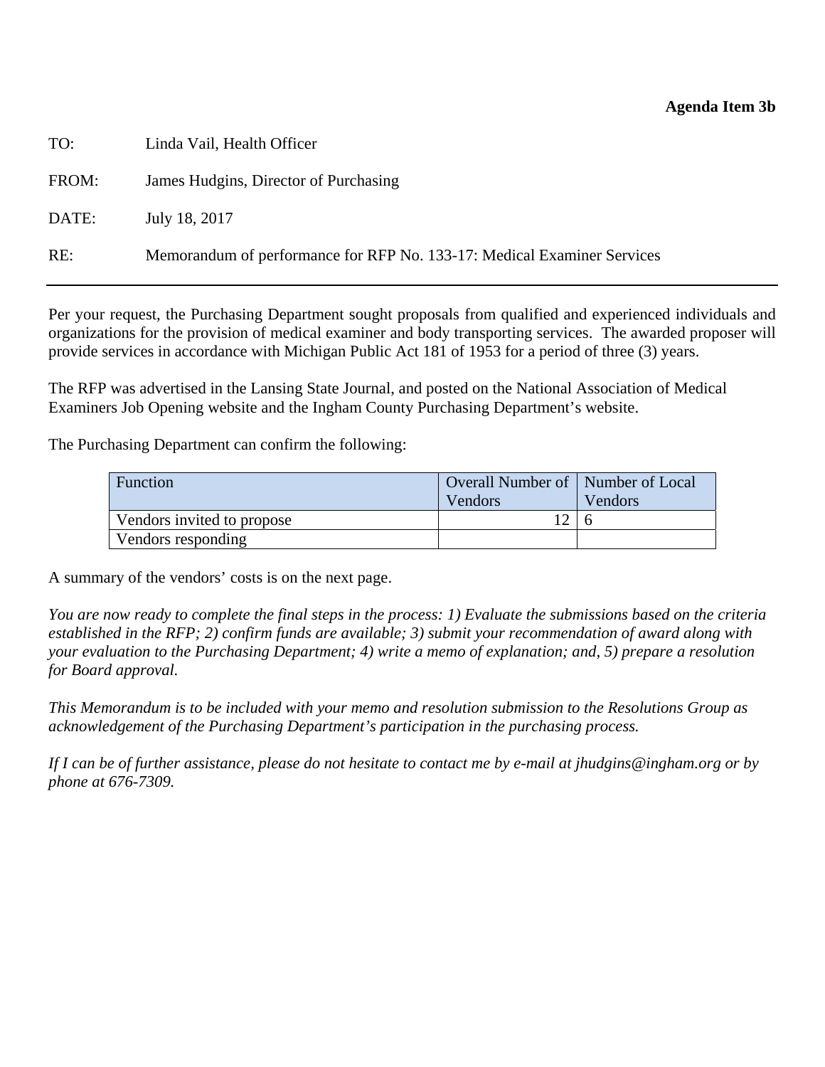**Agenda Item 3b**

TO: Linda Vail, Health Officer

FROM: James Hudgins, Director of Purchasing

DATE: July 18, 2017

RE: Memorandum of performance for RFP No. 133-17: Medical Examiner Services

---

Per your request, the Purchasing Department sought proposals from qualified and experienced individuals and organizations for the provision of medical examiner and body transporting services. The awarded proposer will provide services in accordance with Michigan Public Act 181 of 1953 for a period of three (3) years.

The RFP was advertised in the Lansing State Journal, and posted on the National Association of Medical Examiners Job Opening website and the Ingham County Purchasing Department's website.

The Purchasing Department can confirm the following:

| Function | Overall Number of Vendors | Number of Local Vendors |
|---|---|---|
| Vendors invited to propose | 12 | 6 |
| Vendors responding | | |

A summary of the vendors' costs is on the next page.

*You are now ready to complete the final steps in the process: 1) Evaluate the submissions based on the criteria established in the RFP; 2) confirm funds are available; 3) submit your recommendation of award along with your evaluation to the Purchasing Department; 4) write a memo of explanation; and, 5) prepare a resolution for Board approval.*

*This Memorandum is to be included with your memo and resolution submission to the Resolutions Group as acknowledgement of the Purchasing Department's participation in the purchasing process.*

*If I can be of further assistance, please do not hesitate to contact me by e-mail at jhudgins@ingham.org or by phone at 676-7309.*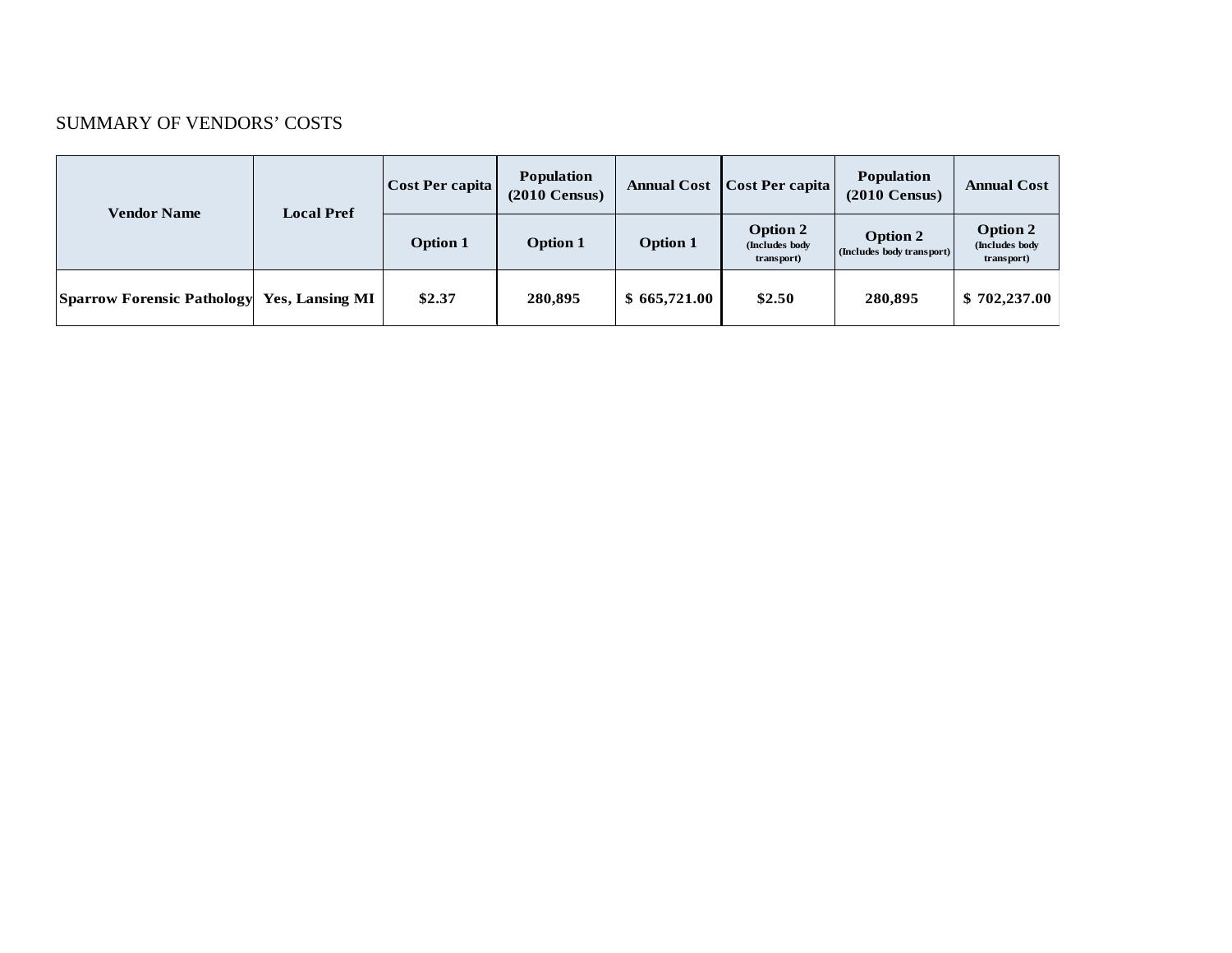SUMMARY OF VENDORS' COSTS

| Vendor Name | Local Pref | Cost Per capita | Population (2010 Census) | Annual Cost | Cost Per capita | Population (2010 Census) | Annual Cost |
|---|---|---|---|---|---|---|---|
| | | Option 1 | Option 1 | Option 1 | Option 2 (Includes body transport) | Option 2 (Includes body transport) | Option 2 (Includes body transport) |
| **Sparrow Forensic Pathology** | **Yes, Lansing MI** | **$2.37** | **280,895** | **$ 665,721.00** | **$2.50** | **280,895** | **$ 702,237.00** |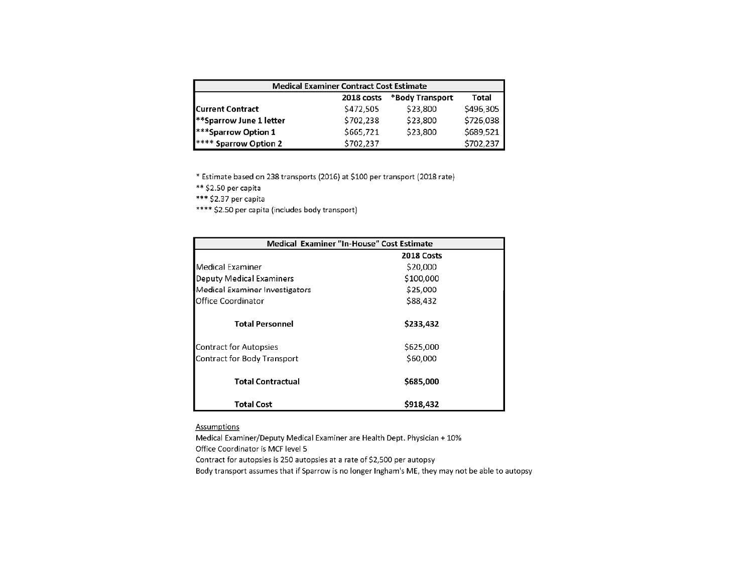| Medical Examiner Contract Cost Estimate | | | |
|---|---|---|---|
| | 2018 costs | *Body Transport | Total |
| **Current Contract** | $472,505 | $23,800 | $496,305 |
| **\*\*Sparrow June 1 letter** | $702,238 | $23,800 | $726,038 |
| **\*\*\*Sparrow Option 1** | $665,721 | $23,800 | $689,521 |
| **\*\*\*\* Sparrow Option 2** | $702,237 | | $702,237 |

* Estimate based on 238 transports (2016) at $100 per transport (2018 rate)
** $2.50 per capita
*** $2.37 per capita
**** $2.50 per capita (includes body transport)

| Medical Examiner "In-House" Cost Estimate | |
|---|---|
| | **2018 Costs** |
| Medical Examiner | $20,000 |
| Deputy Medical Examiners | $100,000 |
| Medical Examiner Investigators | $25,000 |
| Office Coordinator | $88,432 |
| **Total Personnel** | **$233,432** |
| Contract for Autopsies | $625,000 |
| Contract for Body Transport | $60,000 |
| **Total Contractual** | **$685,000** |
| **Total Cost** | **$918,432** |

Assumptions

Medical Examiner/Deputy Medical Examiner are Health Dept. Physician + 10%
Office Coordinator is MCF level 5
Contract for autopsies is 250 autopsies at a rate of $2,500 per autopsy
Body transport assumes that if Sparrow is no longer Ingham's ME, they may not be able to autopsy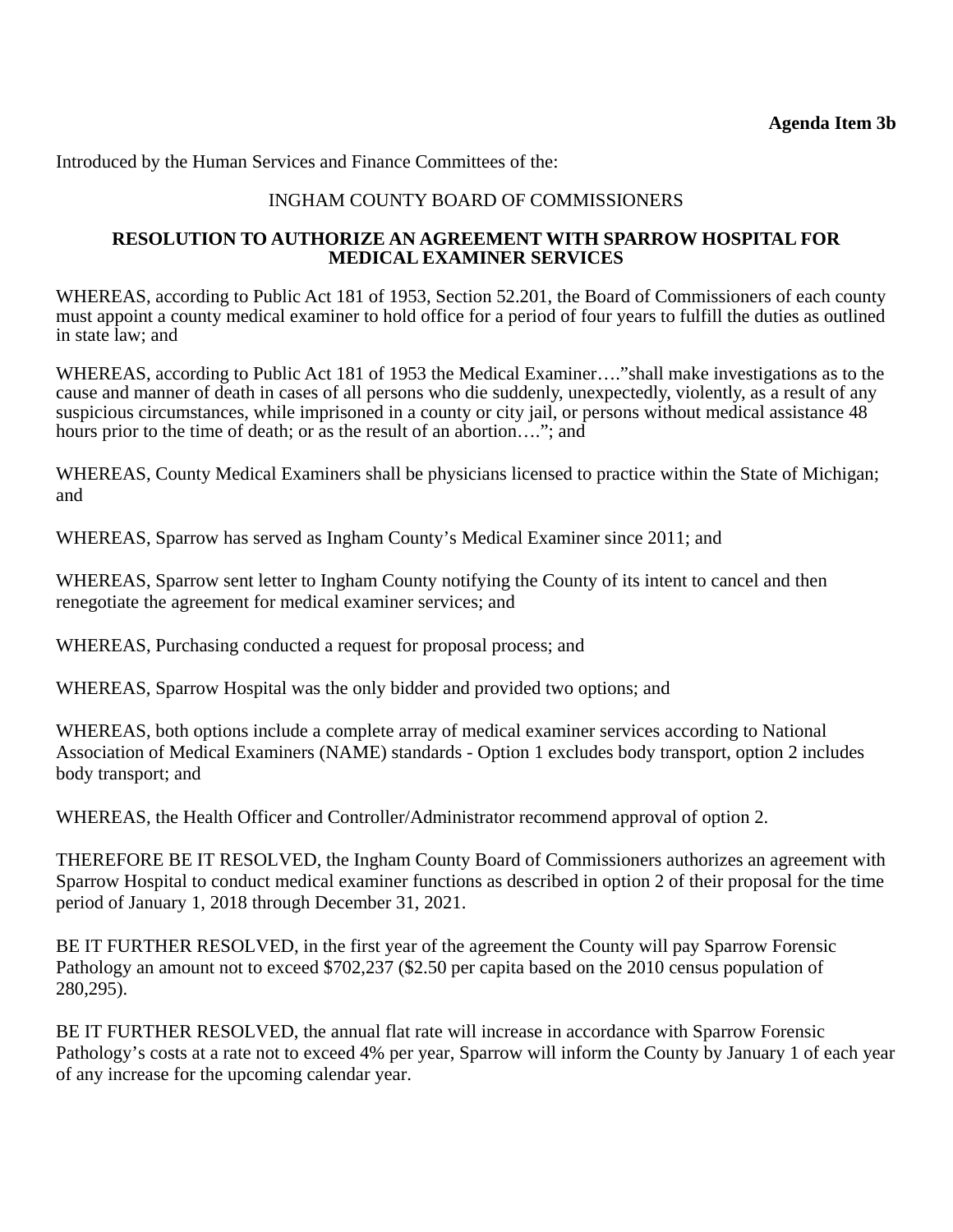**Agenda Item 3b**

Introduced by the Human Services and Finance Committees of the:

INGHAM COUNTY BOARD OF COMMISSIONERS

**RESOLUTION TO AUTHORIZE AN AGREEMENT WITH SPARROW HOSPITAL FOR MEDICAL EXAMINER SERVICES**

WHEREAS, according to Public Act 181 of 1953, Section 52.201, the Board of Commissioners of each county must appoint a county medical examiner to hold office for a period of four years to fulfill the duties as outlined in state law; and

WHEREAS, according to Public Act 181 of 1953 the Medical Examiner…."shall make investigations as to the cause and manner of death in cases of all persons who die suddenly, unexpectedly, violently, as a result of any suspicious circumstances, while imprisoned in a county or city jail, or persons without medical assistance 48 hours prior to the time of death; or as the result of an abortion…."; and

WHEREAS, County Medical Examiners shall be physicians licensed to practice within the State of Michigan; and

WHEREAS, Sparrow has served as Ingham County's Medical Examiner since 2011; and

WHEREAS, Sparrow sent letter to Ingham County notifying the County of its intent to cancel and then renegotiate the agreement for medical examiner services; and

WHEREAS, Purchasing conducted a request for proposal process; and

WHEREAS, Sparrow Hospital was the only bidder and provided two options; and

WHEREAS, both options include a complete array of medical examiner services according to National Association of Medical Examiners (NAME) standards - Option 1 excludes body transport, option 2 includes body transport; and

WHEREAS, the Health Officer and Controller/Administrator recommend approval of option 2.

THEREFORE BE IT RESOLVED, the Ingham County Board of Commissioners authorizes an agreement with Sparrow Hospital to conduct medical examiner functions as described in option 2 of their proposal for the time period of January 1, 2018 through December 31, 2021.

BE IT FURTHER RESOLVED, in the first year of the agreement the County will pay Sparrow Forensic Pathology an amount not to exceed $702,237 ($2.50 per capita based on the 2010 census population of 280,295).

BE IT FURTHER RESOLVED, the annual flat rate will increase in accordance with Sparrow Forensic Pathology's costs at a rate not to exceed 4% per year, Sparrow will inform the County by January 1 of each year of any increase for the upcoming calendar year.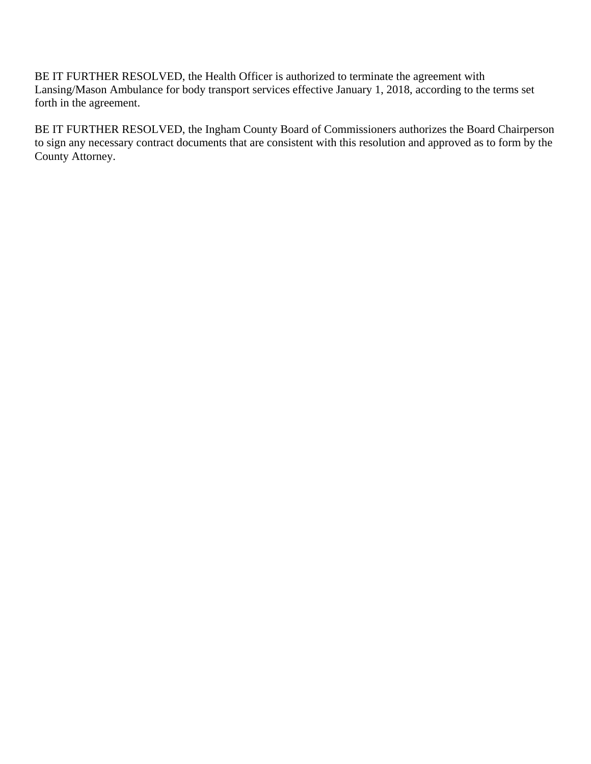BE IT FURTHER RESOLVED, the Health Officer is authorized to terminate the agreement with Lansing/Mason Ambulance for body transport services effective January 1, 2018, according to the terms set forth in the agreement.

BE IT FURTHER RESOLVED, the Ingham County Board of Commissioners authorizes the Board Chairperson to sign any necessary contract documents that are consistent with this resolution and approved as to form by the County Attorney.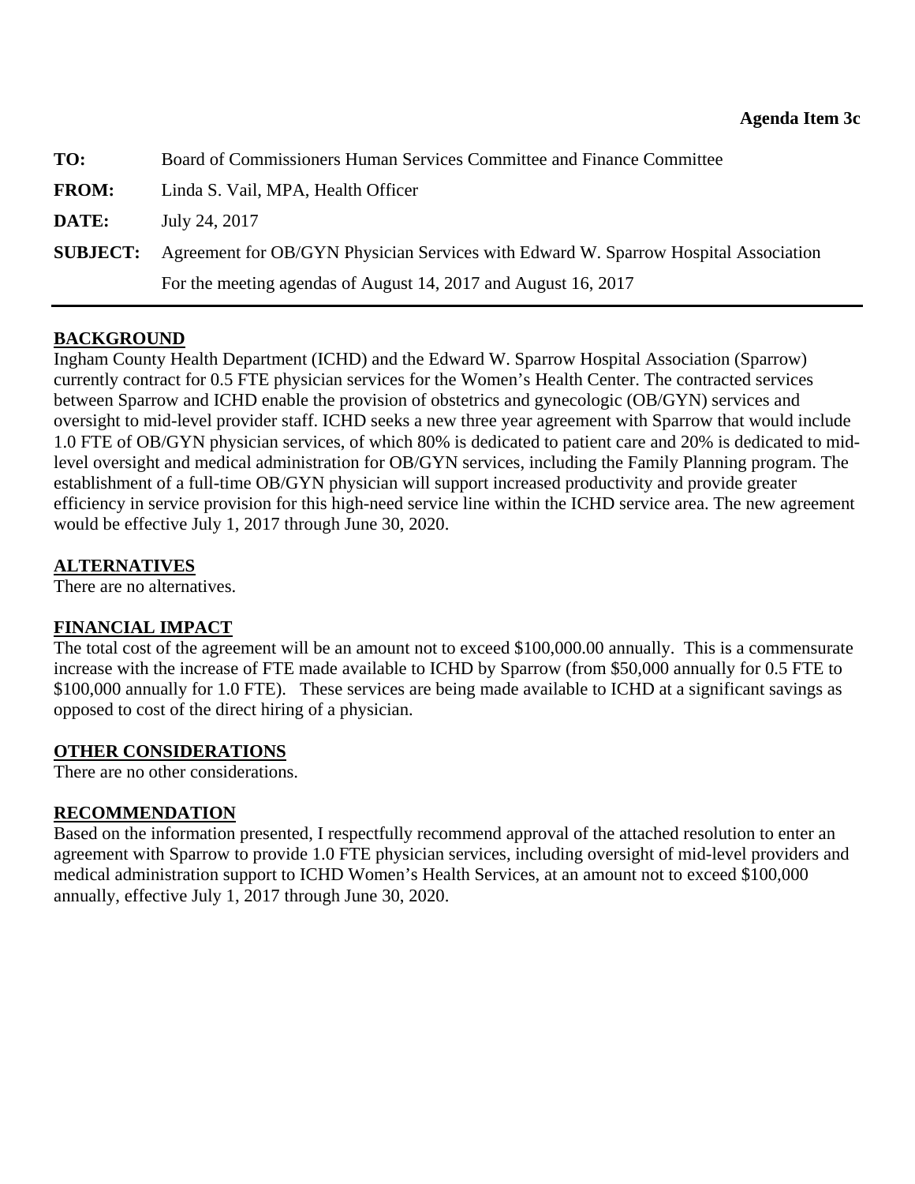**Agenda Item 3c**

**TO:** Board of Commissioners Human Services Committee and Finance Committee

**FROM:** Linda S. Vail, MPA, Health Officer

**DATE:** July 24, 2017

**SUBJECT:** Agreement for OB/GYN Physician Services with Edward W. Sparrow Hospital Association
For the meeting agendas of August 14, 2017 and August 16, 2017

---

## BACKGROUND

Ingham County Health Department (ICHD) and the Edward W. Sparrow Hospital Association (Sparrow) currently contract for 0.5 FTE physician services for the Women's Health Center. The contracted services between Sparrow and ICHD enable the provision of obstetrics and gynecologic (OB/GYN) services and oversight to mid-level provider staff. ICHD seeks a new three year agreement with Sparrow that would include 1.0 FTE of OB/GYN physician services, of which 80% is dedicated to patient care and 20% is dedicated to mid-level oversight and medical administration for OB/GYN services, including the Family Planning program. The establishment of a full-time OB/GYN physician will support increased productivity and provide greater efficiency in service provision for this high-need service line within the ICHD service area. The new agreement would be effective July 1, 2017 through June 30, 2020.

## ALTERNATIVES

There are no alternatives.

## FINANCIAL IMPACT

The total cost of the agreement will be an amount not to exceed $100,000.00 annually. This is a commensurate increase with the increase of FTE made available to ICHD by Sparrow (from $50,000 annually for 0.5 FTE to $100,000 annually for 1.0 FTE). These services are being made available to ICHD at a significant savings as opposed to cost of the direct hiring of a physician.

## OTHER CONSIDERATIONS

There are no other considerations.

## RECOMMENDATION

Based on the information presented, I respectfully recommend approval of the attached resolution to enter an agreement with Sparrow to provide 1.0 FTE physician services, including oversight of mid-level providers and medical administration support to ICHD Women's Health Services, at an amount not to exceed $100,000 annually, effective July 1, 2017 through June 30, 2020.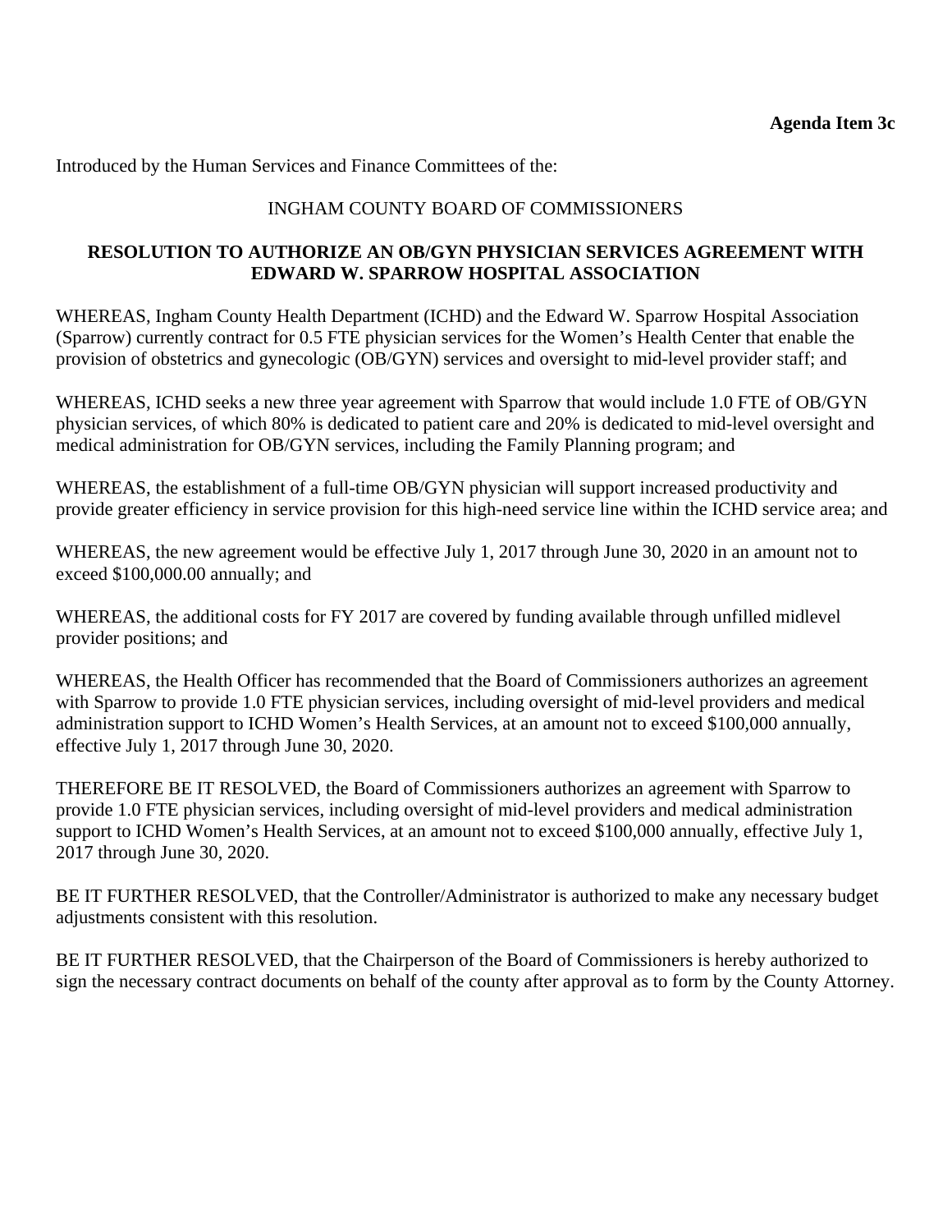**Agenda Item 3c**

Introduced by the Human Services and Finance Committees of the:

INGHAM COUNTY BOARD OF COMMISSIONERS

**RESOLUTION TO AUTHORIZE AN OB/GYN PHYSICIAN SERVICES AGREEMENT WITH EDWARD W. SPARROW HOSPITAL ASSOCIATION**

WHEREAS, Ingham County Health Department (ICHD) and the Edward W. Sparrow Hospital Association (Sparrow) currently contract for 0.5 FTE physician services for the Women's Health Center that enable the provision of obstetrics and gynecologic (OB/GYN) services and oversight to mid-level provider staff; and

WHEREAS, ICHD seeks a new three year agreement with Sparrow that would include 1.0 FTE of OB/GYN physician services, of which 80% is dedicated to patient care and 20% is dedicated to mid-level oversight and medical administration for OB/GYN services, including the Family Planning program; and

WHEREAS, the establishment of a full-time OB/GYN physician will support increased productivity and provide greater efficiency in service provision for this high-need service line within the ICHD service area; and

WHEREAS, the new agreement would be effective July 1, 2017 through June 30, 2020 in an amount not to exceed $100,000.00 annually; and

WHEREAS, the additional costs for FY 2017 are covered by funding available through unfilled midlevel provider positions; and

WHEREAS, the Health Officer has recommended that the Board of Commissioners authorizes an agreement with Sparrow to provide 1.0 FTE physician services, including oversight of mid-level providers and medical administration support to ICHD Women's Health Services, at an amount not to exceed $100,000 annually, effective July 1, 2017 through June 30, 2020.

THEREFORE BE IT RESOLVED, the Board of Commissioners authorizes an agreement with Sparrow to provide 1.0 FTE physician services, including oversight of mid-level providers and medical administration support to ICHD Women's Health Services, at an amount not to exceed $100,000 annually, effective July 1, 2017 through June 30, 2020.

BE IT FURTHER RESOLVED, that the Controller/Administrator is authorized to make any necessary budget adjustments consistent with this resolution.

BE IT FURTHER RESOLVED, that the Chairperson of the Board of Commissioners is hereby authorized to sign the necessary contract documents on behalf of the county after approval as to form by the County Attorney.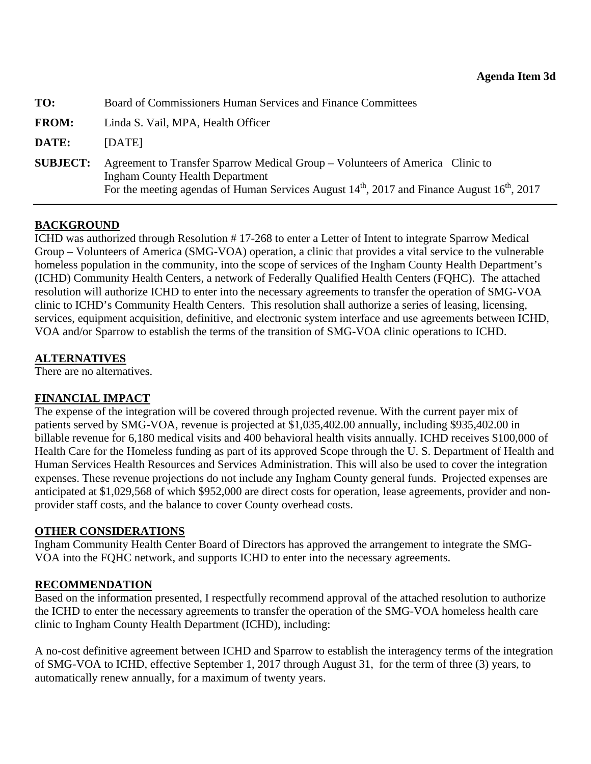**Agenda Item 3d**

**TO:** Board of Commissioners Human Services and Finance Committees

**FROM:** Linda S. Vail, MPA, Health Officer

**DATE:** [DATE]

**SUBJECT:** Agreement to Transfer Sparrow Medical Group – Volunteers of America Clinic to Ingham County Health Department
For the meeting agendas of Human Services August 14th, 2017 and Finance August 16th, 2017

---

## BACKGROUND

ICHD was authorized through Resolution # 17-268 to enter a Letter of Intent to integrate Sparrow Medical Group – Volunteers of America (SMG-VOA) operation, a clinic that provides a vital service to the vulnerable homeless population in the community, into the scope of services of the Ingham County Health Department's (ICHD) Community Health Centers, a network of Federally Qualified Health Centers (FQHC). The attached resolution will authorize ICHD to enter into the necessary agreements to transfer the operation of SMG-VOA clinic to ICHD's Community Health Centers. This resolution shall authorize a series of leasing, licensing, services, equipment acquisition, definitive, and electronic system interface and use agreements between ICHD, VOA and/or Sparrow to establish the terms of the transition of SMG-VOA clinic operations to ICHD.

## ALTERNATIVES

There are no alternatives.

## FINANCIAL IMPACT

The expense of the integration will be covered through projected revenue. With the current payer mix of patients served by SMG-VOA, revenue is projected at $1,035,402.00 annually, including $935,402.00 in billable revenue for 6,180 medical visits and 400 behavioral health visits annually. ICHD receives $100,000 of Health Care for the Homeless funding as part of its approved Scope through the U. S. Department of Health and Human Services Health Resources and Services Administration. This will also be used to cover the integration expenses. These revenue projections do not include any Ingham County general funds. Projected expenses are anticipated at $1,029,568 of which $952,000 are direct costs for operation, lease agreements, provider and non-provider staff costs, and the balance to cover County overhead costs.

## OTHER CONSIDERATIONS

Ingham Community Health Center Board of Directors has approved the arrangement to integrate the SMG-VOA into the FQHC network, and supports ICHD to enter into the necessary agreements.

## RECOMMENDATION

Based on the information presented, I respectfully recommend approval of the attached resolution to authorize the ICHD to enter the necessary agreements to transfer the operation of the SMG-VOA homeless health care clinic to Ingham County Health Department (ICHD), including:

A no-cost definitive agreement between ICHD and Sparrow to establish the interagency terms of the integration of SMG-VOA to ICHD, effective September 1, 2017 through August 31, for the term of three (3) years, to automatically renew annually, for a maximum of twenty years.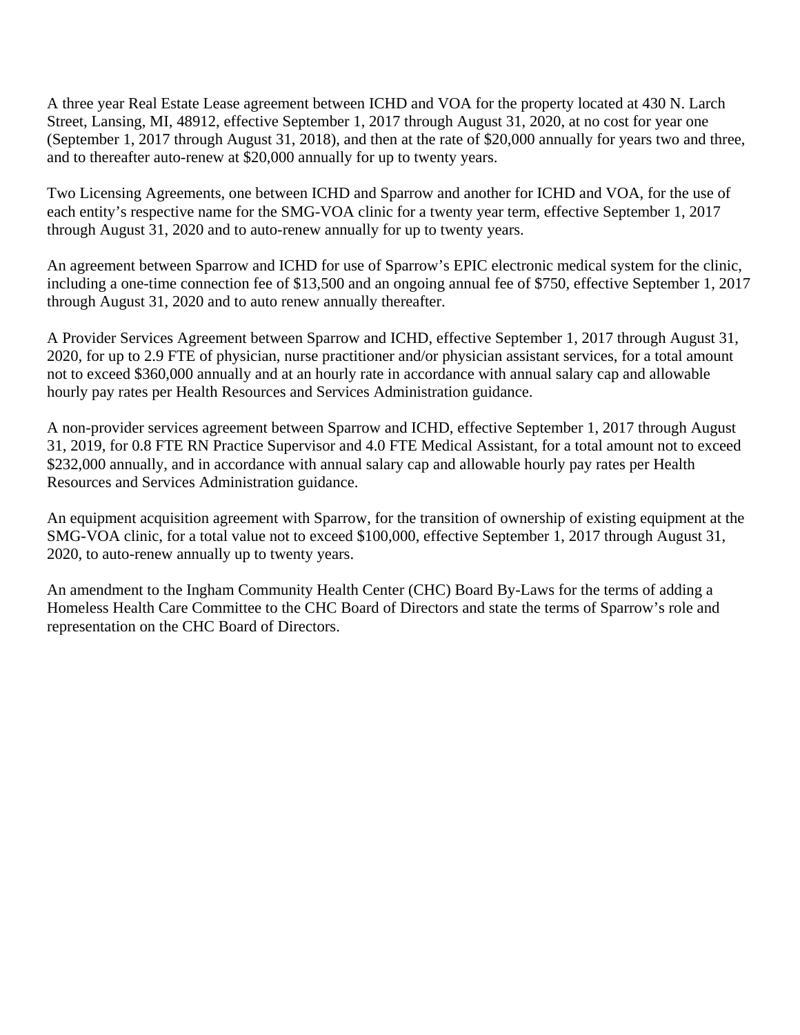A three year Real Estate Lease agreement between ICHD and VOA for the property located at 430 N. Larch Street, Lansing, MI, 48912, effective September 1, 2017 through August 31, 2020, at no cost for year one (September 1, 2017 through August 31, 2018), and then at the rate of $20,000 annually for years two and three, and to thereafter auto-renew at $20,000 annually for up to twenty years.

Two Licensing Agreements, one between ICHD and Sparrow and another for ICHD and VOA, for the use of each entity's respective name for the SMG-VOA clinic for a twenty year term, effective September 1, 2017 through August 31, 2020 and to auto-renew annually for up to twenty years.

An agreement between Sparrow and ICHD for use of Sparrow's EPIC electronic medical system for the clinic, including a one-time connection fee of $13,500 and an ongoing annual fee of $750, effective September 1, 2017 through August 31, 2020 and to auto renew annually thereafter.

A Provider Services Agreement between Sparrow and ICHD, effective September 1, 2017 through August 31, 2020, for up to 2.9 FTE of physician, nurse practitioner and/or physician assistant services, for a total amount not to exceed $360,000 annually and at an hourly rate in accordance with annual salary cap and allowable hourly pay rates per Health Resources and Services Administration guidance.

A non-provider services agreement between Sparrow and ICHD, effective September 1, 2017 through August 31, 2019, for 0.8 FTE RN Practice Supervisor and 4.0 FTE Medical Assistant, for a total amount not to exceed $232,000 annually, and in accordance with annual salary cap and allowable hourly pay rates per Health Resources and Services Administration guidance.

An equipment acquisition agreement with Sparrow, for the transition of ownership of existing equipment at the SMG-VOA clinic, for a total value not to exceed $100,000, effective September 1, 2017 through August 31, 2020, to auto-renew annually up to twenty years.

An amendment to the Ingham Community Health Center (CHC) Board By-Laws for the terms of adding a Homeless Health Care Committee to the CHC Board of Directors and state the terms of Sparrow's role and representation on the CHC Board of Directors.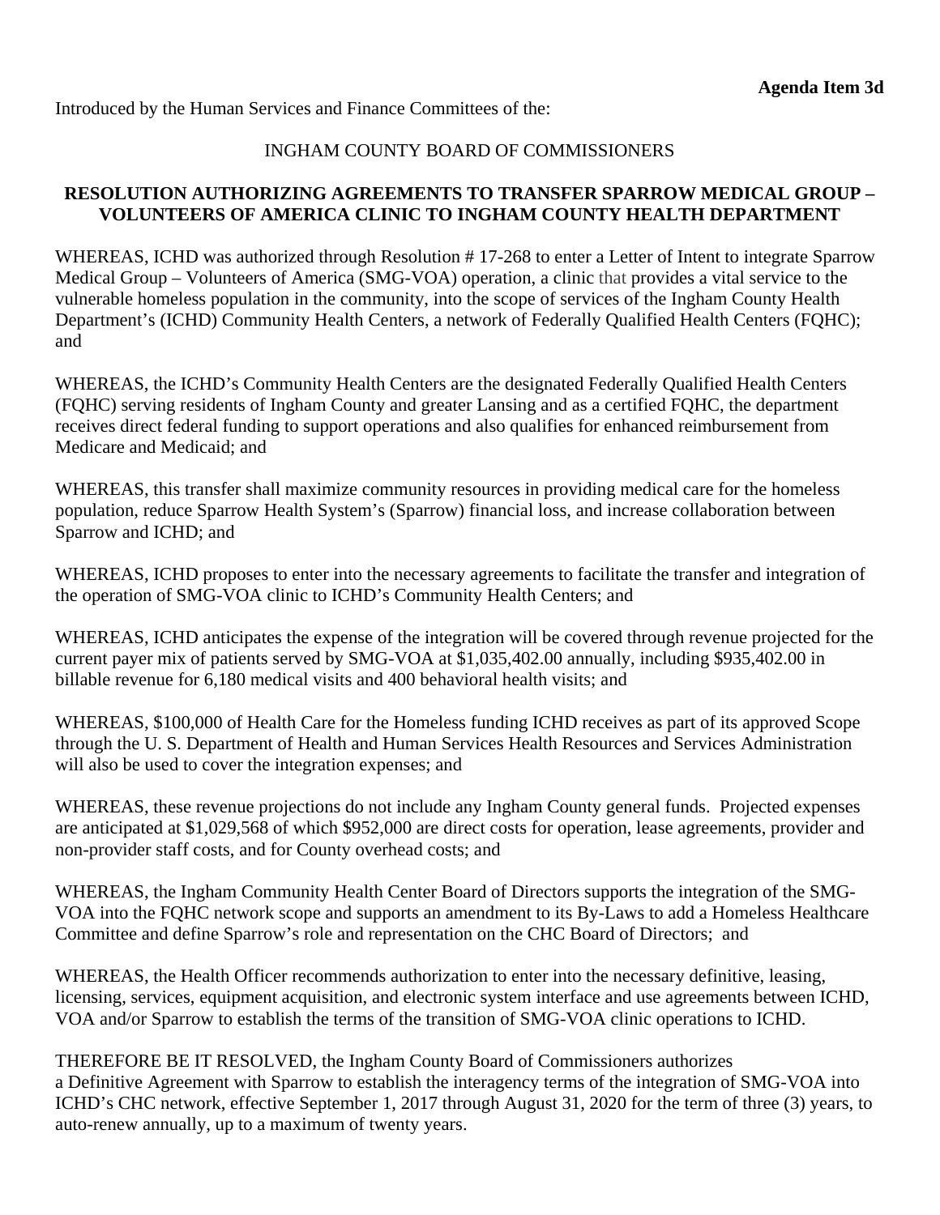**Agenda Item 3d**

Introduced by the Human Services and Finance Committees of the:

INGHAM COUNTY BOARD OF COMMISSIONERS

**RESOLUTION AUTHORIZING AGREEMENTS TO TRANSFER SPARROW MEDICAL GROUP – VOLUNTEERS OF AMERICA CLINIC TO INGHAM COUNTY HEALTH DEPARTMENT**

WHEREAS, ICHD was authorized through Resolution # 17-268 to enter a Letter of Intent to integrate Sparrow Medical Group – Volunteers of America (SMG-VOA) operation, a clinic that provides a vital service to the vulnerable homeless population in the community, into the scope of services of the Ingham County Health Department's (ICHD) Community Health Centers, a network of Federally Qualified Health Centers (FQHC); and

WHEREAS, the ICHD's Community Health Centers are the designated Federally Qualified Health Centers (FQHC) serving residents of Ingham County and greater Lansing and as a certified FQHC, the department receives direct federal funding to support operations and also qualifies for enhanced reimbursement from Medicare and Medicaid; and

WHEREAS, this transfer shall maximize community resources in providing medical care for the homeless population, reduce Sparrow Health System's (Sparrow) financial loss, and increase collaboration between Sparrow and ICHD; and

WHEREAS, ICHD proposes to enter into the necessary agreements to facilitate the transfer and integration of the operation of SMG-VOA clinic to ICHD's Community Health Centers; and

WHEREAS, ICHD anticipates the expense of the integration will be covered through revenue projected for the current payer mix of patients served by SMG-VOA at $1,035,402.00 annually, including $935,402.00 in billable revenue for 6,180 medical visits and 400 behavioral health visits; and

WHEREAS, $100,000 of Health Care for the Homeless funding ICHD receives as part of its approved Scope through the U. S. Department of Health and Human Services Health Resources and Services Administration will also be used to cover the integration expenses; and

WHEREAS, these revenue projections do not include any Ingham County general funds. Projected expenses are anticipated at $1,029,568 of which $952,000 are direct costs for operation, lease agreements, provider and non-provider staff costs, and for County overhead costs; and

WHEREAS, the Ingham Community Health Center Board of Directors supports the integration of the SMG-VOA into the FQHC network scope and supports an amendment to its By-Laws to add a Homeless Healthcare Committee and define Sparrow's role and representation on the CHC Board of Directors; and

WHEREAS, the Health Officer recommends authorization to enter into the necessary definitive, leasing, licensing, services, equipment acquisition, and electronic system interface and use agreements between ICHD, VOA and/or Sparrow to establish the terms of the transition of SMG-VOA clinic operations to ICHD.

THEREFORE BE IT RESOLVED, the Ingham County Board of Commissioners authorizes a Definitive Agreement with Sparrow to establish the interagency terms of the integration of SMG-VOA into ICHD's CHC network, effective September 1, 2017 through August 31, 2020 for the term of three (3) years, to auto-renew annually, up to a maximum of twenty years.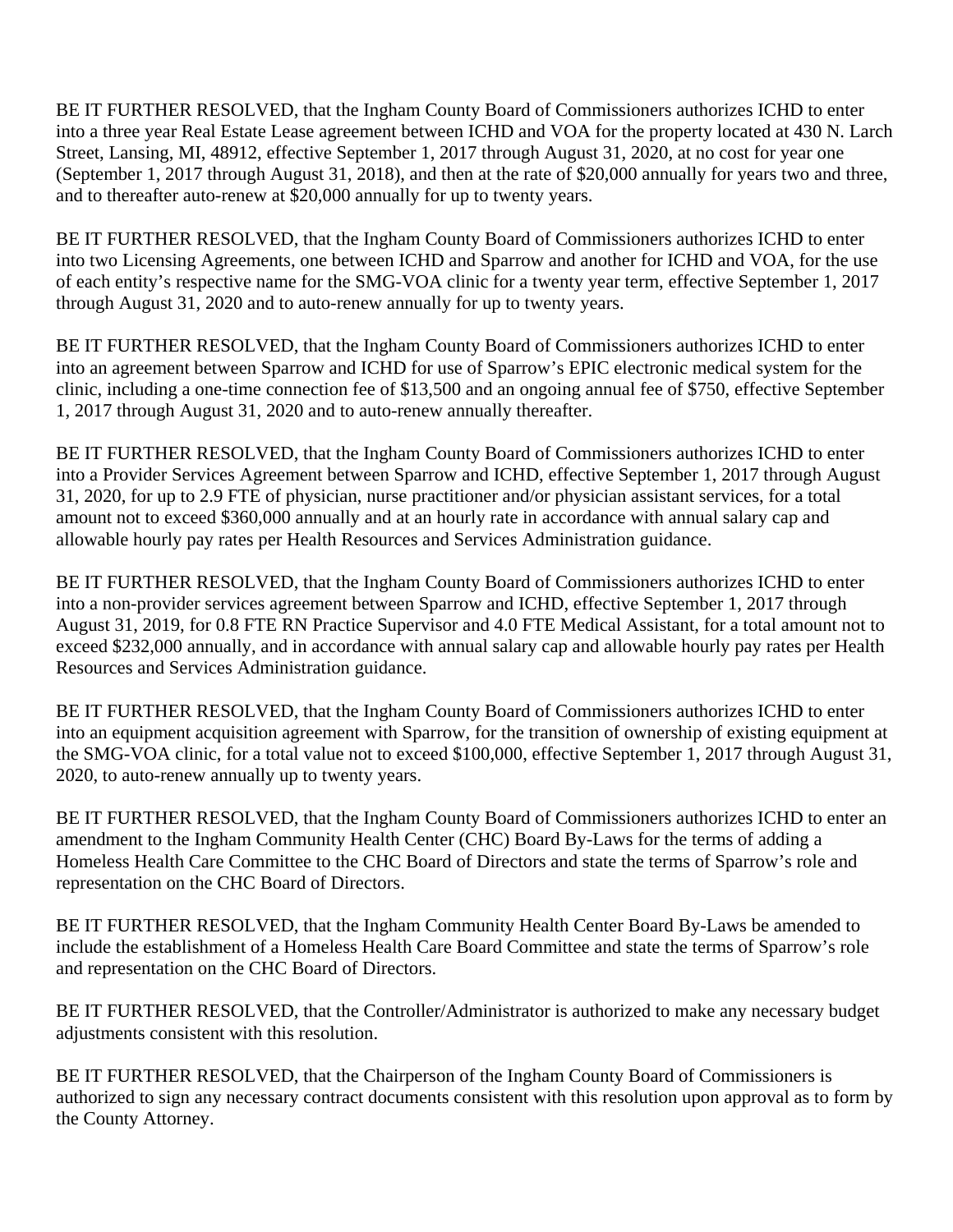BE IT FURTHER RESOLVED, that the Ingham County Board of Commissioners authorizes ICHD to enter into a three year Real Estate Lease agreement between ICHD and VOA for the property located at 430 N. Larch Street, Lansing, MI, 48912, effective September 1, 2017 through August 31, 2020, at no cost for year one (September 1, 2017 through August 31, 2018), and then at the rate of $20,000 annually for years two and three, and to thereafter auto-renew at $20,000 annually for up to twenty years.

BE IT FURTHER RESOLVED, that the Ingham County Board of Commissioners authorizes ICHD to enter into two Licensing Agreements, one between ICHD and Sparrow and another for ICHD and VOA, for the use of each entity's respective name for the SMG-VOA clinic for a twenty year term, effective September 1, 2017 through August 31, 2020 and to auto-renew annually for up to twenty years.

BE IT FURTHER RESOLVED, that the Ingham County Board of Commissioners authorizes ICHD to enter into an agreement between Sparrow and ICHD for use of Sparrow's EPIC electronic medical system for the clinic, including a one-time connection fee of $13,500 and an ongoing annual fee of $750, effective September 1, 2017 through August 31, 2020 and to auto-renew annually thereafter.

BE IT FURTHER RESOLVED, that the Ingham County Board of Commissioners authorizes ICHD to enter into a Provider Services Agreement between Sparrow and ICHD, effective September 1, 2017 through August 31, 2020, for up to 2.9 FTE of physician, nurse practitioner and/or physician assistant services, for a total amount not to exceed $360,000 annually and at an hourly rate in accordance with annual salary cap and allowable hourly pay rates per Health Resources and Services Administration guidance.

BE IT FURTHER RESOLVED, that the Ingham County Board of Commissioners authorizes ICHD to enter into a non-provider services agreement between Sparrow and ICHD, effective September 1, 2017 through August 31, 2019, for 0.8 FTE RN Practice Supervisor and 4.0 FTE Medical Assistant, for a total amount not to exceed $232,000 annually, and in accordance with annual salary cap and allowable hourly pay rates per Health Resources and Services Administration guidance.

BE IT FURTHER RESOLVED, that the Ingham County Board of Commissioners authorizes ICHD to enter into an equipment acquisition agreement with Sparrow, for the transition of ownership of existing equipment at the SMG-VOA clinic, for a total value not to exceed $100,000, effective September 1, 2017 through August 31, 2020, to auto-renew annually up to twenty years.

BE IT FURTHER RESOLVED, that the Ingham County Board of Commissioners authorizes ICHD to enter an amendment to the Ingham Community Health Center (CHC) Board By-Laws for the terms of adding a Homeless Health Care Committee to the CHC Board of Directors and state the terms of Sparrow's role and representation on the CHC Board of Directors.

BE IT FURTHER RESOLVED, that the Ingham Community Health Center Board By-Laws be amended to include the establishment of a Homeless Health Care Board Committee and state the terms of Sparrow's role and representation on the CHC Board of Directors.

BE IT FURTHER RESOLVED, that the Controller/Administrator is authorized to make any necessary budget adjustments consistent with this resolution.

BE IT FURTHER RESOLVED, that the Chairperson of the Ingham County Board of Commissioners is authorized to sign any necessary contract documents consistent with this resolution upon approval as to form by the County Attorney.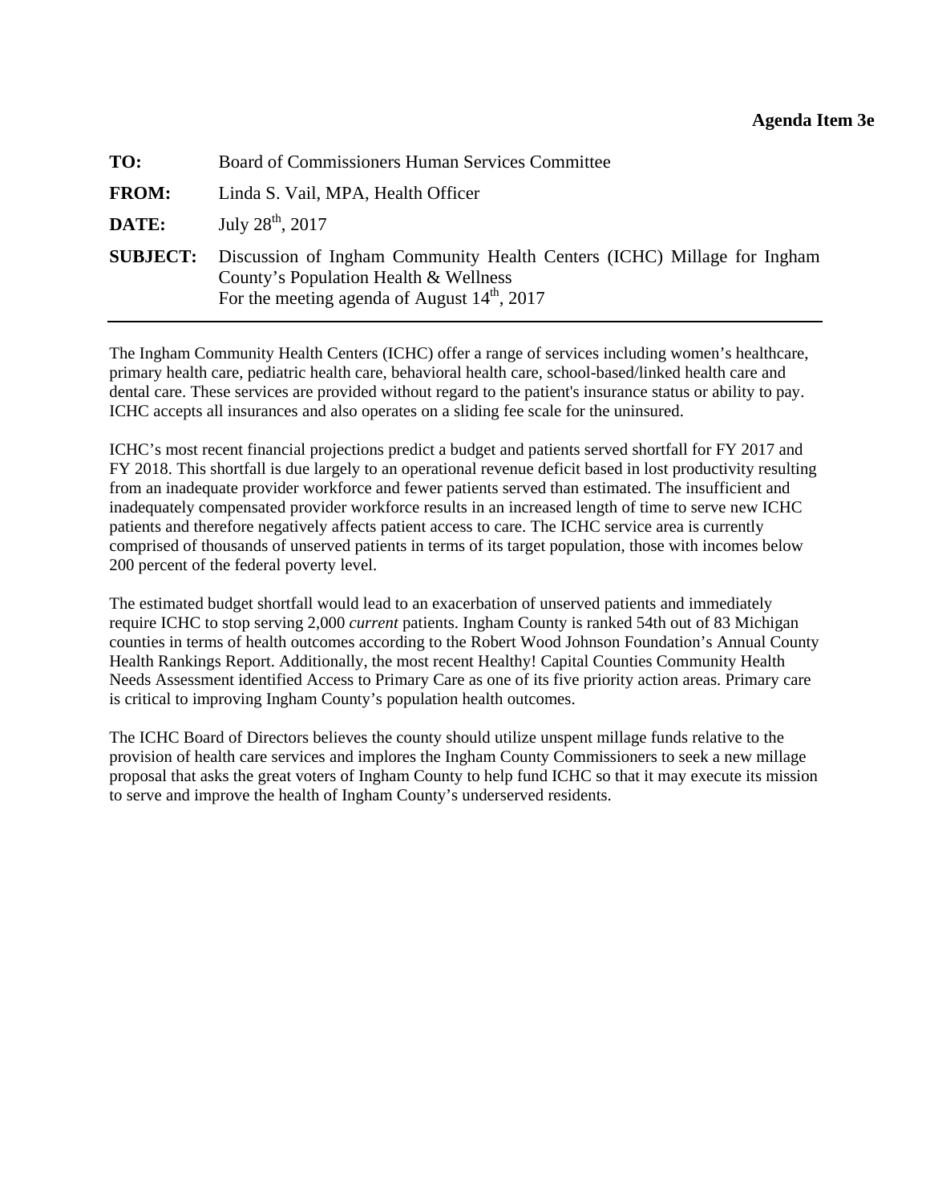**Agenda Item 3e**

**TO:** Board of Commissioners Human Services Committee

**FROM:** Linda S. Vail, MPA, Health Officer

**DATE:** July 28th, 2017

**SUBJECT:** Discussion of Ingham Community Health Centers (ICHC) Millage for Ingham County's Population Health & Wellness
For the meeting agenda of August 14th, 2017

---

The Ingham Community Health Centers (ICHC) offer a range of services including women's healthcare, primary health care, pediatric health care, behavioral health care, school-based/linked health care and dental care. These services are provided without regard to the patient's insurance status or ability to pay. ICHC accepts all insurances and also operates on a sliding fee scale for the uninsured.

ICHC's most recent financial projections predict a budget and patients served shortfall for FY 2017 and FY 2018. This shortfall is due largely to an operational revenue deficit based in lost productivity resulting from an inadequate provider workforce and fewer patients served than estimated. The insufficient and inadequately compensated provider workforce results in an increased length of time to serve new ICHC patients and therefore negatively affects patient access to care. The ICHC service area is currently comprised of thousands of unserved patients in terms of its target population, those with incomes below 200 percent of the federal poverty level.

The estimated budget shortfall would lead to an exacerbation of unserved patients and immediately require ICHC to stop serving 2,000 *current* patients. Ingham County is ranked 54th out of 83 Michigan counties in terms of health outcomes according to the Robert Wood Johnson Foundation's Annual County Health Rankings Report. Additionally, the most recent Healthy! Capital Counties Community Health Needs Assessment identified Access to Primary Care as one of its five priority action areas. Primary care is critical to improving Ingham County's population health outcomes.

The ICHC Board of Directors believes the county should utilize unspent millage funds relative to the provision of health care services and implores the Ingham County Commissioners to seek a new millage proposal that asks the great voters of Ingham County to help fund ICHC so that it may execute its mission to serve and improve the health of Ingham County's underserved residents.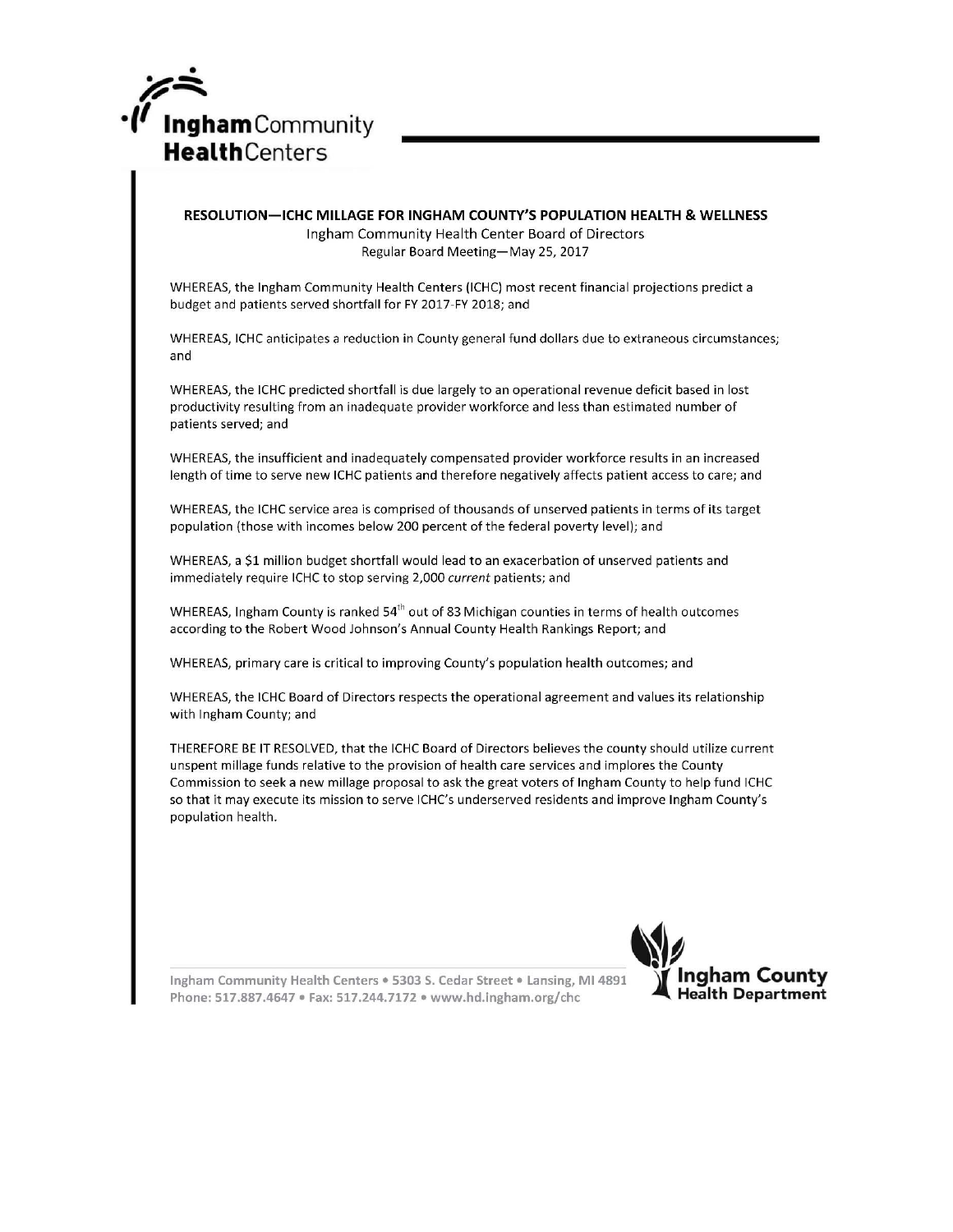**Ingham** Community
**Health** Centers

## RESOLUTION—ICHC MILLAGE FOR INGHAM COUNTY'S POPULATION HEALTH & WELLNESS

Ingham Community Health Center Board of Directors
Regular Board Meeting—May 25, 2017

WHEREAS, the Ingham Community Health Centers (ICHC) most recent financial projections predict a budget and patients served shortfall for FY 2017-FY 2018; and

WHEREAS, ICHC anticipates a reduction in County general fund dollars due to extraneous circumstances; and

WHEREAS, the ICHC predicted shortfall is due largely to an operational revenue deficit based in lost productivity resulting from an inadequate provider workforce and less than estimated number of patients served; and

WHEREAS, the insufficient and inadequately compensated provider workforce results in an increased length of time to serve new ICHC patients and therefore negatively affects patient access to care; and

WHEREAS, the ICHC service area is comprised of thousands of unserved patients in terms of its target population (those with incomes below 200 percent of the federal poverty level); and

WHEREAS, a $1 million budget shortfall would lead to an exacerbation of unserved patients and immediately require ICHC to stop serving 2,000 *current* patients; and

WHEREAS, Ingham County is ranked 54th out of 83 Michigan counties in terms of health outcomes according to the Robert Wood Johnson's Annual County Health Rankings Report; and

WHEREAS, primary care is critical to improving County's population health outcomes; and

WHEREAS, the ICHC Board of Directors respects the operational agreement and values its relationship with Ingham County; and

THEREFORE BE IT RESOLVED, that the ICHC Board of Directors believes the county should utilize current unspent millage funds relative to the provision of health care services and implores the County Commission to seek a new millage proposal to ask the great voters of Ingham County to help fund ICHC so that it may execute its mission to serve ICHC's underserved residents and improve Ingham County's population health.

Ingham Community Health Centers • 5303 S. Cedar Street • Lansing, MI 4891
Phone: 517.887.4647 • Fax: 517.244.7172 • www.hd.ingham.org/chc

**Ingham County Health Department**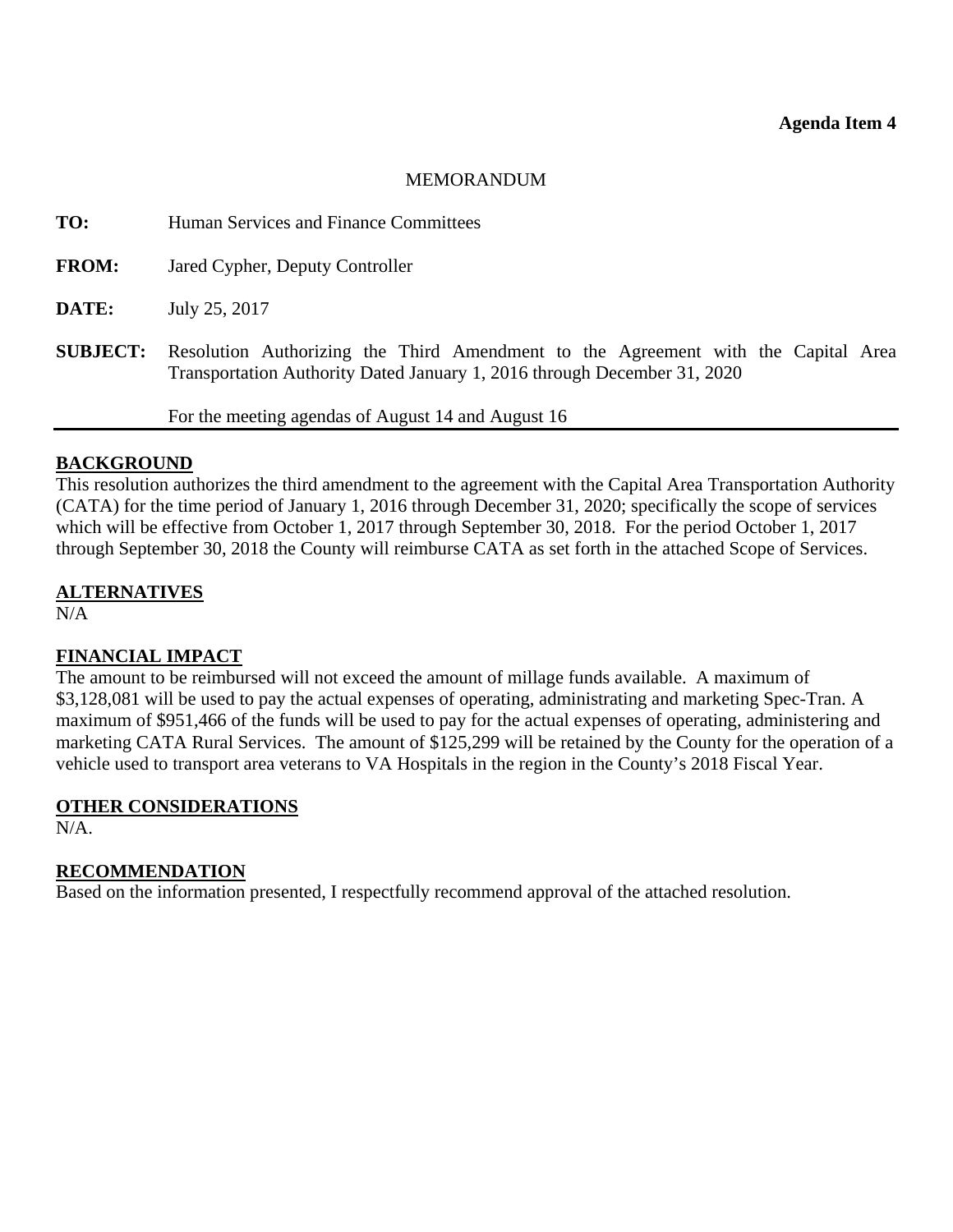**Agenda Item 4**

MEMORANDUM

**TO:** Human Services and Finance Committees

**FROM:** Jared Cypher, Deputy Controller

**DATE:** July 25, 2017

**SUBJECT:** Resolution Authorizing the Third Amendment to the Agreement with the Capital Area Transportation Authority Dated January 1, 2016 through December 31, 2020

For the meeting agendas of August 14 and August 16

---

## BACKGROUND

This resolution authorizes the third amendment to the agreement with the Capital Area Transportation Authority (CATA) for the time period of January 1, 2016 through December 31, 2020; specifically the scope of services which will be effective from October 1, 2017 through September 30, 2018. For the period October 1, 2017 through September 30, 2018 the County will reimburse CATA as set forth in the attached Scope of Services.

## ALTERNATIVES

N/A

## FINANCIAL IMPACT

The amount to be reimbursed will not exceed the amount of millage funds available. A maximum of $3,128,081 will be used to pay the actual expenses of operating, administrating and marketing Spec-Tran. A maximum of $951,466 of the funds will be used to pay for the actual expenses of operating, administering and marketing CATA Rural Services. The amount of $125,299 will be retained by the County for the operation of a vehicle used to transport area veterans to VA Hospitals in the region in the County's 2018 Fiscal Year.

## OTHER CONSIDERATIONS

N/A.

## RECOMMENDATION

Based on the information presented, I respectfully recommend approval of the attached resolution.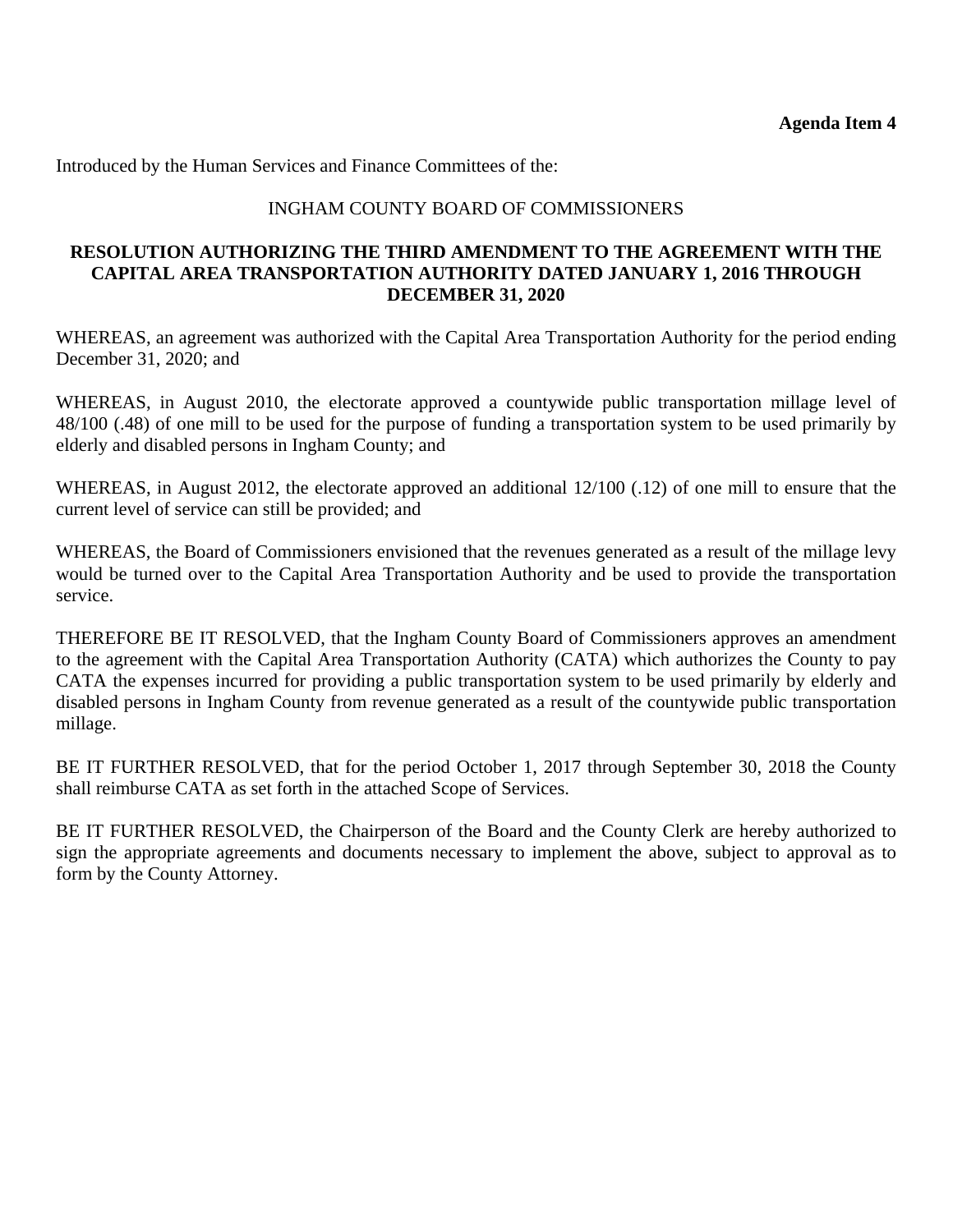**Agenda Item 4**

Introduced by the Human Services and Finance Committees of the:

INGHAM COUNTY BOARD OF COMMISSIONERS

**RESOLUTION AUTHORIZING THE THIRD AMENDMENT TO THE AGREEMENT WITH THE CAPITAL AREA TRANSPORTATION AUTHORITY DATED JANUARY 1, 2016 THROUGH DECEMBER 31, 2020**

WHEREAS, an agreement was authorized with the Capital Area Transportation Authority for the period ending December 31, 2020; and

WHEREAS, in August 2010, the electorate approved a countywide public transportation millage level of 48/100 (.48) of one mill to be used for the purpose of funding a transportation system to be used primarily by elderly and disabled persons in Ingham County; and

WHEREAS, in August 2012, the electorate approved an additional 12/100 (.12) of one mill to ensure that the current level of service can still be provided; and

WHEREAS, the Board of Commissioners envisioned that the revenues generated as a result of the millage levy would be turned over to the Capital Area Transportation Authority and be used to provide the transportation service.

THEREFORE BE IT RESOLVED, that the Ingham County Board of Commissioners approves an amendment to the agreement with the Capital Area Transportation Authority (CATA) which authorizes the County to pay CATA the expenses incurred for providing a public transportation system to be used primarily by elderly and disabled persons in Ingham County from revenue generated as a result of the countywide public transportation millage.

BE IT FURTHER RESOLVED, that for the period October 1, 2017 through September 30, 2018 the County shall reimburse CATA as set forth in the attached Scope of Services.

BE IT FURTHER RESOLVED, the Chairperson of the Board and the County Clerk are hereby authorized to sign the appropriate agreements and documents necessary to implement the above, subject to approval as to form by the County Attorney.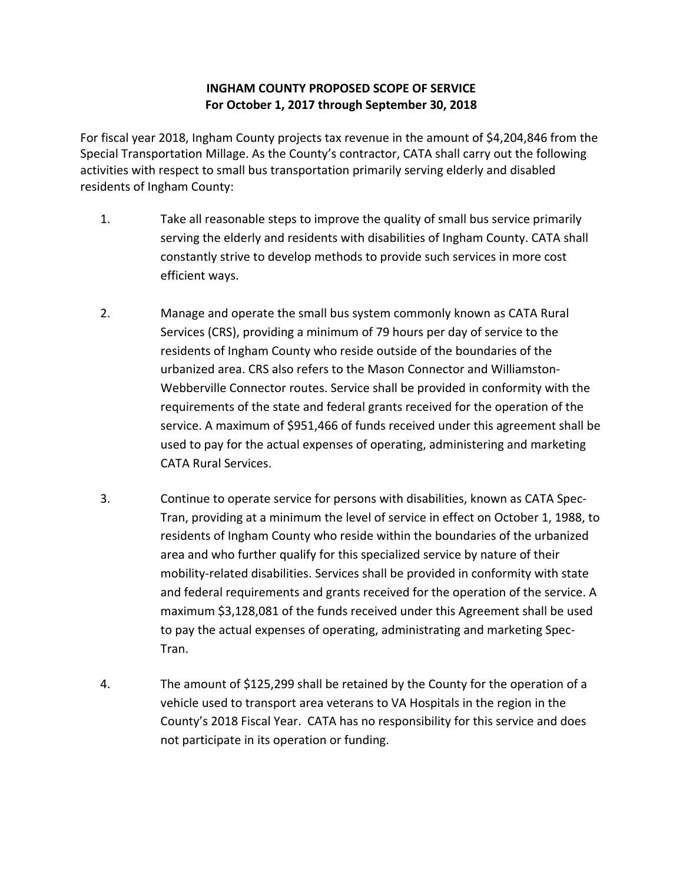**INGHAM COUNTY PROPOSED SCOPE OF SERVICE**
**For October 1, 2017 through September 30, 2018**

For fiscal year 2018, Ingham County projects tax revenue in the amount of $4,204,846 from the Special Transportation Millage. As the County's contractor, CATA shall carry out the following activities with respect to small bus transportation primarily serving elderly and disabled residents of Ingham County:

1. Take all reasonable steps to improve the quality of small bus service primarily serving the elderly and residents with disabilities of Ingham County. CATA shall constantly strive to develop methods to provide such services in more cost efficient ways.

2. Manage and operate the small bus system commonly known as CATA Rural Services (CRS), providing a minimum of 79 hours per day of service to the residents of Ingham County who reside outside of the boundaries of the urbanized area. CRS also refers to the Mason Connector and Williamston-Webberville Connector routes. Service shall be provided in conformity with the requirements of the state and federal grants received for the operation of the service. A maximum of $951,466 of funds received under this agreement shall be used to pay for the actual expenses of operating, administering and marketing CATA Rural Services.

3. Continue to operate service for persons with disabilities, known as CATA Spec-Tran, providing at a minimum the level of service in effect on October 1, 1988, to residents of Ingham County who reside within the boundaries of the urbanized area and who further qualify for this specialized service by nature of their mobility-related disabilities. Services shall be provided in conformity with state and federal requirements and grants received for the operation of the service. A maximum $3,128,081 of the funds received under this Agreement shall be used to pay the actual expenses of operating, administrating and marketing Spec-Tran.

4. The amount of $125,299 shall be retained by the County for the operation of a vehicle used to transport area veterans to VA Hospitals in the region in the County's 2018 Fiscal Year. CATA has no responsibility for this service and does not participate in its operation or funding.